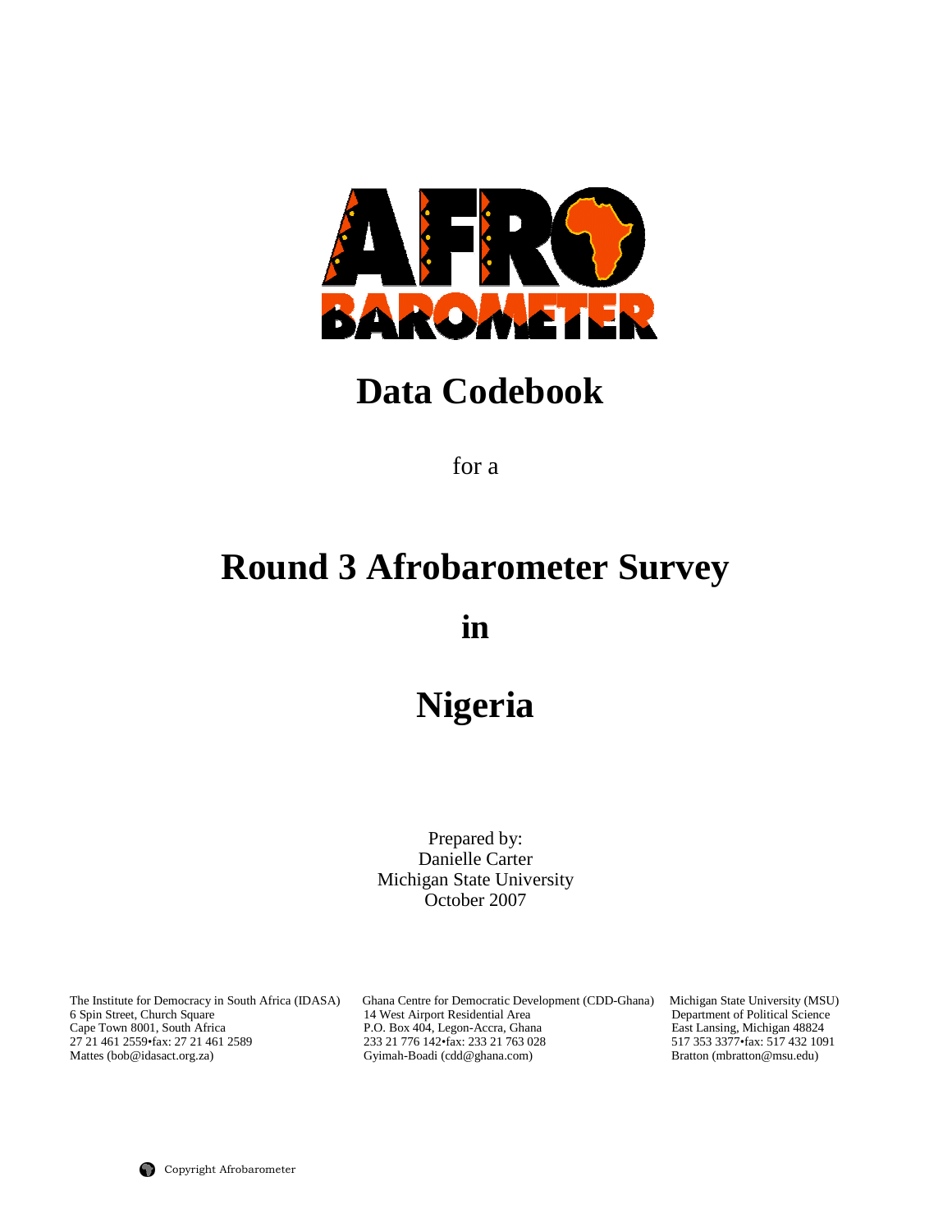# Data Codebook

for a

# Round 3 Afrobarometer Survey

# in

# Nigeria

Prepared by:
Danielle Carter
Michigan State University
October 2007

The Institute for Democracy in South Africa (IDASA)
6 Spin Street, Church Square
Cape Town 8001, South Africa
27 21 461 2559•fax: 27 21 461 2589
Mattes (bob@idasact.org.za)

Ghana Centre for Democratic Development (CDD-Ghana)
14 West Airport Residential Area
P.O. Box 404, Legon-Accra, Ghana
233 21 776 142•fax: 233 21 763 028
Gyimah-Boadi (cdd@ghana.com)

Michigan State University (MSU)
Department of Political Science
East Lansing, Michigan 48824
517 353 3377•fax: 517 432 1091
Bratton (mbratton@msu.edu)

Copyright Afrobarometer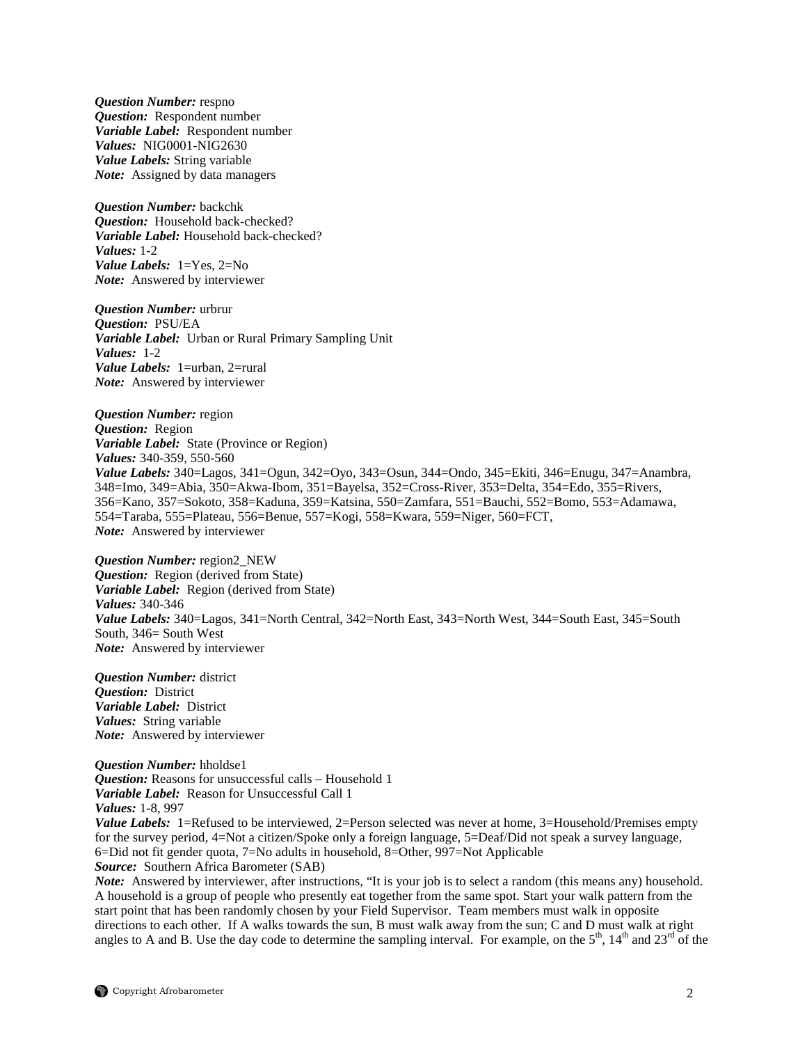***Question Number:*** respno
***Question:*** Respondent number
***Variable Label:*** Respondent number
***Values:*** NIG0001-NIG2630
***Value Labels:*** String variable
***Note:*** Assigned by data managers

***Question Number:*** backchk
***Question:*** Household back-checked?
***Variable Label:*** Household back-checked?
***Values:*** 1-2
***Value Labels:*** 1=Yes, 2=No
***Note:*** Answered by interviewer

***Question Number:*** urbrur
***Question:*** PSU/EA
***Variable Label:*** Urban or Rural Primary Sampling Unit
***Values:*** 1-2
***Value Labels:*** 1=urban, 2=rural
***Note:*** Answered by interviewer

***Question Number:*** region
***Question:*** Region
***Variable Label:*** State (Province or Region)
***Values:*** 340-359, 550-560
***Value Labels:*** 340=Lagos, 341=Ogun, 342=Oyo, 343=Osun, 344=Ondo, 345=Ekiti, 346=Enugu, 347=Anambra, 348=Imo, 349=Abia, 350=Akwa-Ibom, 351=Bayelsa, 352=Cross-River, 353=Delta, 354=Edo, 355=Rivers, 356=Kano, 357=Sokoto, 358=Kaduna, 359=Katsina, 550=Zamfara, 551=Bauchi, 552=Bomo, 553=Adamawa, 554=Taraba, 555=Plateau, 556=Benue, 557=Kogi, 558=Kwara, 559=Niger, 560=FCT,
***Note:*** Answered by interviewer

***Question Number:*** region2_NEW
***Question:*** Region (derived from State)
***Variable Label:*** Region (derived from State)
***Values:*** 340-346
***Value Labels:*** 340=Lagos, 341=North Central, 342=North East, 343=North West, 344=South East, 345=South South, 346= South West
***Note:*** Answered by interviewer

***Question Number:*** district
***Question:*** District
***Variable Label:*** District
***Values:*** String variable
***Note:*** Answered by interviewer

***Question Number:*** hholdse1
***Question:*** Reasons for unsuccessful calls – Household 1
***Variable Label:*** Reason for Unsuccessful Call 1
***Values:*** 1-8, 997
***Value Labels:*** 1=Refused to be interviewed, 2=Person selected was never at home, 3=Household/Premises empty for the survey period, 4=Not a citizen/Spoke only a foreign language, 5=Deaf/Did not speak a survey language, 6=Did not fit gender quota, 7=No adults in household, 8=Other, 997=Not Applicable
***Source:*** Southern Africa Barometer (SAB)
***Note:*** Answered by interviewer, after instructions, "It is your job is to select a random (this means any) household. A household is a group of people who presently eat together from the same spot. Start your walk pattern from the start point that has been randomly chosen by your Field Supervisor. Team members must walk in opposite directions to each other. If A walks towards the sun, B must walk away from the sun; C and D must walk at right angles to A and B. Use the day code to determine the sampling interval. For example, on the 5th, 14th and 23rd of the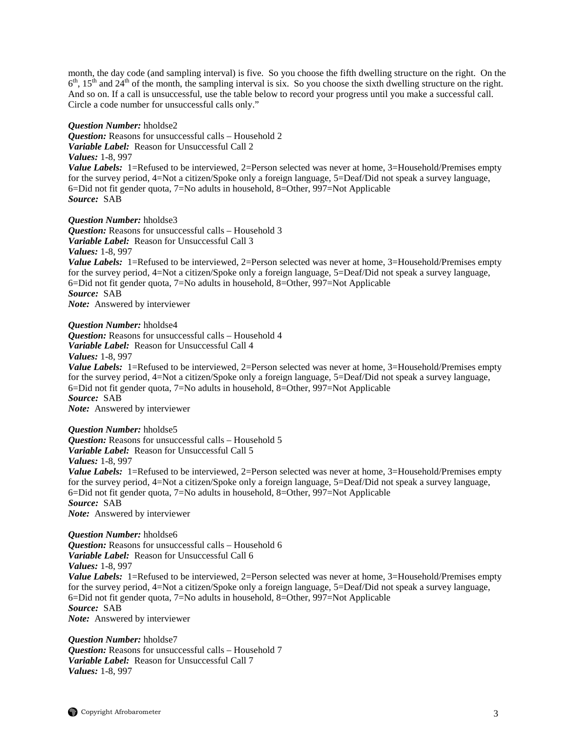month, the day code (and sampling interval) is five. So you choose the fifth dwelling structure on the right. On the 6[th], 15[th] and 24[th] of the month, the sampling interval is six. So you choose the sixth dwelling structure on the right. And so on. If a call is unsuccessful, use the table below to record your progress until you make a successful call. Circle a code number for unsuccessful calls only."

***Question Number:*** hholdse2
***Question:*** Reasons for unsuccessful calls – Household 2
***Variable Label:*** Reason for Unsuccessful Call 2
***Values:*** 1-8, 997
***Value Labels:*** 1=Refused to be interviewed, 2=Person selected was never at home, 3=Household/Premises empty for the survey period, 4=Not a citizen/Spoke only a foreign language, 5=Deaf/Did not speak a survey language, 6=Did not fit gender quota, 7=No adults in household, 8=Other, 997=Not Applicable
***Source:*** SAB

***Question Number:*** hholdse3
***Question:*** Reasons for unsuccessful calls – Household 3
***Variable Label:*** Reason for Unsuccessful Call 3
***Values:*** 1-8, 997
***Value Labels:*** 1=Refused to be interviewed, 2=Person selected was never at home, 3=Household/Premises empty for the survey period, 4=Not a citizen/Spoke only a foreign language, 5=Deaf/Did not speak a survey language, 6=Did not fit gender quota, 7=No adults in household, 8=Other, 997=Not Applicable
***Source:*** SAB
***Note:*** Answered by interviewer

***Question Number:*** hholdse4
***Question:*** Reasons for unsuccessful calls – Household 4
***Variable Label:*** Reason for Unsuccessful Call 4
***Values:*** 1-8, 997
***Value Labels:*** 1=Refused to be interviewed, 2=Person selected was never at home, 3=Household/Premises empty for the survey period, 4=Not a citizen/Spoke only a foreign language, 5=Deaf/Did not speak a survey language, 6=Did not fit gender quota, 7=No adults in household, 8=Other, 997=Not Applicable
***Source:*** SAB
***Note:*** Answered by interviewer

***Question Number:*** hholdse5
***Question:*** Reasons for unsuccessful calls – Household 5
***Variable Label:*** Reason for Unsuccessful Call 5
***Values:*** 1-8, 997
***Value Labels:*** 1=Refused to be interviewed, 2=Person selected was never at home, 3=Household/Premises empty for the survey period, 4=Not a citizen/Spoke only a foreign language, 5=Deaf/Did not speak a survey language, 6=Did not fit gender quota, 7=No adults in household, 8=Other, 997=Not Applicable
***Source:*** SAB
***Note:*** Answered by interviewer

***Question Number:*** hholdse6
***Question:*** Reasons for unsuccessful calls – Household 6
***Variable Label:*** Reason for Unsuccessful Call 6
***Values:*** 1-8, 997
***Value Labels:*** 1=Refused to be interviewed, 2=Person selected was never at home, 3=Household/Premises empty for the survey period, 4=Not a citizen/Spoke only a foreign language, 5=Deaf/Did not speak a survey language, 6=Did not fit gender quota, 7=No adults in household, 8=Other, 997=Not Applicable
***Source:*** SAB
***Note:*** Answered by interviewer

***Question Number:*** hholdse7
***Question:*** Reasons for unsuccessful calls – Household 7
***Variable Label:*** Reason for Unsuccessful Call 7
***Values:*** 1-8, 997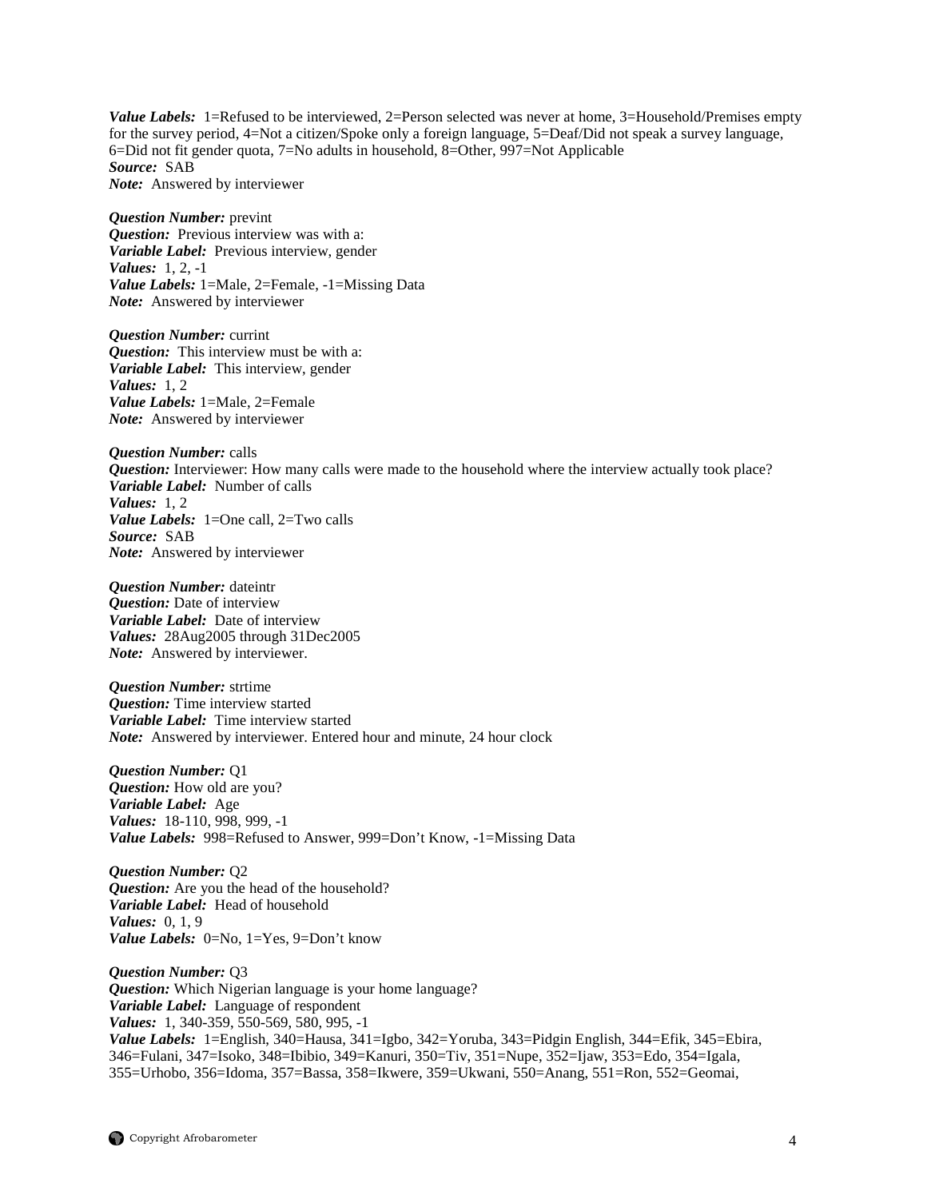***Value Labels:*** 1=Refused to be interviewed, 2=Person selected was never at home, 3=Household/Premises empty for the survey period, 4=Not a citizen/Spoke only a foreign language, 5=Deaf/Did not speak a survey language, 6=Did not fit gender quota, 7=No adults in household, 8=Other, 997=Not Applicable
***Source:*** SAB
***Note:*** Answered by interviewer

***Question Number:*** prevint
***Question:*** Previous interview was with a:
***Variable Label:*** Previous interview, gender
***Values:*** 1, 2, -1
***Value Labels:*** 1=Male, 2=Female, -1=Missing Data
***Note:*** Answered by interviewer

***Question Number:*** currint
***Question:*** This interview must be with a:
***Variable Label:*** This interview, gender
***Values:*** 1, 2
***Value Labels:*** 1=Male, 2=Female
***Note:*** Answered by interviewer

***Question Number:*** calls
***Question:*** Interviewer: How many calls were made to the household where the interview actually took place?
***Variable Label:*** Number of calls
***Values:*** 1, 2
***Value Labels:*** 1=One call, 2=Two calls
***Source:*** SAB
***Note:*** Answered by interviewer

***Question Number:*** dateintr
***Question:*** Date of interview
***Variable Label:*** Date of interview
***Values:*** 28Aug2005 through 31Dec2005
***Note:*** Answered by interviewer.

***Question Number:*** strtime
***Question:*** Time interview started
***Variable Label:*** Time interview started
***Note:*** Answered by interviewer. Entered hour and minute, 24 hour clock

***Question Number:*** Q1
***Question:*** How old are you?
***Variable Label:*** Age
***Values:*** 18-110, 998, 999, -1
***Value Labels:*** 998=Refused to Answer, 999=Don't Know, -1=Missing Data

***Question Number:*** Q2
***Question:*** Are you the head of the household?
***Variable Label:*** Head of household
***Values:*** 0, 1, 9
***Value Labels:*** 0=No, 1=Yes, 9=Don't know

***Question Number:*** Q3
***Question:*** Which Nigerian language is your home language?
***Variable Label:*** Language of respondent
***Values:*** 1, 340-359, 550-569, 580, 995, -1
***Value Labels:*** 1=English, 340=Hausa, 341=Igbo, 342=Yoruba, 343=Pidgin English, 344=Efik, 345=Ebira, 346=Fulani, 347=Isoko, 348=Ibibio, 349=Kanuri, 350=Tiv, 351=Nupe, 352=Ijaw, 353=Edo, 354=Igala, 355=Urhobo, 356=Idoma, 357=Bassa, 358=Ikwere, 359=Ukwani, 550=Anang, 551=Ron, 552=Geomai,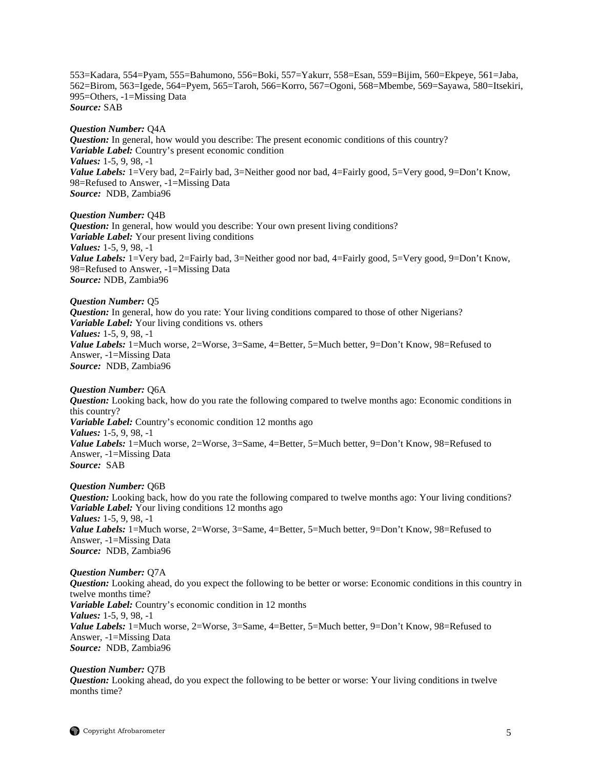553=Kadara, 554=Pyam, 555=Bahumono, 556=Boki, 557=Yakurr, 558=Esan, 559=Bijim, 560=Ekpeye, 561=Jaba, 562=Birom, 563=Igede, 564=Pyem, 565=Taroh, 566=Korro, 567=Ogoni, 568=Mbembe, 569=Sayawa, 580=Itsekiri, 995=Others, -1=Missing Data
***Source:*** SAB

***Question Number:*** Q4A
***Question:*** In general, how would you describe: The present economic conditions of this country?
***Variable Label:*** Country's present economic condition
***Values:*** 1-5, 9, 98, -1
***Value Labels:*** 1=Very bad, 2=Fairly bad, 3=Neither good nor bad, 4=Fairly good, 5=Very good, 9=Don't Know, 98=Refused to Answer, -1=Missing Data
***Source:*** NDB, Zambia96

***Question Number:*** Q4B
***Question:*** In general, how would you describe: Your own present living conditions?
***Variable Label:*** Your present living conditions
***Values:*** 1-5, 9, 98, -1
***Value Labels:*** 1=Very bad, 2=Fairly bad, 3=Neither good nor bad, 4=Fairly good, 5=Very good, 9=Don't Know, 98=Refused to Answer, -1=Missing Data
***Source:*** NDB, Zambia96

***Question Number:*** Q5
***Question:*** In general, how do you rate: Your living conditions compared to those of other Nigerians?
***Variable Label:*** Your living conditions vs. others
***Values:*** 1-5, 9, 98, -1
***Value Labels:*** 1=Much worse, 2=Worse, 3=Same, 4=Better, 5=Much better, 9=Don't Know, 98=Refused to Answer, -1=Missing Data
***Source:*** NDB, Zambia96

***Question Number:*** Q6A
***Question:*** Looking back, how do you rate the following compared to twelve months ago: Economic conditions in this country?
***Variable Label:*** Country's economic condition 12 months ago
***Values:*** 1-5, 9, 98, -1
***Value Labels:*** 1=Much worse, 2=Worse, 3=Same, 4=Better, 5=Much better, 9=Don't Know, 98=Refused to Answer, -1=Missing Data
***Source:*** SAB

***Question Number:*** Q6B
***Question:*** Looking back, how do you rate the following compared to twelve months ago: Your living conditions?
***Variable Label:*** Your living conditions 12 months ago
***Values:*** 1-5, 9, 98, -1
***Value Labels:*** 1=Much worse, 2=Worse, 3=Same, 4=Better, 5=Much better, 9=Don't Know, 98=Refused to Answer, -1=Missing Data
***Source:*** NDB, Zambia96

***Question Number:*** Q7A
***Question:*** Looking ahead, do you expect the following to be better or worse: Economic conditions in this country in twelve months time?
***Variable Label:*** Country's economic condition in 12 months
***Values:*** 1-5, 9, 98, -1
***Value Labels:*** 1=Much worse, 2=Worse, 3=Same, 4=Better, 5=Much better, 9=Don't Know, 98=Refused to Answer, -1=Missing Data
***Source:*** NDB, Zambia96

***Question Number:*** Q7B
***Question:*** Looking ahead, do you expect the following to be better or worse: Your living conditions in twelve months time?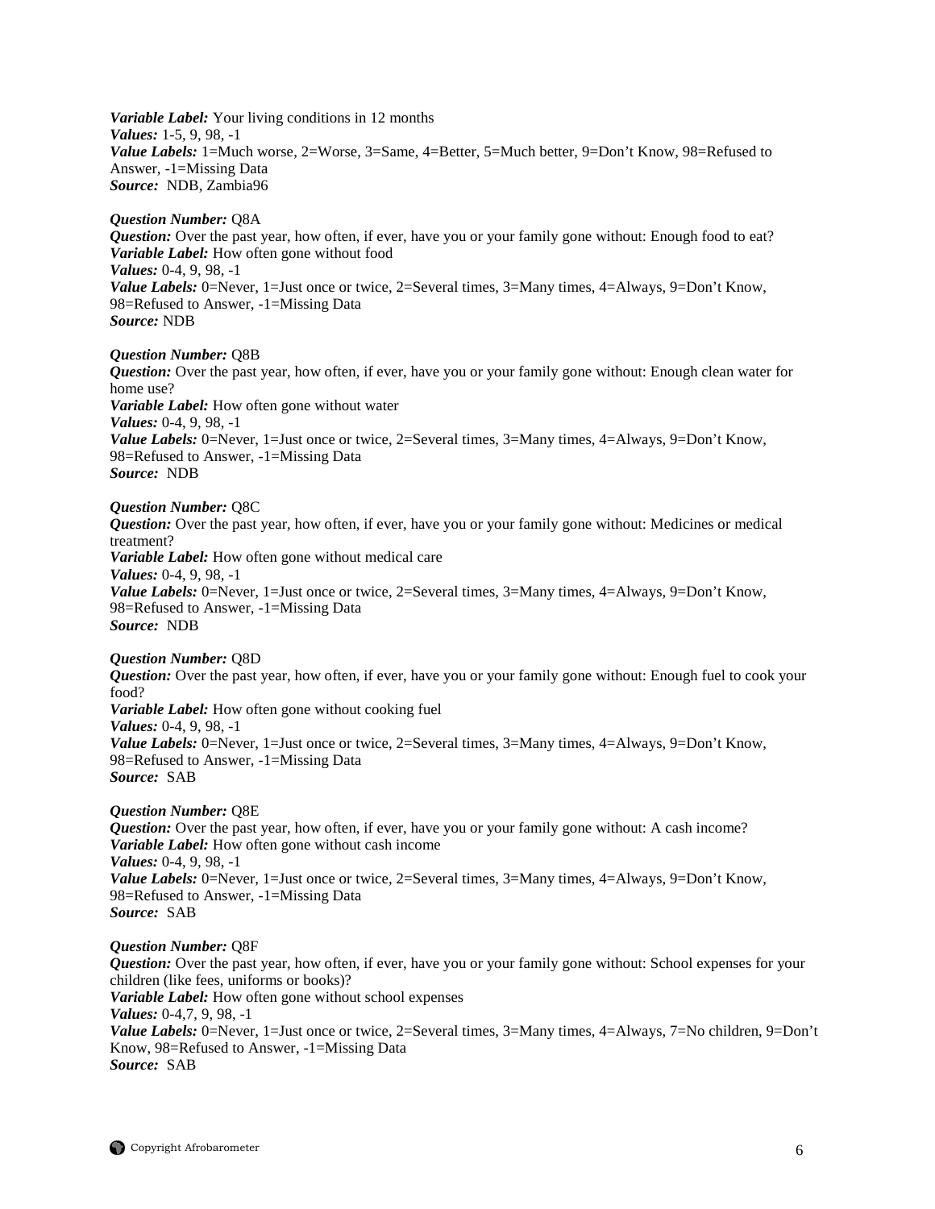***Variable Label:*** Your living conditions in 12 months
***Values:*** 1-5, 9, 98, -1
***Value Labels:*** 1=Much worse, 2=Worse, 3=Same, 4=Better, 5=Much better, 9=Don't Know, 98=Refused to Answer, -1=Missing Data
***Source:*** NDB, Zambia96

***Question Number:*** Q8A
***Question:*** Over the past year, how often, if ever, have you or your family gone without: Enough food to eat?
***Variable Label:*** How often gone without food
***Values:*** 0-4, 9, 98, -1
***Value Labels:*** 0=Never, 1=Just once or twice, 2=Several times, 3=Many times, 4=Always, 9=Don't Know, 98=Refused to Answer, -1=Missing Data
***Source:*** NDB

***Question Number:*** Q8B
***Question:*** Over the past year, how often, if ever, have you or your family gone without: Enough clean water for home use?
***Variable Label:*** How often gone without water
***Values:*** 0-4, 9, 98, -1
***Value Labels:*** 0=Never, 1=Just once or twice, 2=Several times, 3=Many times, 4=Always, 9=Don't Know, 98=Refused to Answer, -1=Missing Data
***Source:*** NDB

***Question Number:*** Q8C
***Question:*** Over the past year, how often, if ever, have you or your family gone without: Medicines or medical treatment?
***Variable Label:*** How often gone without medical care
***Values:*** 0-4, 9, 98, -1
***Value Labels:*** 0=Never, 1=Just once or twice, 2=Several times, 3=Many times, 4=Always, 9=Don't Know, 98=Refused to Answer, -1=Missing Data
***Source:*** NDB

***Question Number:*** Q8D
***Question:*** Over the past year, how often, if ever, have you or your family gone without: Enough fuel to cook your food?
***Variable Label:*** How often gone without cooking fuel
***Values:*** 0-4, 9, 98, -1
***Value Labels:*** 0=Never, 1=Just once or twice, 2=Several times, 3=Many times, 4=Always, 9=Don't Know, 98=Refused to Answer, -1=Missing Data
***Source:*** SAB

***Question Number:*** Q8E
***Question:*** Over the past year, how often, if ever, have you or your family gone without: A cash income?
***Variable Label:*** How often gone without cash income
***Values:*** 0-4, 9, 98, -1
***Value Labels:*** 0=Never, 1=Just once or twice, 2=Several times, 3=Many times, 4=Always, 9=Don't Know, 98=Refused to Answer, -1=Missing Data
***Source:*** SAB

***Question Number:*** Q8F
***Question:*** Over the past year, how often, if ever, have you or your family gone without: School expenses for your children (like fees, uniforms or books)?
***Variable Label:*** How often gone without school expenses
***Values:*** 0-4,7, 9, 98, -1
***Value Labels:*** 0=Never, 1=Just once or twice, 2=Several times, 3=Many times, 4=Always, 7=No children, 9=Don't Know, 98=Refused to Answer, -1=Missing Data
***Source:*** SAB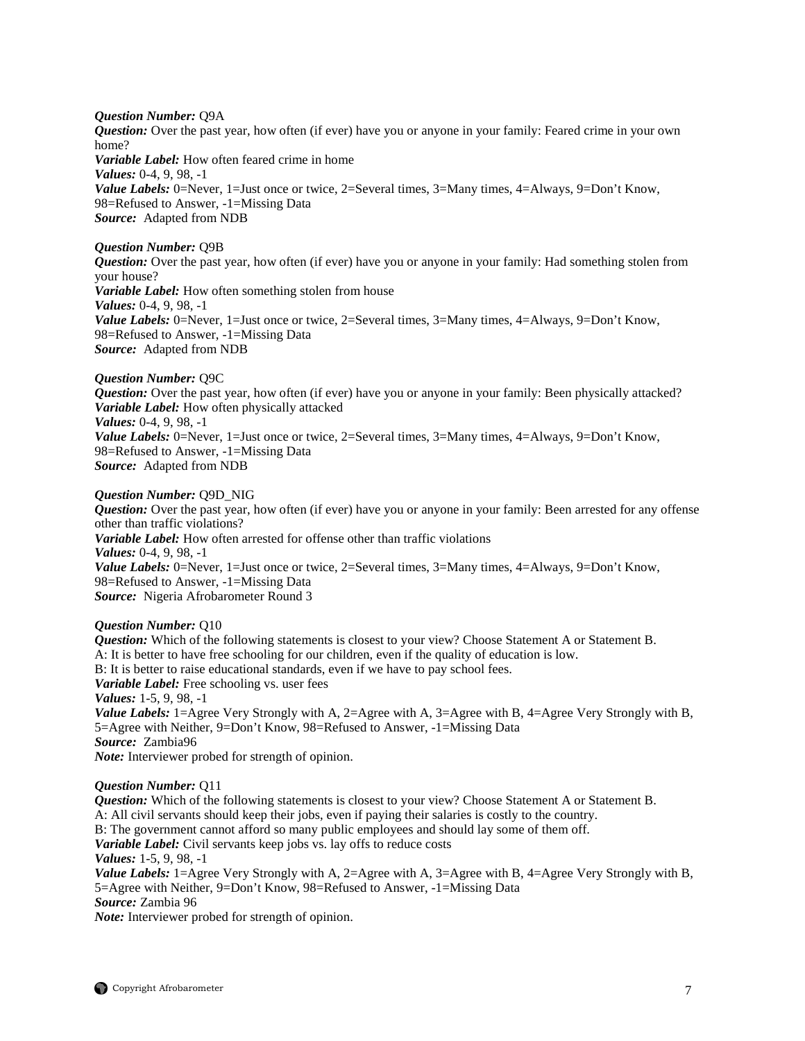***Question Number:*** Q9A
***Question:*** Over the past year, how often (if ever) have you or anyone in your family: Feared crime in your own home?
***Variable Label:*** How often feared crime in home
***Values:*** 0-4, 9, 98, -1
***Value Labels:*** 0=Never, 1=Just once or twice, 2=Several times, 3=Many times, 4=Always, 9=Don't Know, 98=Refused to Answer, -1=Missing Data
***Source:*** Adapted from NDB

***Question Number:*** Q9B
***Question:*** Over the past year, how often (if ever) have you or anyone in your family: Had something stolen from your house?
***Variable Label:*** How often something stolen from house
***Values:*** 0-4, 9, 98, -1
***Value Labels:*** 0=Never, 1=Just once or twice, 2=Several times, 3=Many times, 4=Always, 9=Don't Know, 98=Refused to Answer, -1=Missing Data
***Source:*** Adapted from NDB

***Question Number:*** Q9C
***Question:*** Over the past year, how often (if ever) have you or anyone in your family: Been physically attacked?
***Variable Label:*** How often physically attacked
***Values:*** 0-4, 9, 98, -1
***Value Labels:*** 0=Never, 1=Just once or twice, 2=Several times, 3=Many times, 4=Always, 9=Don't Know, 98=Refused to Answer, -1=Missing Data
***Source:*** Adapted from NDB

***Question Number:*** Q9D_NIG
***Question:*** Over the past year, how often (if ever) have you or anyone in your family: Been arrested for any offense other than traffic violations?
***Variable Label:*** How often arrested for offense other than traffic violations
***Values:*** 0-4, 9, 98, -1
***Value Labels:*** 0=Never, 1=Just once or twice, 2=Several times, 3=Many times, 4=Always, 9=Don't Know, 98=Refused to Answer, -1=Missing Data
***Source:*** Nigeria Afrobarometer Round 3

***Question Number:*** Q10
***Question:*** Which of the following statements is closest to your view? Choose Statement A or Statement B.
A: It is better to have free schooling for our children, even if the quality of education is low.
B: It is better to raise educational standards, even if we have to pay school fees.
***Variable Label:*** Free schooling vs. user fees
***Values:*** 1-5, 9, 98, -1
***Value Labels:*** 1=Agree Very Strongly with A, 2=Agree with A, 3=Agree with B, 4=Agree Very Strongly with B, 5=Agree with Neither, 9=Don't Know, 98=Refused to Answer, -1=Missing Data
***Source:*** Zambia96
***Note:*** Interviewer probed for strength of opinion.

***Question Number:*** Q11
***Question:*** Which of the following statements is closest to your view? Choose Statement A or Statement B.
A: All civil servants should keep their jobs, even if paying their salaries is costly to the country.
B: The government cannot afford so many public employees and should lay some of them off.
***Variable Label:*** Civil servants keep jobs vs. lay offs to reduce costs
***Values:*** 1-5, 9, 98, -1
***Value Labels:*** 1=Agree Very Strongly with A, 2=Agree with A, 3=Agree with B, 4=Agree Very Strongly with B, 5=Agree with Neither, 9=Don't Know, 98=Refused to Answer, -1=Missing Data
***Source:*** Zambia 96
***Note:*** Interviewer probed for strength of opinion.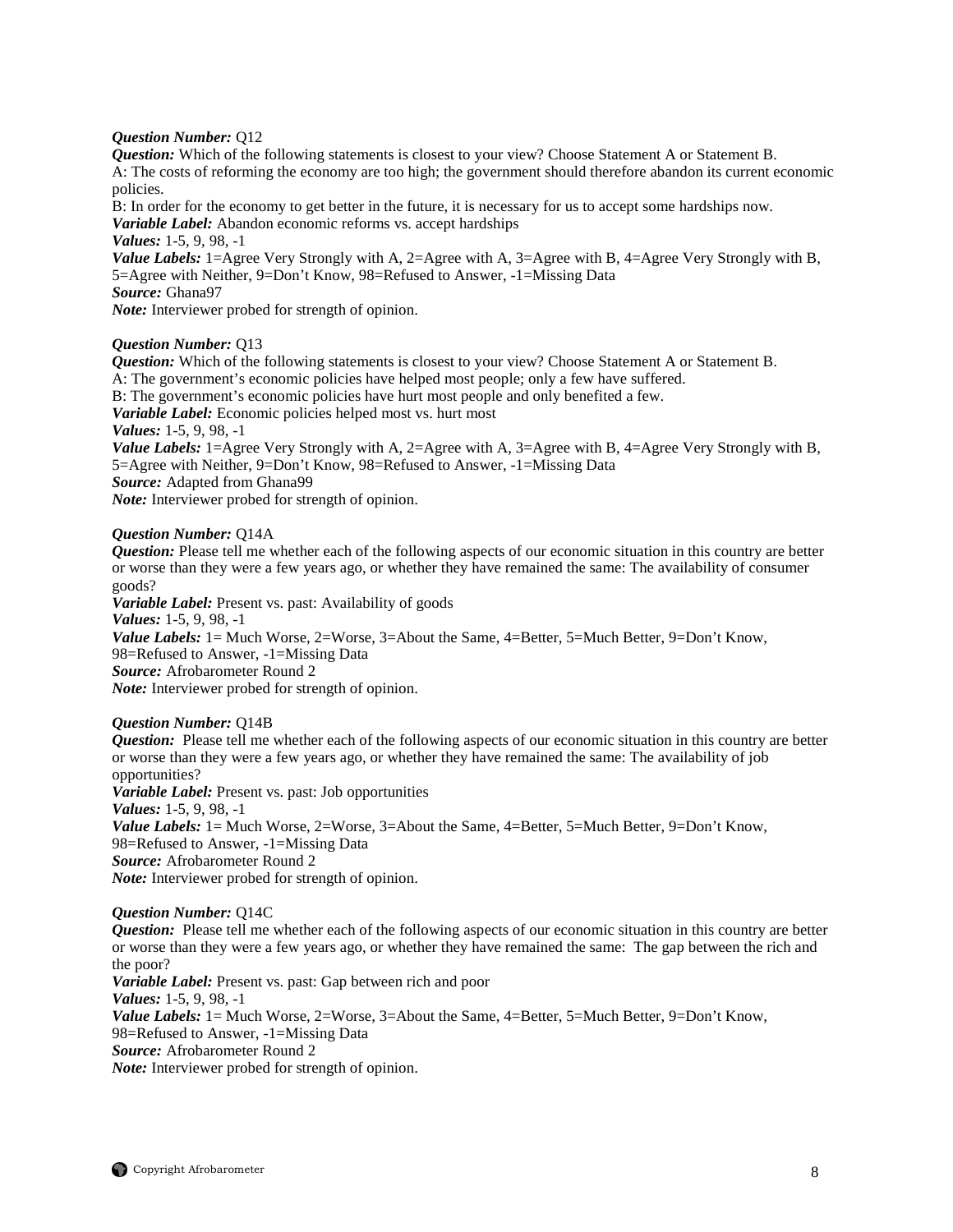***Question Number:*** Q12
***Question:*** Which of the following statements is closest to your view? Choose Statement A or Statement B.
A: The costs of reforming the economy are too high; the government should therefore abandon its current economic policies.
B: In order for the economy to get better in the future, it is necessary for us to accept some hardships now.
***Variable Label:*** Abandon economic reforms vs. accept hardships
***Values:*** 1-5, 9, 98, -1
***Value Labels:*** 1=Agree Very Strongly with A, 2=Agree with A, 3=Agree with B, 4=Agree Very Strongly with B, 5=Agree with Neither, 9=Don't Know, 98=Refused to Answer, -1=Missing Data
***Source:*** Ghana97
***Note:*** Interviewer probed for strength of opinion.

***Question Number:*** Q13
***Question:*** Which of the following statements is closest to your view? Choose Statement A or Statement B.
A: The government's economic policies have helped most people; only a few have suffered.
B: The government's economic policies have hurt most people and only benefited a few.
***Variable Label:*** Economic policies helped most vs. hurt most
***Values:*** 1-5, 9, 98, -1
***Value Labels:*** 1=Agree Very Strongly with A, 2=Agree with A, 3=Agree with B, 4=Agree Very Strongly with B, 5=Agree with Neither, 9=Don't Know, 98=Refused to Answer, -1=Missing Data
***Source:*** Adapted from Ghana99
***Note:*** Interviewer probed for strength of opinion.

***Question Number:*** Q14A
***Question:*** Please tell me whether each of the following aspects of our economic situation in this country are better or worse than they were a few years ago, or whether they have remained the same: The availability of consumer goods?
***Variable Label:*** Present vs. past: Availability of goods
***Values:*** 1-5, 9, 98, -1
***Value Labels:*** 1= Much Worse, 2=Worse, 3=About the Same, 4=Better, 5=Much Better, 9=Don't Know, 98=Refused to Answer, -1=Missing Data
***Source:*** Afrobarometer Round 2
***Note:*** Interviewer probed for strength of opinion.

***Question Number:*** Q14B
***Question:*** Please tell me whether each of the following aspects of our economic situation in this country are better or worse than they were a few years ago, or whether they have remained the same: The availability of job opportunities?
***Variable Label:*** Present vs. past: Job opportunities
***Values:*** 1-5, 9, 98, -1
***Value Labels:*** 1= Much Worse, 2=Worse, 3=About the Same, 4=Better, 5=Much Better, 9=Don't Know, 98=Refused to Answer, -1=Missing Data
***Source:*** Afrobarometer Round 2
***Note:*** Interviewer probed for strength of opinion.

***Question Number:*** Q14C
***Question:*** Please tell me whether each of the following aspects of our economic situation in this country are better or worse than they were a few years ago, or whether they have remained the same: The gap between the rich and the poor?
***Variable Label:*** Present vs. past: Gap between rich and poor
***Values:*** 1-5, 9, 98, -1
***Value Labels:*** 1= Much Worse, 2=Worse, 3=About the Same, 4=Better, 5=Much Better, 9=Don't Know, 98=Refused to Answer, -1=Missing Data
***Source:*** Afrobarometer Round 2
***Note:*** Interviewer probed for strength of opinion.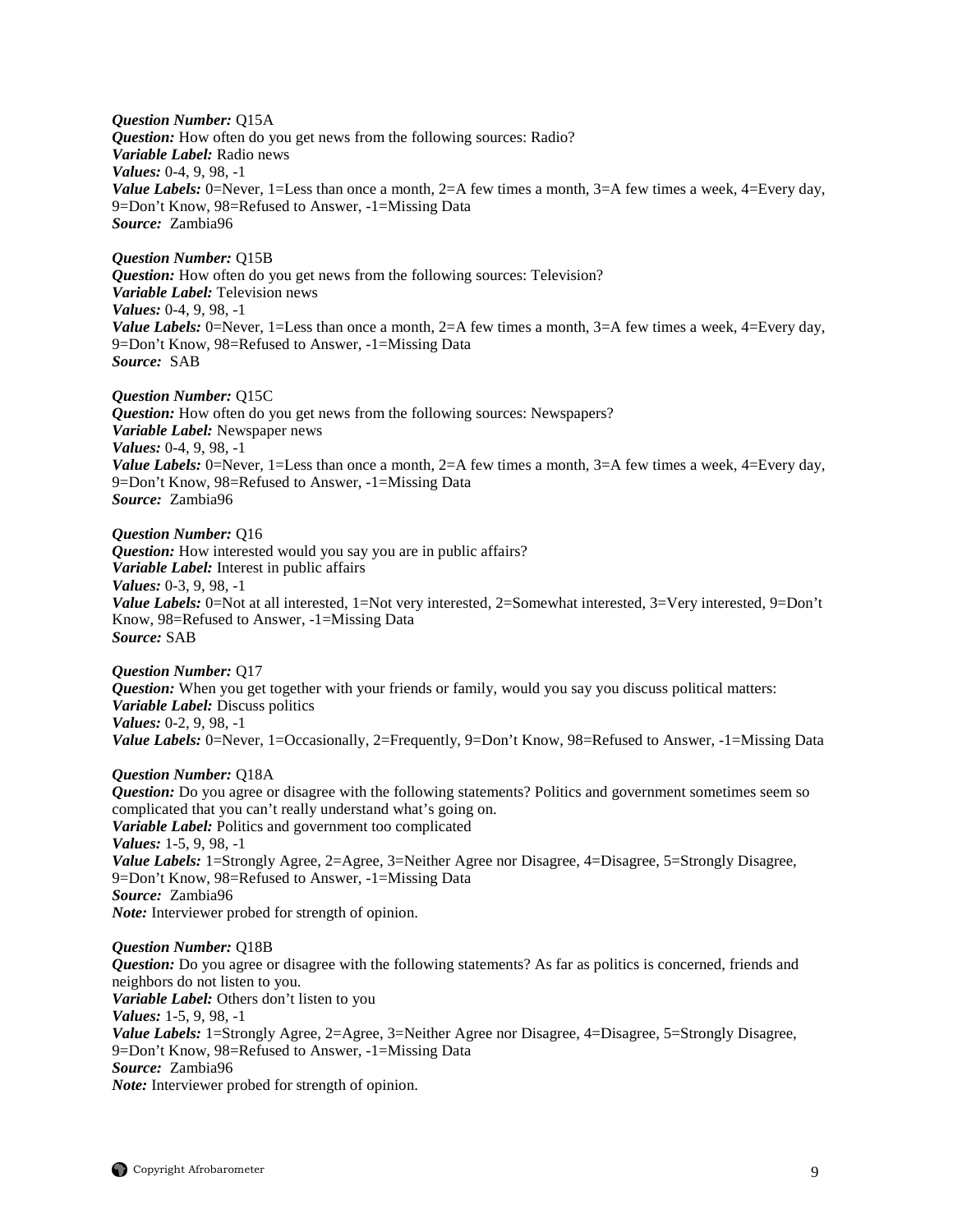***Question Number:*** Q15A
***Question:*** How often do you get news from the following sources: Radio?
***Variable Label:*** Radio news
***Values:*** 0-4, 9, 98, -1
***Value Labels:*** 0=Never, 1=Less than once a month, 2=A few times a month, 3=A few times a week, 4=Every day, 9=Don't Know, 98=Refused to Answer, -1=Missing Data
***Source:*** Zambia96

***Question Number:*** Q15B
***Question:*** How often do you get news from the following sources: Television?
***Variable Label:*** Television news
***Values:*** 0-4, 9, 98, -1
***Value Labels:*** 0=Never, 1=Less than once a month, 2=A few times a month, 3=A few times a week, 4=Every day, 9=Don't Know, 98=Refused to Answer, -1=Missing Data
***Source:*** SAB

***Question Number:*** Q15C
***Question:*** How often do you get news from the following sources: Newspapers?
***Variable Label:*** Newspaper news
***Values:*** 0-4, 9, 98, -1
***Value Labels:*** 0=Never, 1=Less than once a month, 2=A few times a month, 3=A few times a week, 4=Every day, 9=Don't Know, 98=Refused to Answer, -1=Missing Data
***Source:*** Zambia96

***Question Number:*** Q16
***Question:*** How interested would you say you are in public affairs?
***Variable Label:*** Interest in public affairs
***Values:*** 0-3, 9, 98, -1
***Value Labels:*** 0=Not at all interested, 1=Not very interested, 2=Somewhat interested, 3=Very interested, 9=Don't Know, 98=Refused to Answer, -1=Missing Data
***Source:*** SAB

***Question Number:*** Q17
***Question:*** When you get together with your friends or family, would you say you discuss political matters:
***Variable Label:*** Discuss politics
***Values:*** 0-2, 9, 98, -1
***Value Labels:*** 0=Never, 1=Occasionally, 2=Frequently, 9=Don't Know, 98=Refused to Answer, -1=Missing Data

***Question Number:*** Q18A
***Question:*** Do you agree or disagree with the following statements? Politics and government sometimes seem so complicated that you can't really understand what's going on.
***Variable Label:*** Politics and government too complicated
***Values:*** 1-5, 9, 98, -1
***Value Labels:*** 1=Strongly Agree, 2=Agree, 3=Neither Agree nor Disagree, 4=Disagree, 5=Strongly Disagree, 9=Don't Know, 98=Refused to Answer, -1=Missing Data
***Source:*** Zambia96
***Note:*** Interviewer probed for strength of opinion.

***Question Number:*** Q18B
***Question:*** Do you agree or disagree with the following statements? As far as politics is concerned, friends and neighbors do not listen to you.
***Variable Label:*** Others don't listen to you
***Values:*** 1-5, 9, 98, -1
***Value Labels:*** 1=Strongly Agree, 2=Agree, 3=Neither Agree nor Disagree, 4=Disagree, 5=Strongly Disagree, 9=Don't Know, 98=Refused to Answer, -1=Missing Data
***Source:*** Zambia96
***Note:*** Interviewer probed for strength of opinion.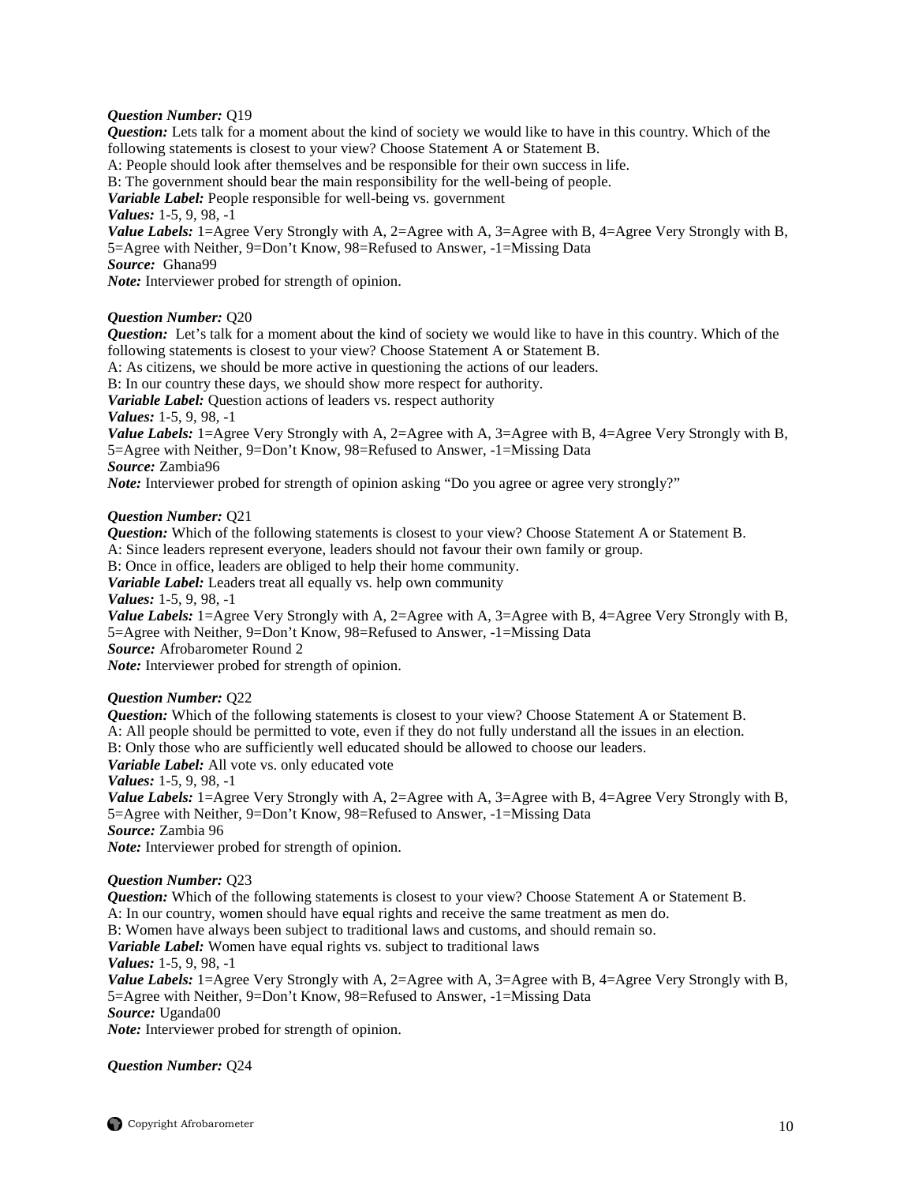***Question Number:*** Q19
***Question:*** Lets talk for a moment about the kind of society we would like to have in this country. Which of the following statements is closest to your view? Choose Statement A or Statement B.
A: People should look after themselves and be responsible for their own success in life.
B: The government should bear the main responsibility for the well-being of people.
***Variable Label:*** People responsible for well-being vs. government
***Values:*** 1-5, 9, 98, -1
***Value Labels:*** 1=Agree Very Strongly with A, 2=Agree with A, 3=Agree with B, 4=Agree Very Strongly with B, 5=Agree with Neither, 9=Don't Know, 98=Refused to Answer, -1=Missing Data
***Source:*** Ghana99
***Note:*** Interviewer probed for strength of opinion.

***Question Number:*** Q20
***Question:*** Let's talk for a moment about the kind of society we would like to have in this country. Which of the following statements is closest to your view? Choose Statement A or Statement B.
A: As citizens, we should be more active in questioning the actions of our leaders.
B: In our country these days, we should show more respect for authority.
***Variable Label:*** Question actions of leaders vs. respect authority
***Values:*** 1-5, 9, 98, -1
***Value Labels:*** 1=Agree Very Strongly with A, 2=Agree with A, 3=Agree with B, 4=Agree Very Strongly with B, 5=Agree with Neither, 9=Don't Know, 98=Refused to Answer, -1=Missing Data
***Source:*** Zambia96
***Note:*** Interviewer probed for strength of opinion asking "Do you agree or agree very strongly?"

***Question Number:*** Q21
***Question:*** Which of the following statements is closest to your view? Choose Statement A or Statement B.
A: Since leaders represent everyone, leaders should not favour their own family or group.
B: Once in office, leaders are obliged to help their home community.
***Variable Label:*** Leaders treat all equally vs. help own community
***Values:*** 1-5, 9, 98, -1
***Value Labels:*** 1=Agree Very Strongly with A, 2=Agree with A, 3=Agree with B, 4=Agree Very Strongly with B, 5=Agree with Neither, 9=Don't Know, 98=Refused to Answer, -1=Missing Data
***Source:*** Afrobarometer Round 2
***Note:*** Interviewer probed for strength of opinion.

***Question Number:*** Q22
***Question:*** Which of the following statements is closest to your view? Choose Statement A or Statement B.
A: All people should be permitted to vote, even if they do not fully understand all the issues in an election.
B: Only those who are sufficiently well educated should be allowed to choose our leaders.
***Variable Label:*** All vote vs. only educated vote
***Values:*** 1-5, 9, 98, -1
***Value Labels:*** 1=Agree Very Strongly with A, 2=Agree with A, 3=Agree with B, 4=Agree Very Strongly with B, 5=Agree with Neither, 9=Don't Know, 98=Refused to Answer, -1=Missing Data
***Source:*** Zambia 96
***Note:*** Interviewer probed for strength of opinion.

***Question Number:*** Q23
***Question:*** Which of the following statements is closest to your view? Choose Statement A or Statement B.
A: In our country, women should have equal rights and receive the same treatment as men do.
B: Women have always been subject to traditional laws and customs, and should remain so.
***Variable Label:*** Women have equal rights vs. subject to traditional laws
***Values:*** 1-5, 9, 98, -1
***Value Labels:*** 1=Agree Very Strongly with A, 2=Agree with A, 3=Agree with B, 4=Agree Very Strongly with B, 5=Agree with Neither, 9=Don't Know, 98=Refused to Answer, -1=Missing Data
***Source:*** Uganda00
***Note:*** Interviewer probed for strength of opinion.

***Question Number:*** Q24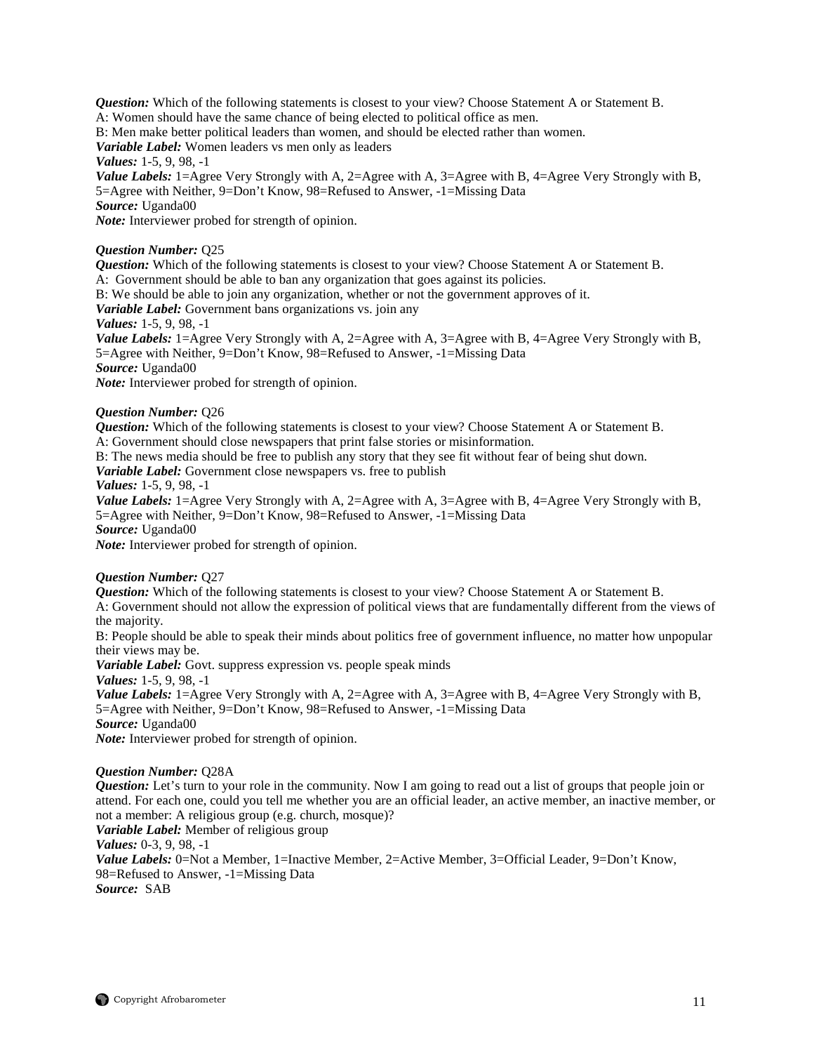***Question:*** Which of the following statements is closest to your view? Choose Statement A or Statement B.
A: Women should have the same chance of being elected to political office as men.
B: Men make better political leaders than women, and should be elected rather than women.
***Variable Label:*** Women leaders vs men only as leaders
***Values:*** 1-5, 9, 98, -1
***Value Labels:*** 1=Agree Very Strongly with A, 2=Agree with A, 3=Agree with B, 4=Agree Very Strongly with B, 5=Agree with Neither, 9=Don't Know, 98=Refused to Answer, -1=Missing Data
***Source:*** Uganda00
***Note:*** Interviewer probed for strength of opinion.

***Question Number:*** Q25
***Question:*** Which of the following statements is closest to your view? Choose Statement A or Statement B.
A: Government should be able to ban any organization that goes against its policies.
B: We should be able to join any organization, whether or not the government approves of it.
***Variable Label:*** Government bans organizations vs. join any
***Values:*** 1-5, 9, 98, -1
***Value Labels:*** 1=Agree Very Strongly with A, 2=Agree with A, 3=Agree with B, 4=Agree Very Strongly with B, 5=Agree with Neither, 9=Don't Know, 98=Refused to Answer, -1=Missing Data
***Source:*** Uganda00
***Note:*** Interviewer probed for strength of opinion.

***Question Number:*** Q26
***Question:*** Which of the following statements is closest to your view? Choose Statement A or Statement B.
A: Government should close newspapers that print false stories or misinformation.
B: The news media should be free to publish any story that they see fit without fear of being shut down.
***Variable Label:*** Government close newspapers vs. free to publish
***Values:*** 1-5, 9, 98, -1
***Value Labels:*** 1=Agree Very Strongly with A, 2=Agree with A, 3=Agree with B, 4=Agree Very Strongly with B, 5=Agree with Neither, 9=Don't Know, 98=Refused to Answer, -1=Missing Data
***Source:*** Uganda00
***Note:*** Interviewer probed for strength of opinion.

***Question Number:*** Q27
***Question:*** Which of the following statements is closest to your view? Choose Statement A or Statement B.
A: Government should not allow the expression of political views that are fundamentally different from the views of the majority.
B: People should be able to speak their minds about politics free of government influence, no matter how unpopular their views may be.
***Variable Label:*** Govt. suppress expression vs. people speak minds
***Values:*** 1-5, 9, 98, -1
***Value Labels:*** 1=Agree Very Strongly with A, 2=Agree with A, 3=Agree with B, 4=Agree Very Strongly with B, 5=Agree with Neither, 9=Don't Know, 98=Refused to Answer, -1=Missing Data
***Source:*** Uganda00
***Note:*** Interviewer probed for strength of opinion.

***Question Number:*** Q28A
***Question:*** Let's turn to your role in the community. Now I am going to read out a list of groups that people join or attend. For each one, could you tell me whether you are an official leader, an active member, an inactive member, or not a member: A religious group (e.g. church, mosque)?
***Variable Label:*** Member of religious group
***Values:*** 0-3, 9, 98, -1
***Value Labels:*** 0=Not a Member, 1=Inactive Member, 2=Active Member, 3=Official Leader, 9=Don't Know, 98=Refused to Answer, -1=Missing Data
***Source:*** SAB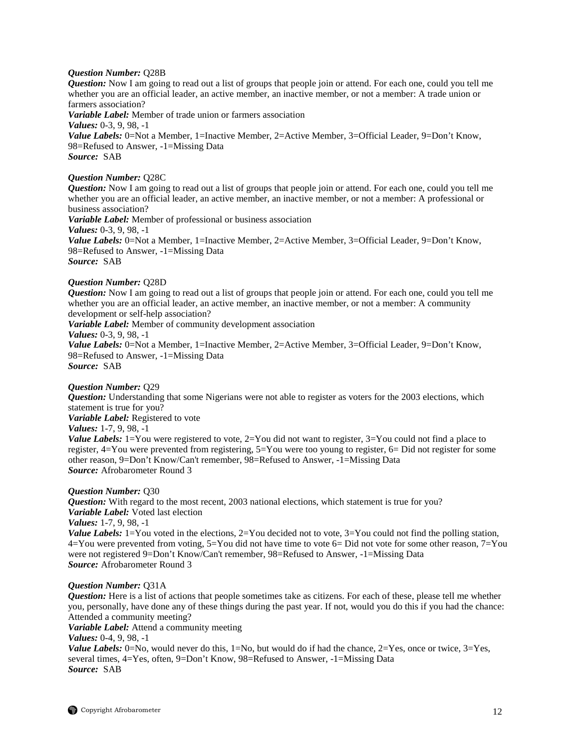***Question Number:*** Q28B
***Question:*** Now I am going to read out a list of groups that people join or attend. For each one, could you tell me whether you are an official leader, an active member, an inactive member, or not a member: A trade union or farmers association?
***Variable Label:*** Member of trade union or farmers association
***Values:*** 0-3, 9, 98, -1
***Value Labels:*** 0=Not a Member, 1=Inactive Member, 2=Active Member, 3=Official Leader, 9=Don't Know, 98=Refused to Answer, -1=Missing Data
***Source:*** SAB

***Question Number:*** Q28C
***Question:*** Now I am going to read out a list of groups that people join or attend. For each one, could you tell me whether you are an official leader, an active member, an inactive member, or not a member: A professional or business association?
***Variable Label:*** Member of professional or business association
***Values:*** 0-3, 9, 98, -1
***Value Labels:*** 0=Not a Member, 1=Inactive Member, 2=Active Member, 3=Official Leader, 9=Don't Know, 98=Refused to Answer, -1=Missing Data
***Source:*** SAB

***Question Number:*** Q28D
***Question:*** Now I am going to read out a list of groups that people join or attend. For each one, could you tell me whether you are an official leader, an active member, an inactive member, or not a member: A community development or self-help association?
***Variable Label:*** Member of community development association
***Values:*** 0-3, 9, 98, -1
***Value Labels:*** 0=Not a Member, 1=Inactive Member, 2=Active Member, 3=Official Leader, 9=Don't Know, 98=Refused to Answer, -1=Missing Data
***Source:*** SAB

***Question Number:*** Q29
***Question:*** Understanding that some Nigerians were not able to register as voters for the 2003 elections, which statement is true for you?
***Variable Label:*** Registered to vote
***Values:*** 1-7, 9, 98, -1
***Value Labels:*** 1=You were registered to vote, 2=You did not want to register, 3=You could not find a place to register, 4=You were prevented from registering, 5=You were too young to register, 6= Did not register for some other reason, 9=Don't Know/Can't remember, 98=Refused to Answer, -1=Missing Data
***Source:*** Afrobarometer Round 3

***Question Number:*** Q30
***Question:*** With regard to the most recent, 2003 national elections, which statement is true for you?
***Variable Label:*** Voted last election
***Values:*** 1-7, 9, 98, -1
***Value Labels:*** 1=You voted in the elections, 2=You decided not to vote, 3=You could not find the polling station, 4=You were prevented from voting, 5=You did not have time to vote 6= Did not vote for some other reason, 7=You were not registered 9=Don't Know/Can't remember, 98=Refused to Answer, -1=Missing Data
***Source:*** Afrobarometer Round 3

***Question Number:*** Q31A
***Question:*** Here is a list of actions that people sometimes take as citizens. For each of these, please tell me whether you, personally, have done any of these things during the past year. If not, would you do this if you had the chance: Attended a community meeting?
***Variable Label:*** Attend a community meeting
***Values:*** 0-4, 9, 98, -1
***Value Labels:*** 0=No, would never do this, 1=No, but would do if had the chance, 2=Yes, once or twice, 3=Yes, several times, 4=Yes, often, 9=Don't Know, 98=Refused to Answer, -1=Missing Data
***Source:*** SAB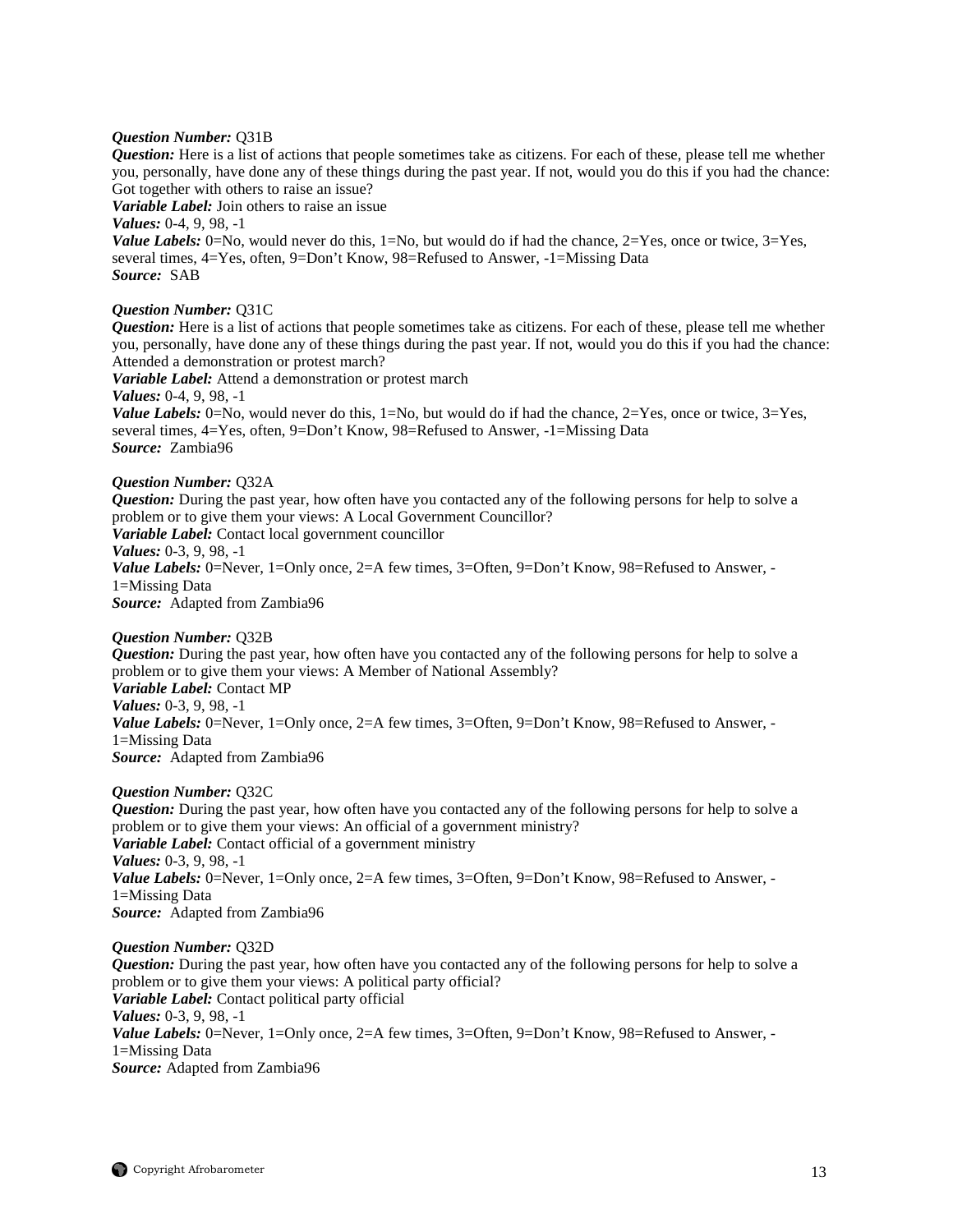***Question Number:*** Q31B
***Question:*** Here is a list of actions that people sometimes take as citizens. For each of these, please tell me whether you, personally, have done any of these things during the past year. If not, would you do this if you had the chance: Got together with others to raise an issue?
***Variable Label:*** Join others to raise an issue
***Values:*** 0-4, 9, 98, -1
***Value Labels:*** 0=No, would never do this, 1=No, but would do if had the chance, 2=Yes, once or twice, 3=Yes, several times, 4=Yes, often, 9=Don't Know, 98=Refused to Answer, -1=Missing Data
***Source:*** SAB

***Question Number:*** Q31C
***Question:*** Here is a list of actions that people sometimes take as citizens. For each of these, please tell me whether you, personally, have done any of these things during the past year. If not, would you do this if you had the chance: Attended a demonstration or protest march?
***Variable Label:*** Attend a demonstration or protest march
***Values:*** 0-4, 9, 98, -1
***Value Labels:*** 0=No, would never do this, 1=No, but would do if had the chance, 2=Yes, once or twice, 3=Yes, several times, 4=Yes, often, 9=Don't Know, 98=Refused to Answer, -1=Missing Data
***Source:*** Zambia96

***Question Number:*** Q32A
***Question:*** During the past year, how often have you contacted any of the following persons for help to solve a problem or to give them your views: A Local Government Councillor?
***Variable Label:*** Contact local government councillor
***Values:*** 0-3, 9, 98, -1
***Value Labels:*** 0=Never, 1=Only once, 2=A few times, 3=Often, 9=Don't Know, 98=Refused to Answer, -1=Missing Data
***Source:*** Adapted from Zambia96

***Question Number:*** Q32B
***Question:*** During the past year, how often have you contacted any of the following persons for help to solve a problem or to give them your views: A Member of National Assembly?
***Variable Label:*** Contact MP
***Values:*** 0-3, 9, 98, -1
***Value Labels:*** 0=Never, 1=Only once, 2=A few times, 3=Often, 9=Don't Know, 98=Refused to Answer, -1=Missing Data
***Source:*** Adapted from Zambia96

***Question Number:*** Q32C
***Question:*** During the past year, how often have you contacted any of the following persons for help to solve a problem or to give them your views: An official of a government ministry?
***Variable Label:*** Contact official of a government ministry
***Values:*** 0-3, 9, 98, -1
***Value Labels:*** 0=Never, 1=Only once, 2=A few times, 3=Often, 9=Don't Know, 98=Refused to Answer, -1=Missing Data
***Source:*** Adapted from Zambia96

***Question Number:*** Q32D
***Question:*** During the past year, how often have you contacted any of the following persons for help to solve a problem or to give them your views: A political party official?
***Variable Label:*** Contact political party official
***Values:*** 0-3, 9, 98, -1
***Value Labels:*** 0=Never, 1=Only once, 2=A few times, 3=Often, 9=Don't Know, 98=Refused to Answer, -1=Missing Data
***Source:*** Adapted from Zambia96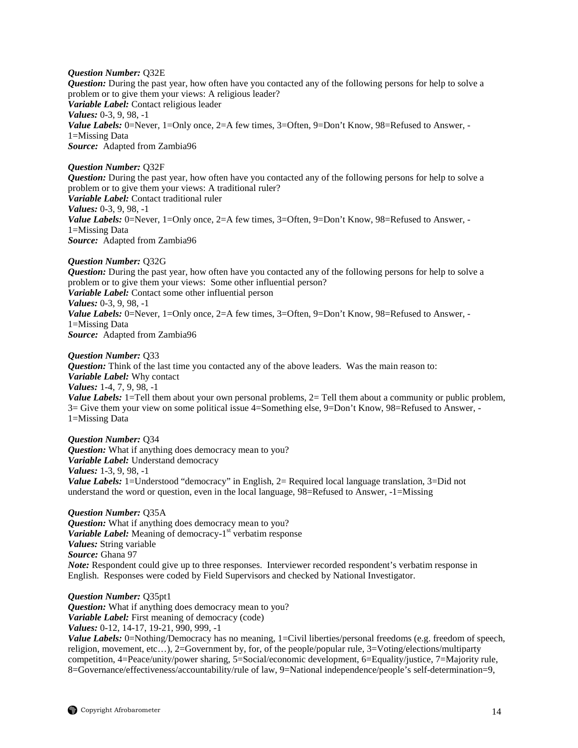***Question Number:*** Q32E
***Question:*** During the past year, how often have you contacted any of the following persons for help to solve a problem or to give them your views: A religious leader?
***Variable Label:*** Contact religious leader
***Values:*** 0-3, 9, 98, -1
***Value Labels:*** 0=Never, 1=Only once, 2=A few times, 3=Often, 9=Don't Know, 98=Refused to Answer, -1=Missing Data
***Source:*** Adapted from Zambia96

***Question Number:*** Q32F
***Question:*** During the past year, how often have you contacted any of the following persons for help to solve a problem or to give them your views: A traditional ruler?
***Variable Label:*** Contact traditional ruler
***Values:*** 0-3, 9, 98, -1
***Value Labels:*** 0=Never, 1=Only once, 2=A few times, 3=Often, 9=Don't Know, 98=Refused to Answer, -1=Missing Data
***Source:*** Adapted from Zambia96

***Question Number:*** Q32G
***Question:*** During the past year, how often have you contacted any of the following persons for help to solve a problem or to give them your views: Some other influential person?
***Variable Label:*** Contact some other influential person
***Values:*** 0-3, 9, 98, -1
***Value Labels:*** 0=Never, 1=Only once, 2=A few times, 3=Often, 9=Don't Know, 98=Refused to Answer, -1=Missing Data
***Source:*** Adapted from Zambia96

***Question Number:*** Q33
***Question:*** Think of the last time you contacted any of the above leaders. Was the main reason to:
***Variable Label:*** Why contact
***Values:*** 1-4, 7, 9, 98, -1
***Value Labels:*** 1=Tell them about your own personal problems, 2= Tell them about a community or public problem, 3= Give them your view on some political issue 4=Something else, 9=Don't Know, 98=Refused to Answer, -1=Missing Data

***Question Number:*** Q34
***Question:*** What if anything does democracy mean to you?
***Variable Label:*** Understand democracy
***Values:*** 1-3, 9, 98, -1
***Value Labels:*** 1=Understood "democracy" in English, 2= Required local language translation, 3=Did not understand the word or question, even in the local language, 98=Refused to Answer, -1=Missing

***Question Number:*** Q35A
***Question:*** What if anything does democracy mean to you?
***Variable Label:*** Meaning of democracy-1st verbatim response
***Values:*** String variable
***Source:*** Ghana 97
***Note:*** Respondent could give up to three responses. Interviewer recorded respondent's verbatim response in English. Responses were coded by Field Supervisors and checked by National Investigator.

***Question Number:*** Q35pt1
***Question:*** What if anything does democracy mean to you?
***Variable Label:*** First meaning of democracy (code)
***Values:*** 0-12, 14-17, 19-21, 990, 999, -1
***Value Labels:*** 0=Nothing/Democracy has no meaning, 1=Civil liberties/personal freedoms (e.g. freedom of speech, religion, movement, etc…), 2=Government by, for, of the people/popular rule, 3=Voting/elections/multiparty competition, 4=Peace/unity/power sharing, 5=Social/economic development, 6=Equality/justice, 7=Majority rule, 8=Governance/effectiveness/accountability/rule of law, 9=National independence/people's self-determination=9,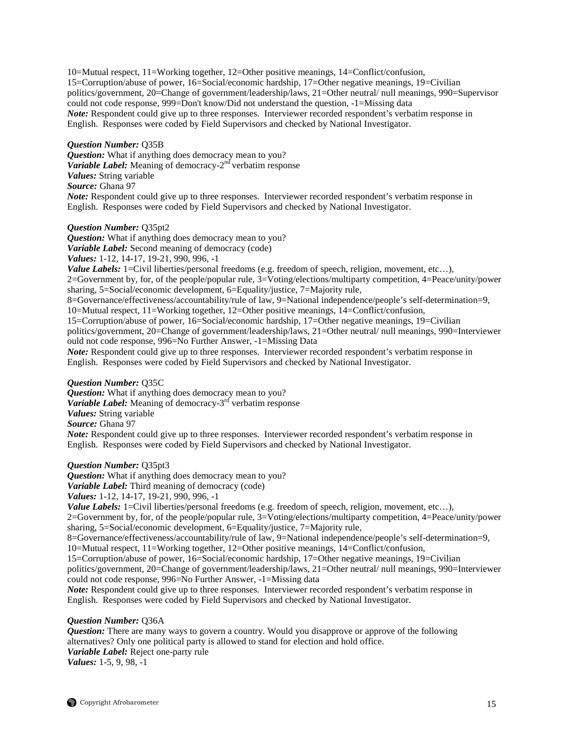10=Mutual respect, 11=Working together, 12=Other positive meanings, 14=Conflict/confusion, 15=Corruption/abuse of power, 16=Social/economic hardship, 17=Other negative meanings, 19=Civilian politics/government, 20=Change of government/leadership/laws, 21=Other neutral/ null meanings, 990=Supervisor could not code response, 999=Don't know/Did not understand the question, -1=Missing data
***Note:*** Respondent could give up to three responses. Interviewer recorded respondent's verbatim response in English. Responses were coded by Field Supervisors and checked by National Investigator.

***Question Number:*** Q35B
***Question:*** What if anything does democracy mean to you?
***Variable Label:*** Meaning of democracy-2nd verbatim response
***Values:*** String variable
***Source:*** Ghana 97
***Note:*** Respondent could give up to three responses. Interviewer recorded respondent's verbatim response in English. Responses were coded by Field Supervisors and checked by National Investigator.

***Question Number:*** Q35pt2
***Question:*** What if anything does democracy mean to you?
***Variable Label:*** Second meaning of democracy (code)
***Values:*** 1-12, 14-17, 19-21, 990, 996, -1
***Value Labels:*** 1=Civil liberties/personal freedoms (e.g. freedom of speech, religion, movement, etc…), 2=Government by, for, of the people/popular rule, 3=Voting/elections/multiparty competition, 4=Peace/unity/power sharing, 5=Social/economic development, 6=Equality/justice, 7=Majority rule, 8=Governance/effectiveness/accountability/rule of law, 9=National independence/people's self-determination=9, 10=Mutual respect, 11=Working together, 12=Other positive meanings, 14=Conflict/confusion, 15=Corruption/abuse of power, 16=Social/economic hardship, 17=Other negative meanings, 19=Civilian politics/government, 20=Change of government/leadership/laws, 21=Other neutral/ null meanings, 990=Interviewer ould not code response, 996=No Further Answer, -1=Missing Data
***Note:*** Respondent could give up to three responses. Interviewer recorded respondent's verbatim response in English. Responses were coded by Field Supervisors and checked by National Investigator.

***Question Number:*** Q35C
***Question:*** What if anything does democracy mean to you?
***Variable Label:*** Meaning of democracy-3rd verbatim response
***Values:*** String variable
***Source:*** Ghana 97
***Note:*** Respondent could give up to three responses. Interviewer recorded respondent's verbatim response in English. Responses were coded by Field Supervisors and checked by National Investigator.

***Question Number:*** Q35pt3
***Question:*** What if anything does democracy mean to you?
***Variable Label:*** Third meaning of democracy (code)
***Values:*** 1-12, 14-17, 19-21, 990, 996, -1
***Value Labels:*** 1=Civil liberties/personal freedoms (e.g. freedom of speech, religion, movement, etc…), 2=Government by, for, of the people/popular rule, 3=Voting/elections/multiparty competition, 4=Peace/unity/power sharing, 5=Social/economic development, 6=Equality/justice, 7=Majority rule, 8=Governance/effectiveness/accountability/rule of law, 9=National independence/people's self-determination=9, 10=Mutual respect, 11=Working together, 12=Other positive meanings, 14=Conflict/confusion, 15=Corruption/abuse of power, 16=Social/economic hardship, 17=Other negative meanings, 19=Civilian politics/government, 20=Change of government/leadership/laws, 21=Other neutral/ null meanings, 990=Interviewer could not code response, 996=No Further Answer, -1=Missing data
***Note:*** Respondent could give up to three responses. Interviewer recorded respondent's verbatim response in English. Responses were coded by Field Supervisors and checked by National Investigator.

***Question Number:*** Q36A
***Question:*** There are many ways to govern a country. Would you disapprove or approve of the following alternatives? Only one political party is allowed to stand for election and hold office.
***Variable Label:*** Reject one-party rule
***Values:*** 1-5, 9, 98, -1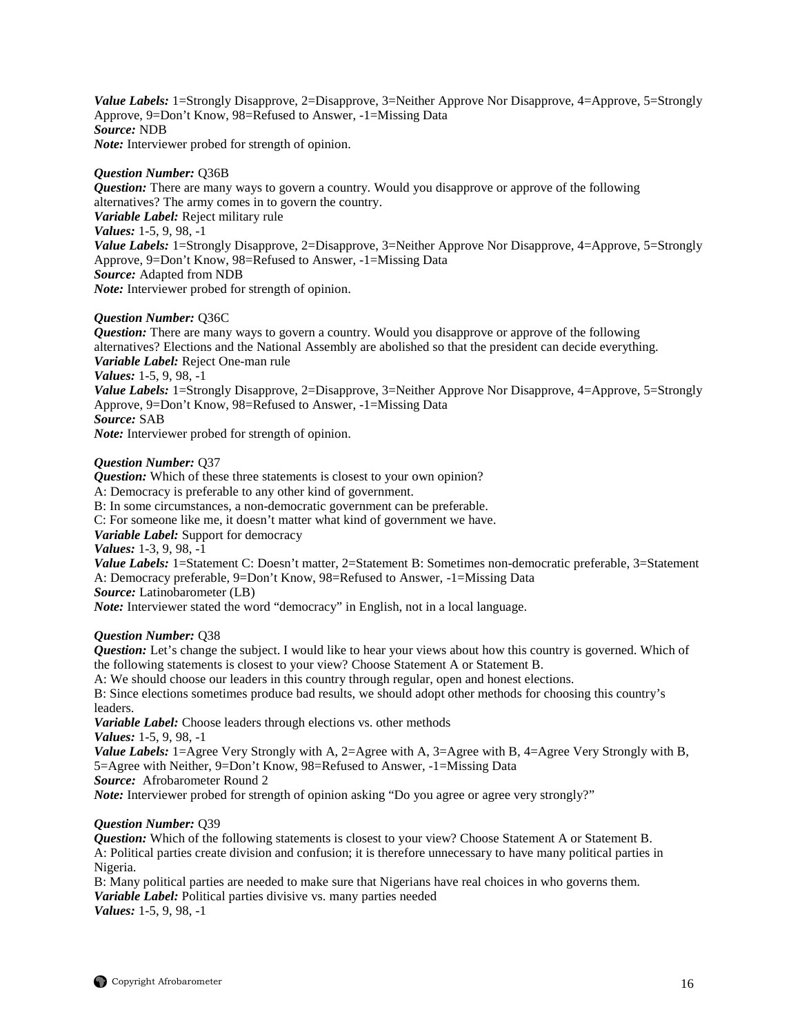***Value Labels:*** 1=Strongly Disapprove, 2=Disapprove, 3=Neither Approve Nor Disapprove, 4=Approve, 5=Strongly Approve, 9=Don't Know, 98=Refused to Answer, -1=Missing Data
***Source:*** NDB
***Note:*** Interviewer probed for strength of opinion.

***Question Number:*** Q36B
***Question:*** There are many ways to govern a country. Would you disapprove or approve of the following alternatives? The army comes in to govern the country.
***Variable Label:*** Reject military rule
***Values:*** 1-5, 9, 98, -1
***Value Labels:*** 1=Strongly Disapprove, 2=Disapprove, 3=Neither Approve Nor Disapprove, 4=Approve, 5=Strongly Approve, 9=Don't Know, 98=Refused to Answer, -1=Missing Data
***Source:*** Adapted from NDB
***Note:*** Interviewer probed for strength of opinion.

***Question Number:*** Q36C
***Question:*** There are many ways to govern a country. Would you disapprove or approve of the following alternatives? Elections and the National Assembly are abolished so that the president can decide everything.
***Variable Label:*** Reject One-man rule
***Values:*** 1-5, 9, 98, -1
***Value Labels:*** 1=Strongly Disapprove, 2=Disapprove, 3=Neither Approve Nor Disapprove, 4=Approve, 5=Strongly Approve, 9=Don't Know, 98=Refused to Answer, -1=Missing Data
***Source:*** SAB
***Note:*** Interviewer probed for strength of opinion.

***Question Number:*** Q37
***Question:*** Which of these three statements is closest to your own opinion?
A: Democracy is preferable to any other kind of government.
B: In some circumstances, a non-democratic government can be preferable.
C: For someone like me, it doesn't matter what kind of government we have.
***Variable Label:*** Support for democracy
***Values:*** 1-3, 9, 98, -1
***Value Labels:*** 1=Statement C: Doesn't matter, 2=Statement B: Sometimes non-democratic preferable, 3=Statement A: Democracy preferable, 9=Don't Know, 98=Refused to Answer, -1=Missing Data
***Source:*** Latinobarometer (LB)
***Note:*** Interviewer stated the word "democracy" in English, not in a local language.

***Question Number:*** Q38
***Question:*** Let's change the subject. I would like to hear your views about how this country is governed. Which of the following statements is closest to your view? Choose Statement A or Statement B.
A: We should choose our leaders in this country through regular, open and honest elections.
B: Since elections sometimes produce bad results, we should adopt other methods for choosing this country's leaders.
***Variable Label:*** Choose leaders through elections vs. other methods
***Values:*** 1-5, 9, 98, -1
***Value Labels:*** 1=Agree Very Strongly with A, 2=Agree with A, 3=Agree with B, 4=Agree Very Strongly with B, 5=Agree with Neither, 9=Don't Know, 98=Refused to Answer, -1=Missing Data
***Source:*** Afrobarometer Round 2
***Note:*** Interviewer probed for strength of opinion asking "Do you agree or agree very strongly?"

***Question Number:*** Q39
***Question:*** Which of the following statements is closest to your view? Choose Statement A or Statement B.
A: Political parties create division and confusion; it is therefore unnecessary to have many political parties in Nigeria.
B: Many political parties are needed to make sure that Nigerians have real choices in who governs them.
***Variable Label:*** Political parties divisive vs. many parties needed
***Values:*** 1-5, 9, 98, -1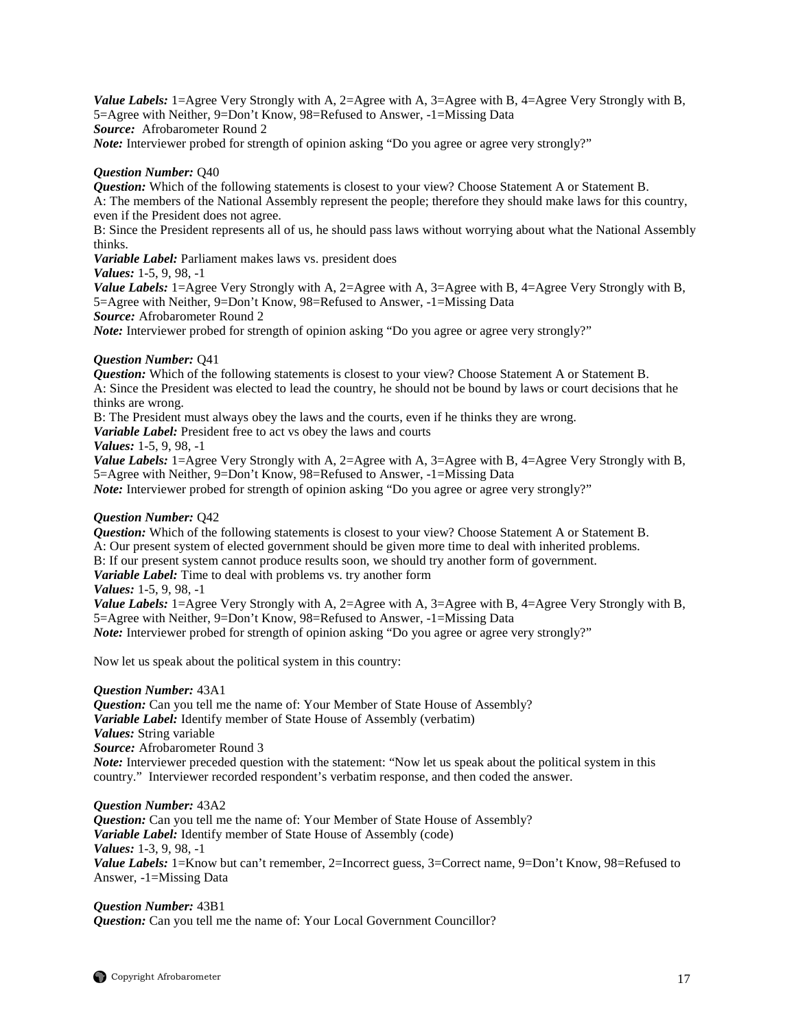***Value Labels:*** 1=Agree Very Strongly with A, 2=Agree with A, 3=Agree with B, 4=Agree Very Strongly with B, 5=Agree with Neither, 9=Don't Know, 98=Refused to Answer, -1=Missing Data
***Source:*** Afrobarometer Round 2
***Note:*** Interviewer probed for strength of opinion asking "Do you agree or agree very strongly?"

***Question Number:*** Q40
***Question:*** Which of the following statements is closest to your view? Choose Statement A or Statement B.
A: The members of the National Assembly represent the people; therefore they should make laws for this country, even if the President does not agree.
B: Since the President represents all of us, he should pass laws without worrying about what the National Assembly thinks.
***Variable Label:*** Parliament makes laws vs. president does
***Values:*** 1-5, 9, 98, -1
***Value Labels:*** 1=Agree Very Strongly with A, 2=Agree with A, 3=Agree with B, 4=Agree Very Strongly with B, 5=Agree with Neither, 9=Don't Know, 98=Refused to Answer, -1=Missing Data
***Source:*** Afrobarometer Round 2
***Note:*** Interviewer probed for strength of opinion asking "Do you agree or agree very strongly?"

***Question Number:*** Q41
***Question:*** Which of the following statements is closest to your view? Choose Statement A or Statement B.
A: Since the President was elected to lead the country, he should not be bound by laws or court decisions that he thinks are wrong.
B: The President must always obey the laws and the courts, even if he thinks they are wrong.
***Variable Label:*** President free to act vs obey the laws and courts
***Values:*** 1-5, 9, 98, -1
***Value Labels:*** 1=Agree Very Strongly with A, 2=Agree with A, 3=Agree with B, 4=Agree Very Strongly with B, 5=Agree with Neither, 9=Don't Know, 98=Refused to Answer, -1=Missing Data
***Note:*** Interviewer probed for strength of opinion asking "Do you agree or agree very strongly?"

***Question Number:*** Q42
***Question:*** Which of the following statements is closest to your view? Choose Statement A or Statement B.
A: Our present system of elected government should be given more time to deal with inherited problems.
B: If our present system cannot produce results soon, we should try another form of government.
***Variable Label:*** Time to deal with problems vs. try another form
***Values:*** 1-5, 9, 98, -1
***Value Labels:*** 1=Agree Very Strongly with A, 2=Agree with A, 3=Agree with B, 4=Agree Very Strongly with B, 5=Agree with Neither, 9=Don't Know, 98=Refused to Answer, -1=Missing Data
***Note:*** Interviewer probed for strength of opinion asking "Do you agree or agree very strongly?"

Now let us speak about the political system in this country:

***Question Number:*** 43A1
***Question:*** Can you tell me the name of: Your Member of State House of Assembly?
***Variable Label:*** Identify member of State House of Assembly (verbatim)
***Values:*** String variable
***Source:*** Afrobarometer Round 3
***Note:*** Interviewer preceded question with the statement: "Now let us speak about the political system in this country." Interviewer recorded respondent's verbatim response, and then coded the answer.

***Question Number:*** 43A2
***Question:*** Can you tell me the name of: Your Member of State House of Assembly?
***Variable Label:*** Identify member of State House of Assembly (code)
***Values:*** 1-3, 9, 98, -1
***Value Labels:*** 1=Know but can't remember, 2=Incorrect guess, 3=Correct name, 9=Don't Know, 98=Refused to Answer, -1=Missing Data

***Question Number:*** 43B1
***Question:*** Can you tell me the name of: Your Local Government Councillor?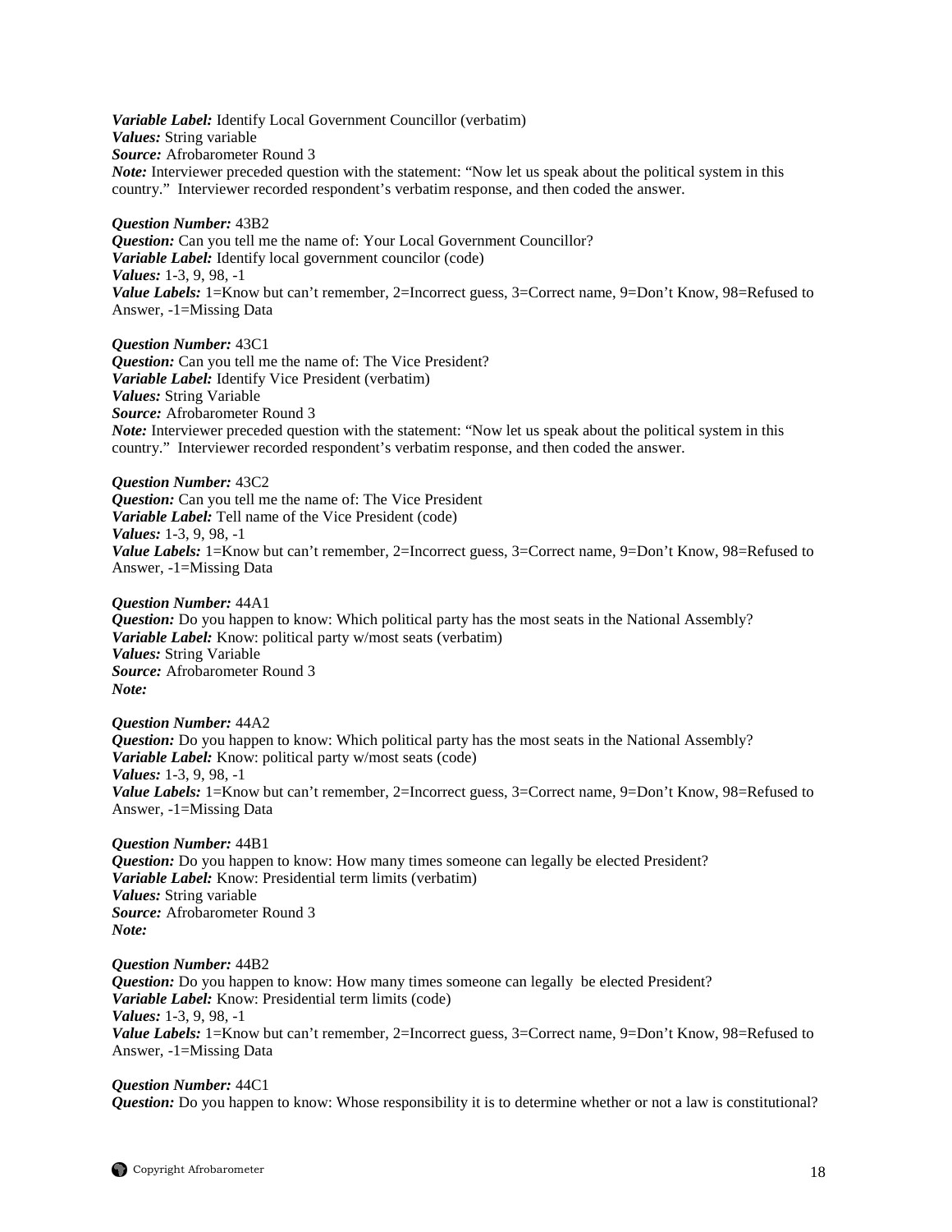***Variable Label:*** Identify Local Government Councillor (verbatim)
***Values:*** String variable
***Source:*** Afrobarometer Round 3
***Note:*** Interviewer preceded question with the statement: "Now let us speak about the political system in this country." Interviewer recorded respondent's verbatim response, and then coded the answer.

***Question Number:*** 43B2
***Question:*** Can you tell me the name of: Your Local Government Councillor?
***Variable Label:*** Identify local government councilor (code)
***Values:*** 1-3, 9, 98, -1
***Value Labels:*** 1=Know but can't remember, 2=Incorrect guess, 3=Correct name, 9=Don't Know, 98=Refused to Answer, -1=Missing Data

***Question Number:*** 43C1
***Question:*** Can you tell me the name of: The Vice President?
***Variable Label:*** Identify Vice President (verbatim)
***Values:*** String Variable
***Source:*** Afrobarometer Round 3
***Note:*** Interviewer preceded question with the statement: "Now let us speak about the political system in this country." Interviewer recorded respondent's verbatim response, and then coded the answer.

***Question Number:*** 43C2
***Question:*** Can you tell me the name of: The Vice President
***Variable Label:*** Tell name of the Vice President (code)
***Values:*** 1-3, 9, 98, -1
***Value Labels:*** 1=Know but can't remember, 2=Incorrect guess, 3=Correct name, 9=Don't Know, 98=Refused to Answer, -1=Missing Data

***Question Number:*** 44A1
***Question:*** Do you happen to know: Which political party has the most seats in the National Assembly?
***Variable Label:*** Know: political party w/most seats (verbatim)
***Values:*** String Variable
***Source:*** Afrobarometer Round 3
***Note:***

***Question Number:*** 44A2
***Question:*** Do you happen to know: Which political party has the most seats in the National Assembly?
***Variable Label:*** Know: political party w/most seats (code)
***Values:*** 1-3, 9, 98, -1
***Value Labels:*** 1=Know but can't remember, 2=Incorrect guess, 3=Correct name, 9=Don't Know, 98=Refused to Answer, -1=Missing Data

***Question Number:*** 44B1
***Question:*** Do you happen to know: How many times someone can legally be elected President?
***Variable Label:*** Know: Presidential term limits (verbatim)
***Values:*** String variable
***Source:*** Afrobarometer Round 3
***Note:***

***Question Number:*** 44B2
***Question:*** Do you happen to know: How many times someone can legally be elected President?
***Variable Label:*** Know: Presidential term limits (code)
***Values:*** 1-3, 9, 98, -1
***Value Labels:*** 1=Know but can't remember, 2=Incorrect guess, 3=Correct name, 9=Don't Know, 98=Refused to Answer, -1=Missing Data

***Question Number:*** 44C1
***Question:*** Do you happen to know: Whose responsibility it is to determine whether or not a law is constitutional?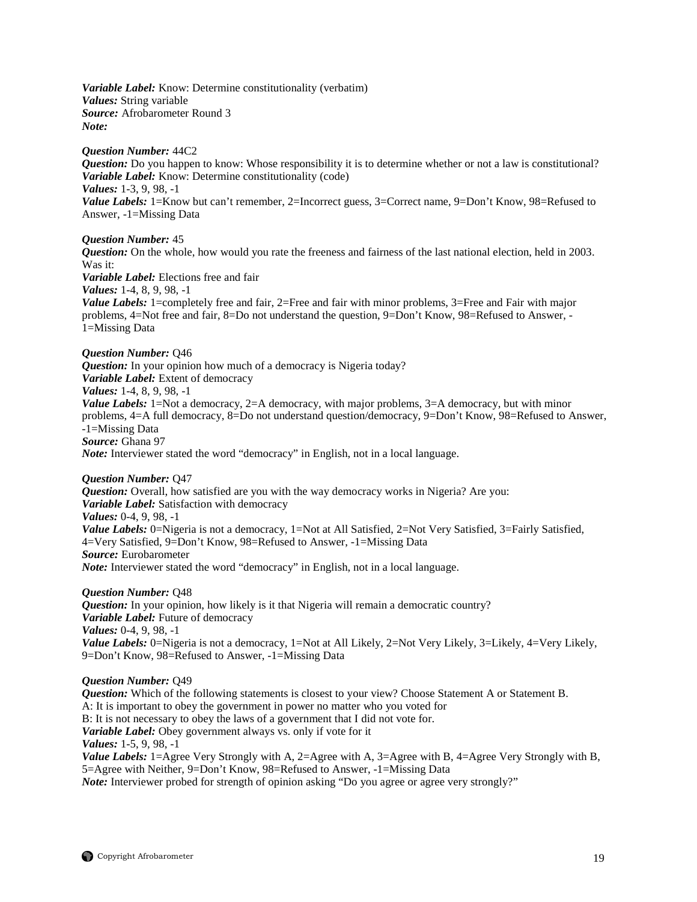***Variable Label:*** Know: Determine constitutionality (verbatim)
***Values:*** String variable
***Source:*** Afrobarometer Round 3
***Note:***

***Question Number:*** 44C2
***Question:*** Do you happen to know: Whose responsibility it is to determine whether or not a law is constitutional?
***Variable Label:*** Know: Determine constitutionality (code)
***Values:*** 1-3, 9, 98, -1
***Value Labels:*** 1=Know but can't remember, 2=Incorrect guess, 3=Correct name, 9=Don't Know, 98=Refused to Answer, -1=Missing Data

***Question Number:*** 45
***Question:*** On the whole, how would you rate the freeness and fairness of the last national election, held in 2003. Was it:
***Variable Label:*** Elections free and fair
***Values:*** 1-4, 8, 9, 98, -1
***Value Labels:*** 1=completely free and fair, 2=Free and fair with minor problems, 3=Free and Fair with major problems, 4=Not free and fair, 8=Do not understand the question, 9=Don't Know, 98=Refused to Answer, -1=Missing Data

***Question Number:*** Q46
***Question:*** In your opinion how much of a democracy is Nigeria today?
***Variable Label:*** Extent of democracy
***Values:*** 1-4, 8, 9, 98, -1
***Value Labels:*** 1=Not a democracy, 2=A democracy, with major problems, 3=A democracy, but with minor problems, 4=A full democracy, 8=Do not understand question/democracy, 9=Don't Know, 98=Refused to Answer, -1=Missing Data
***Source:*** Ghana 97
***Note:*** Interviewer stated the word "democracy" in English, not in a local language.

***Question Number:*** Q47
***Question:*** Overall, how satisfied are you with the way democracy works in Nigeria? Are you:
***Variable Label:*** Satisfaction with democracy
***Values:*** 0-4, 9, 98, -1
***Value Labels:*** 0=Nigeria is not a democracy, 1=Not at All Satisfied, 2=Not Very Satisfied, 3=Fairly Satisfied, 4=Very Satisfied, 9=Don't Know, 98=Refused to Answer, -1=Missing Data
***Source:*** Eurobarometer
***Note:*** Interviewer stated the word "democracy" in English, not in a local language.

***Question Number:*** Q48
***Question:*** In your opinion, how likely is it that Nigeria will remain a democratic country?
***Variable Label:*** Future of democracy
***Values:*** 0-4, 9, 98, -1
***Value Labels:*** 0=Nigeria is not a democracy, 1=Not at All Likely, 2=Not Very Likely, 3=Likely, 4=Very Likely, 9=Don't Know, 98=Refused to Answer, -1=Missing Data

***Question Number:*** Q49
***Question:*** Which of the following statements is closest to your view? Choose Statement A or Statement B.
A: It is important to obey the government in power no matter who you voted for
B: It is not necessary to obey the laws of a government that I did not vote for.
***Variable Label:*** Obey government always vs. only if vote for it
***Values:*** 1-5, 9, 98, -1
***Value Labels:*** 1=Agree Very Strongly with A, 2=Agree with A, 3=Agree with B, 4=Agree Very Strongly with B, 5=Agree with Neither, 9=Don't Know, 98=Refused to Answer, -1=Missing Data
***Note:*** Interviewer probed for strength of opinion asking "Do you agree or agree very strongly?"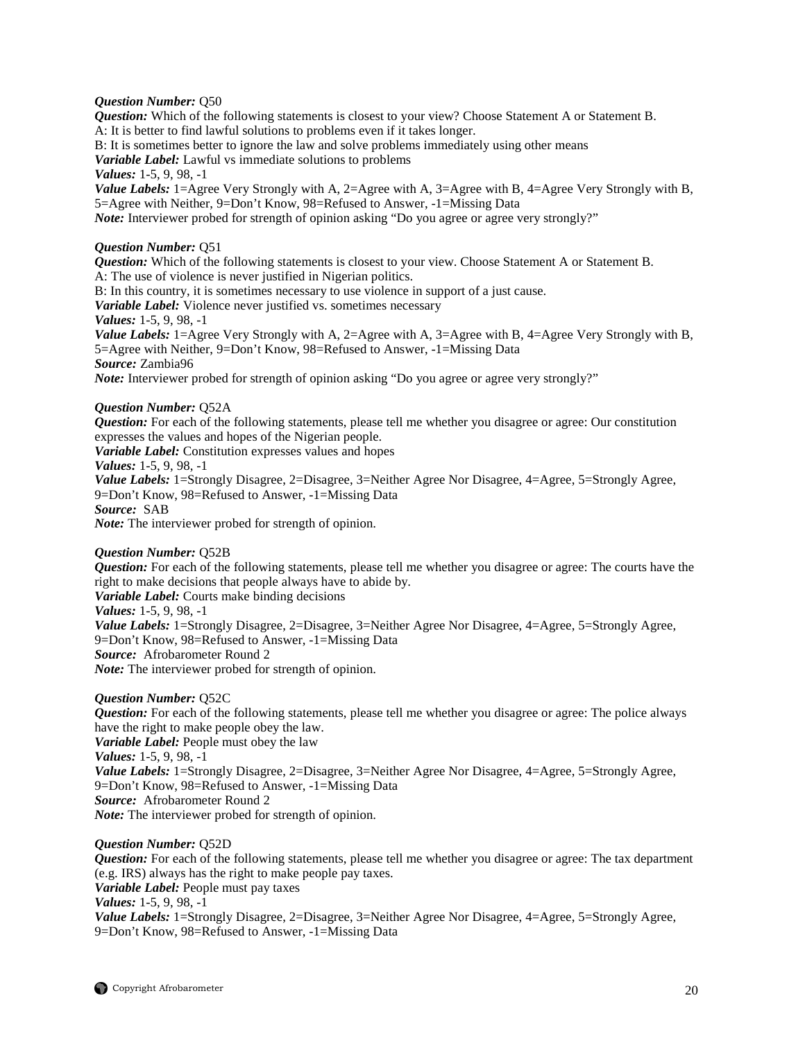***Question Number:*** Q50
***Question:*** Which of the following statements is closest to your view? Choose Statement A or Statement B.
A: It is better to find lawful solutions to problems even if it takes longer.
B: It is sometimes better to ignore the law and solve problems immediately using other means
***Variable Label:*** Lawful vs immediate solutions to problems
***Values:*** 1-5, 9, 98, -1
***Value Labels:*** 1=Agree Very Strongly with A, 2=Agree with A, 3=Agree with B, 4=Agree Very Strongly with B, 5=Agree with Neither, 9=Don't Know, 98=Refused to Answer, -1=Missing Data
***Note:*** Interviewer probed for strength of opinion asking "Do you agree or agree very strongly?"

***Question Number:*** Q51
***Question:*** Which of the following statements is closest to your view. Choose Statement A or Statement B.
A: The use of violence is never justified in Nigerian politics.
B: In this country, it is sometimes necessary to use violence in support of a just cause.
***Variable Label:*** Violence never justified vs. sometimes necessary
***Values:*** 1-5, 9, 98, -1
***Value Labels:*** 1=Agree Very Strongly with A, 2=Agree with A, 3=Agree with B, 4=Agree Very Strongly with B, 5=Agree with Neither, 9=Don't Know, 98=Refused to Answer, -1=Missing Data
***Source:*** Zambia96
***Note:*** Interviewer probed for strength of opinion asking "Do you agree or agree very strongly?"

***Question Number:*** Q52A
***Question:*** For each of the following statements, please tell me whether you disagree or agree: Our constitution expresses the values and hopes of the Nigerian people.
***Variable Label:*** Constitution expresses values and hopes
***Values:*** 1-5, 9, 98, -1
***Value Labels:*** 1=Strongly Disagree, 2=Disagree, 3=Neither Agree Nor Disagree, 4=Agree, 5=Strongly Agree, 9=Don't Know, 98=Refused to Answer, -1=Missing Data
***Source:*** SAB
***Note:*** The interviewer probed for strength of opinion.

***Question Number:*** Q52B
***Question:*** For each of the following statements, please tell me whether you disagree or agree: The courts have the right to make decisions that people always have to abide by.
***Variable Label:*** Courts make binding decisions
***Values:*** 1-5, 9, 98, -1
***Value Labels:*** 1=Strongly Disagree, 2=Disagree, 3=Neither Agree Nor Disagree, 4=Agree, 5=Strongly Agree, 9=Don't Know, 98=Refused to Answer, -1=Missing Data
***Source:*** Afrobarometer Round 2
***Note:*** The interviewer probed for strength of opinion.

***Question Number:*** Q52C
***Question:*** For each of the following statements, please tell me whether you disagree or agree: The police always have the right to make people obey the law.
***Variable Label:*** People must obey the law
***Values:*** 1-5, 9, 98, -1
***Value Labels:*** 1=Strongly Disagree, 2=Disagree, 3=Neither Agree Nor Disagree, 4=Agree, 5=Strongly Agree, 9=Don't Know, 98=Refused to Answer, -1=Missing Data
***Source:*** Afrobarometer Round 2
***Note:*** The interviewer probed for strength of opinion.

***Question Number:*** Q52D
***Question:*** For each of the following statements, please tell me whether you disagree or agree: The tax department (e.g. IRS) always has the right to make people pay taxes.
***Variable Label:*** People must pay taxes
***Values:*** 1-5, 9, 98, -1
***Value Labels:*** 1=Strongly Disagree, 2=Disagree, 3=Neither Agree Nor Disagree, 4=Agree, 5=Strongly Agree, 9=Don't Know, 98=Refused to Answer, -1=Missing Data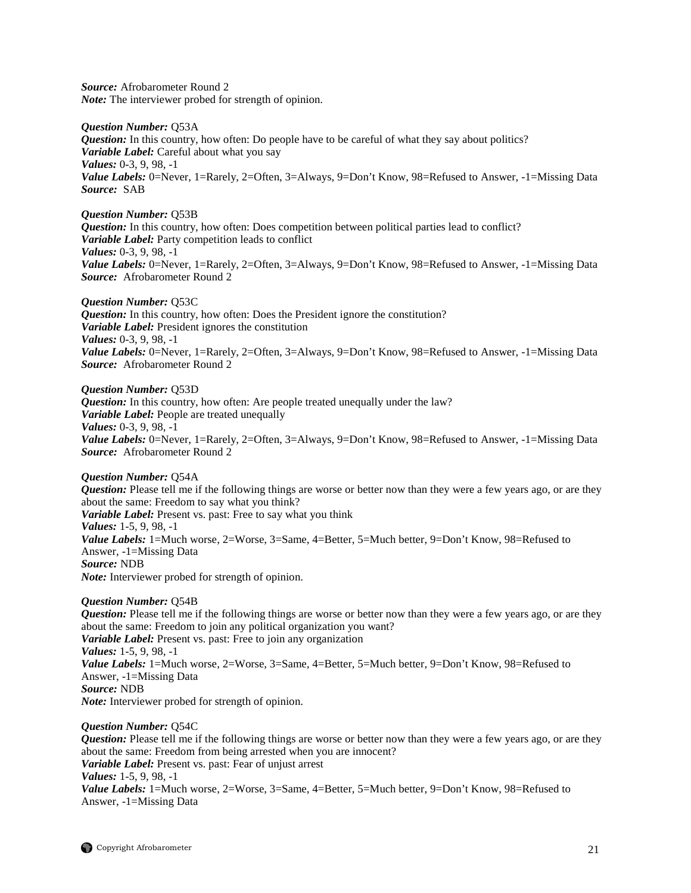***Source:*** Afrobarometer Round 2
***Note:*** The interviewer probed for strength of opinion.

***Question Number:*** Q53A
***Question:*** In this country, how often: Do people have to be careful of what they say about politics?
***Variable Label:*** Careful about what you say
***Values:*** 0-3, 9, 98, -1
***Value Labels:*** 0=Never, 1=Rarely, 2=Often, 3=Always, 9=Don't Know, 98=Refused to Answer, -1=Missing Data
***Source:*** SAB

***Question Number:*** Q53B
***Question:*** In this country, how often: Does competition between political parties lead to conflict?
***Variable Label:*** Party competition leads to conflict
***Values:*** 0-3, 9, 98, -1
***Value Labels:*** 0=Never, 1=Rarely, 2=Often, 3=Always, 9=Don't Know, 98=Refused to Answer, -1=Missing Data
***Source:*** Afrobarometer Round 2

***Question Number:*** Q53C
***Question:*** In this country, how often: Does the President ignore the constitution?
***Variable Label:*** President ignores the constitution
***Values:*** 0-3, 9, 98, -1
***Value Labels:*** 0=Never, 1=Rarely, 2=Often, 3=Always, 9=Don't Know, 98=Refused to Answer, -1=Missing Data
***Source:*** Afrobarometer Round 2

***Question Number:*** Q53D
***Question:*** In this country, how often: Are people treated unequally under the law?
***Variable Label:*** People are treated unequally
***Values:*** 0-3, 9, 98, -1
***Value Labels:*** 0=Never, 1=Rarely, 2=Often, 3=Always, 9=Don't Know, 98=Refused to Answer, -1=Missing Data
***Source:*** Afrobarometer Round 2

***Question Number:*** Q54A
***Question:*** Please tell me if the following things are worse or better now than they were a few years ago, or are they about the same: Freedom to say what you think?
***Variable Label:*** Present vs. past: Free to say what you think
***Values:*** 1-5, 9, 98, -1
***Value Labels:*** 1=Much worse, 2=Worse, 3=Same, 4=Better, 5=Much better, 9=Don't Know, 98=Refused to Answer, -1=Missing Data
***Source:*** NDB
***Note:*** Interviewer probed for strength of opinion.

***Question Number:*** Q54B
***Question:*** Please tell me if the following things are worse or better now than they were a few years ago, or are they about the same: Freedom to join any political organization you want?
***Variable Label:*** Present vs. past: Free to join any organization
***Values:*** 1-5, 9, 98, -1
***Value Labels:*** 1=Much worse, 2=Worse, 3=Same, 4=Better, 5=Much better, 9=Don't Know, 98=Refused to Answer, -1=Missing Data
***Source:*** NDB
***Note:*** Interviewer probed for strength of opinion.

***Question Number:*** Q54C
***Question:*** Please tell me if the following things are worse or better now than they were a few years ago, or are they about the same: Freedom from being arrested when you are innocent?
***Variable Label:*** Present vs. past: Fear of unjust arrest
***Values:*** 1-5, 9, 98, -1
***Value Labels:*** 1=Much worse, 2=Worse, 3=Same, 4=Better, 5=Much better, 9=Don't Know, 98=Refused to Answer, -1=Missing Data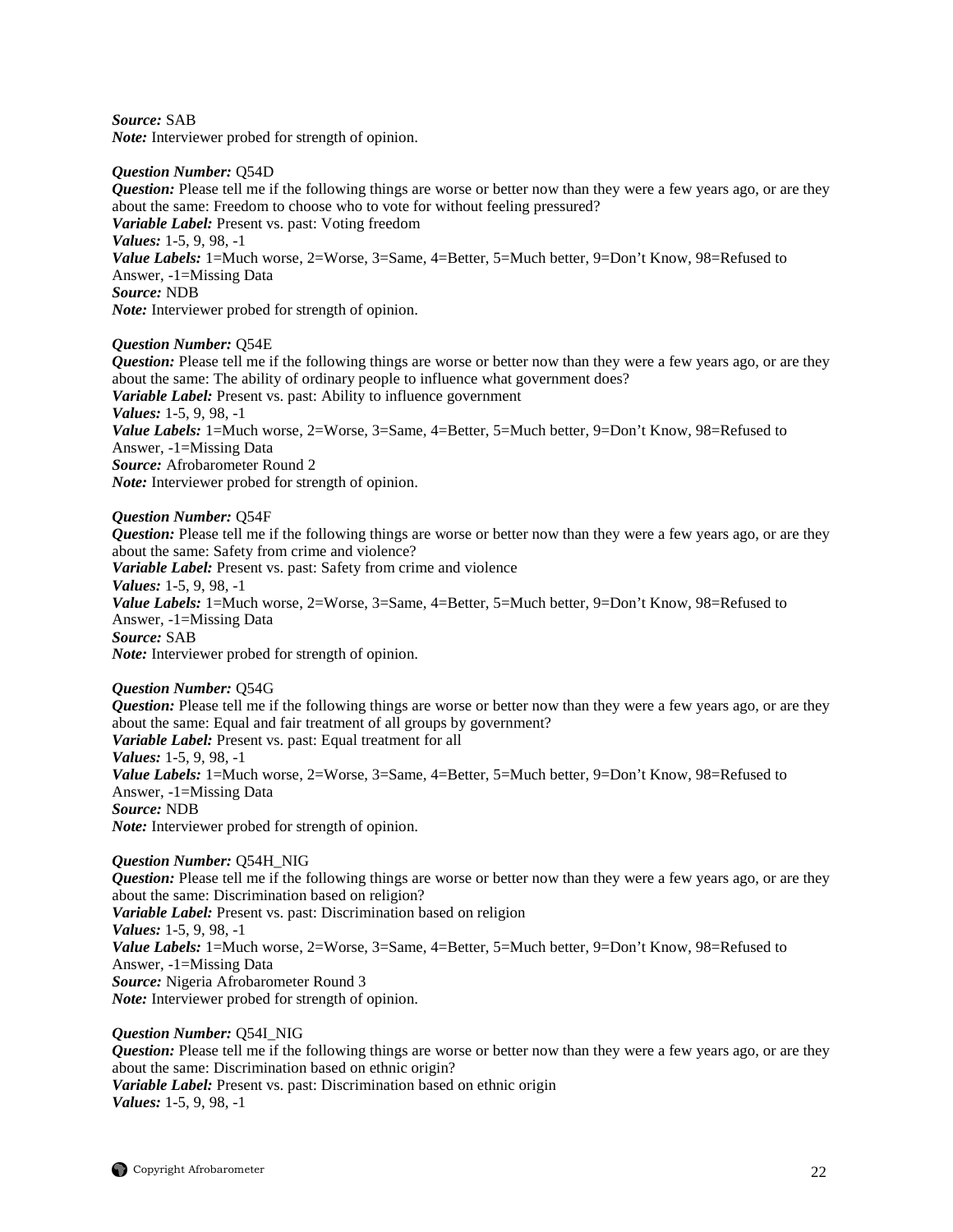***Source:*** SAB
***Note:*** Interviewer probed for strength of opinion.

***Question Number:*** Q54D
***Question:*** Please tell me if the following things are worse or better now than they were a few years ago, or are they about the same: Freedom to choose who to vote for without feeling pressured?
***Variable Label:*** Present vs. past: Voting freedom
***Values:*** 1-5, 9, 98, -1
***Value Labels:*** 1=Much worse, 2=Worse, 3=Same, 4=Better, 5=Much better, 9=Don't Know, 98=Refused to Answer, -1=Missing Data
***Source:*** NDB
***Note:*** Interviewer probed for strength of opinion.

***Question Number:*** Q54E
***Question:*** Please tell me if the following things are worse or better now than they were a few years ago, or are they about the same: The ability of ordinary people to influence what government does?
***Variable Label:*** Present vs. past: Ability to influence government
***Values:*** 1-5, 9, 98, -1
***Value Labels:*** 1=Much worse, 2=Worse, 3=Same, 4=Better, 5=Much better, 9=Don't Know, 98=Refused to Answer, -1=Missing Data
***Source:*** Afrobarometer Round 2
***Note:*** Interviewer probed for strength of opinion.

***Question Number:*** Q54F
***Question:*** Please tell me if the following things are worse or better now than they were a few years ago, or are they about the same: Safety from crime and violence?
***Variable Label:*** Present vs. past: Safety from crime and violence
***Values:*** 1-5, 9, 98, -1
***Value Labels:*** 1=Much worse, 2=Worse, 3=Same, 4=Better, 5=Much better, 9=Don't Know, 98=Refused to Answer, -1=Missing Data
***Source:*** SAB
***Note:*** Interviewer probed for strength of opinion.

***Question Number:*** Q54G
***Question:*** Please tell me if the following things are worse or better now than they were a few years ago, or are they about the same: Equal and fair treatment of all groups by government?
***Variable Label:*** Present vs. past: Equal treatment for all
***Values:*** 1-5, 9, 98, -1
***Value Labels:*** 1=Much worse, 2=Worse, 3=Same, 4=Better, 5=Much better, 9=Don't Know, 98=Refused to Answer, -1=Missing Data
***Source:*** NDB
***Note:*** Interviewer probed for strength of opinion.

***Question Number:*** Q54H_NIG
***Question:*** Please tell me if the following things are worse or better now than they were a few years ago, or are they about the same: Discrimination based on religion?
***Variable Label:*** Present vs. past: Discrimination based on religion
***Values:*** 1-5, 9, 98, -1
***Value Labels:*** 1=Much worse, 2=Worse, 3=Same, 4=Better, 5=Much better, 9=Don't Know, 98=Refused to Answer, -1=Missing Data
***Source:*** Nigeria Afrobarometer Round 3
***Note:*** Interviewer probed for strength of opinion.

***Question Number:*** Q54I_NIG
***Question:*** Please tell me if the following things are worse or better now than they were a few years ago, or are they about the same: Discrimination based on ethnic origin?
***Variable Label:*** Present vs. past: Discrimination based on ethnic origin
***Values:*** 1-5, 9, 98, -1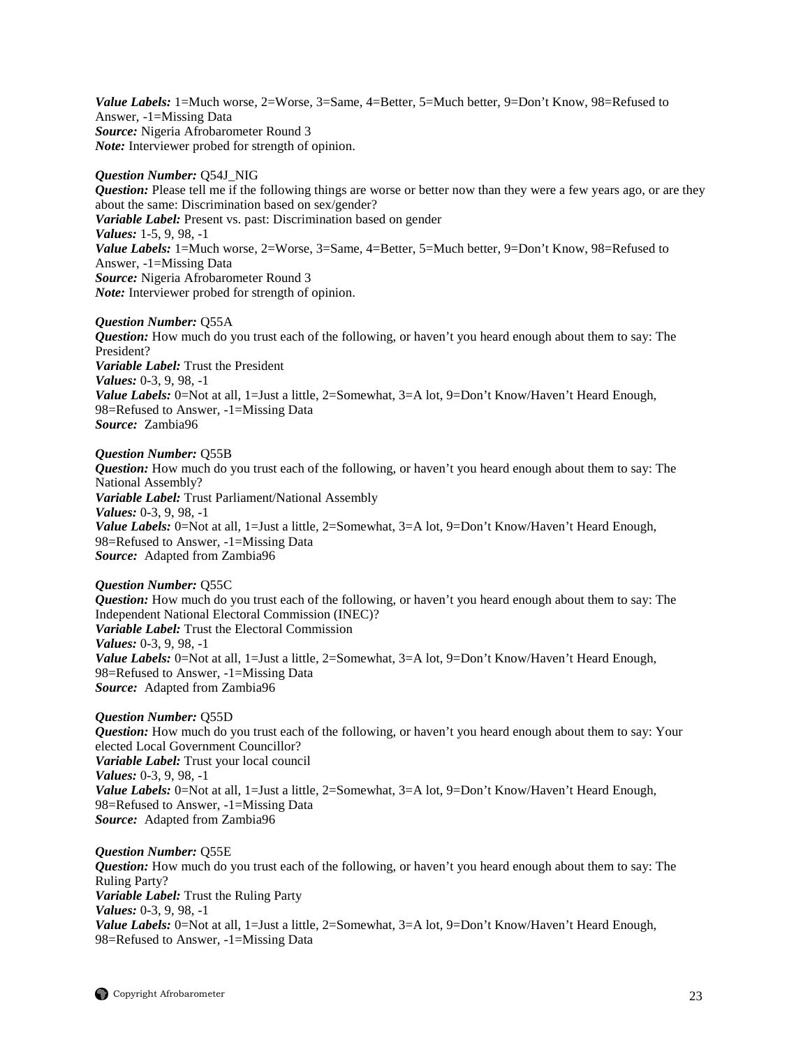***Value Labels:*** 1=Much worse, 2=Worse, 3=Same, 4=Better, 5=Much better, 9=Don't Know, 98=Refused to Answer, -1=Missing Data
***Source:*** Nigeria Afrobarometer Round 3
***Note:*** Interviewer probed for strength of opinion.

***Question Number:*** Q54J_NIG
***Question:*** Please tell me if the following things are worse or better now than they were a few years ago, or are they about the same: Discrimination based on sex/gender?
***Variable Label:*** Present vs. past: Discrimination based on gender
***Values:*** 1-5, 9, 98, -1
***Value Labels:*** 1=Much worse, 2=Worse, 3=Same, 4=Better, 5=Much better, 9=Don't Know, 98=Refused to Answer, -1=Missing Data
***Source:*** Nigeria Afrobarometer Round 3
***Note:*** Interviewer probed for strength of opinion.

***Question Number:*** Q55A
***Question:*** How much do you trust each of the following, or haven't you heard enough about them to say: The President?
***Variable Label:*** Trust the President
***Values:*** 0-3, 9, 98, -1
***Value Labels:*** 0=Not at all, 1=Just a little, 2=Somewhat, 3=A lot, 9=Don't Know/Haven't Heard Enough, 98=Refused to Answer, -1=Missing Data
***Source:*** Zambia96

***Question Number:*** Q55B
***Question:*** How much do you trust each of the following, or haven't you heard enough about them to say: The National Assembly?
***Variable Label:*** Trust Parliament/National Assembly
***Values:*** 0-3, 9, 98, -1
***Value Labels:*** 0=Not at all, 1=Just a little, 2=Somewhat, 3=A lot, 9=Don't Know/Haven't Heard Enough, 98=Refused to Answer, -1=Missing Data
***Source:*** Adapted from Zambia96

***Question Number:*** Q55C
***Question:*** How much do you trust each of the following, or haven't you heard enough about them to say: The Independent National Electoral Commission (INEC)?
***Variable Label:*** Trust the Electoral Commission
***Values:*** 0-3, 9, 98, -1
***Value Labels:*** 0=Not at all, 1=Just a little, 2=Somewhat, 3=A lot, 9=Don't Know/Haven't Heard Enough, 98=Refused to Answer, -1=Missing Data
***Source:*** Adapted from Zambia96

***Question Number:*** Q55D
***Question:*** How much do you trust each of the following, or haven't you heard enough about them to say: Your elected Local Government Councillor?
***Variable Label:*** Trust your local council
***Values:*** 0-3, 9, 98, -1
***Value Labels:*** 0=Not at all, 1=Just a little, 2=Somewhat, 3=A lot, 9=Don't Know/Haven't Heard Enough, 98=Refused to Answer, -1=Missing Data
***Source:*** Adapted from Zambia96

***Question Number:*** Q55E
***Question:*** How much do you trust each of the following, or haven't you heard enough about them to say: The Ruling Party?
***Variable Label:*** Trust the Ruling Party
***Values:*** 0-3, 9, 98, -1
***Value Labels:*** 0=Not at all, 1=Just a little, 2=Somewhat, 3=A lot, 9=Don't Know/Haven't Heard Enough, 98=Refused to Answer, -1=Missing Data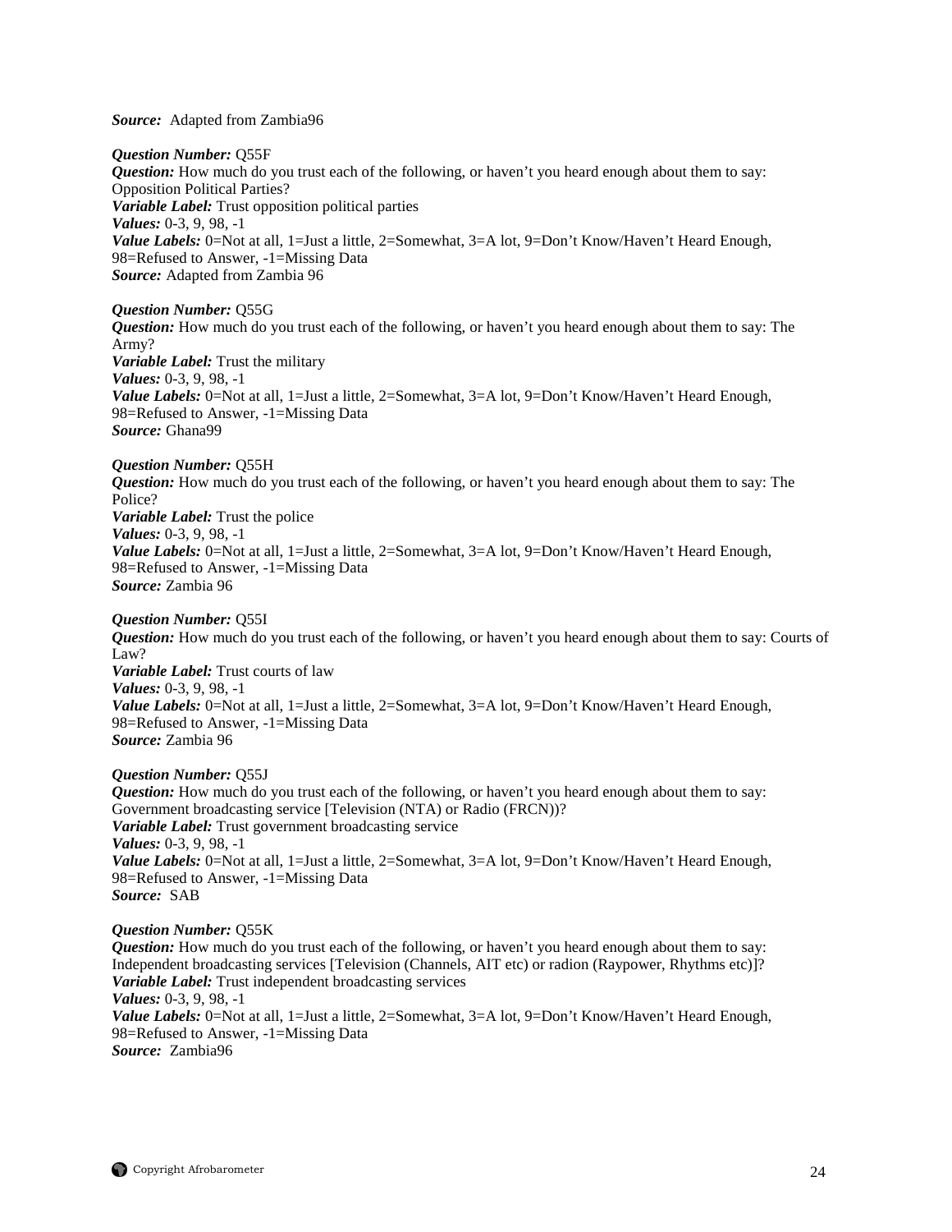***Source:*** Adapted from Zambia96

***Question Number:*** Q55F
***Question:*** How much do you trust each of the following, or haven't you heard enough about them to say: Opposition Political Parties?
***Variable Label:*** Trust opposition political parties
***Values:*** 0-3, 9, 98, -1
***Value Labels:*** 0=Not at all, 1=Just a little, 2=Somewhat, 3=A lot, 9=Don't Know/Haven't Heard Enough, 98=Refused to Answer, -1=Missing Data
***Source:*** Adapted from Zambia 96

***Question Number:*** Q55G
***Question:*** How much do you trust each of the following, or haven't you heard enough about them to say: The Army?
***Variable Label:*** Trust the military
***Values:*** 0-3, 9, 98, -1
***Value Labels:*** 0=Not at all, 1=Just a little, 2=Somewhat, 3=A lot, 9=Don't Know/Haven't Heard Enough, 98=Refused to Answer, -1=Missing Data
***Source:*** Ghana99

***Question Number:*** Q55H
***Question:*** How much do you trust each of the following, or haven't you heard enough about them to say: The Police?
***Variable Label:*** Trust the police
***Values:*** 0-3, 9, 98, -1
***Value Labels:*** 0=Not at all, 1=Just a little, 2=Somewhat, 3=A lot, 9=Don't Know/Haven't Heard Enough, 98=Refused to Answer, -1=Missing Data
***Source:*** Zambia 96

***Question Number:*** Q55I
***Question:*** How much do you trust each of the following, or haven't you heard enough about them to say: Courts of Law?
***Variable Label:*** Trust courts of law
***Values:*** 0-3, 9, 98, -1
***Value Labels:*** 0=Not at all, 1=Just a little, 2=Somewhat, 3=A lot, 9=Don't Know/Haven't Heard Enough, 98=Refused to Answer, -1=Missing Data
***Source:*** Zambia 96

***Question Number:*** Q55J
***Question:*** How much do you trust each of the following, or haven't you heard enough about them to say: Government broadcasting service [Television (NTA) or Radio (FRCN))?
***Variable Label:*** Trust government broadcasting service
***Values:*** 0-3, 9, 98, -1
***Value Labels:*** 0=Not at all, 1=Just a little, 2=Somewhat, 3=A lot, 9=Don't Know/Haven't Heard Enough, 98=Refused to Answer, -1=Missing Data
***Source:*** SAB

***Question Number:*** Q55K
***Question:*** How much do you trust each of the following, or haven't you heard enough about them to say: Independent broadcasting services [Television (Channels, AIT etc) or radion (Raypower, Rhythms etc)]?
***Variable Label:*** Trust independent broadcasting services
***Values:*** 0-3, 9, 98, -1
***Value Labels:*** 0=Not at all, 1=Just a little, 2=Somewhat, 3=A lot, 9=Don't Know/Haven't Heard Enough, 98=Refused to Answer, -1=Missing Data
***Source:*** Zambia96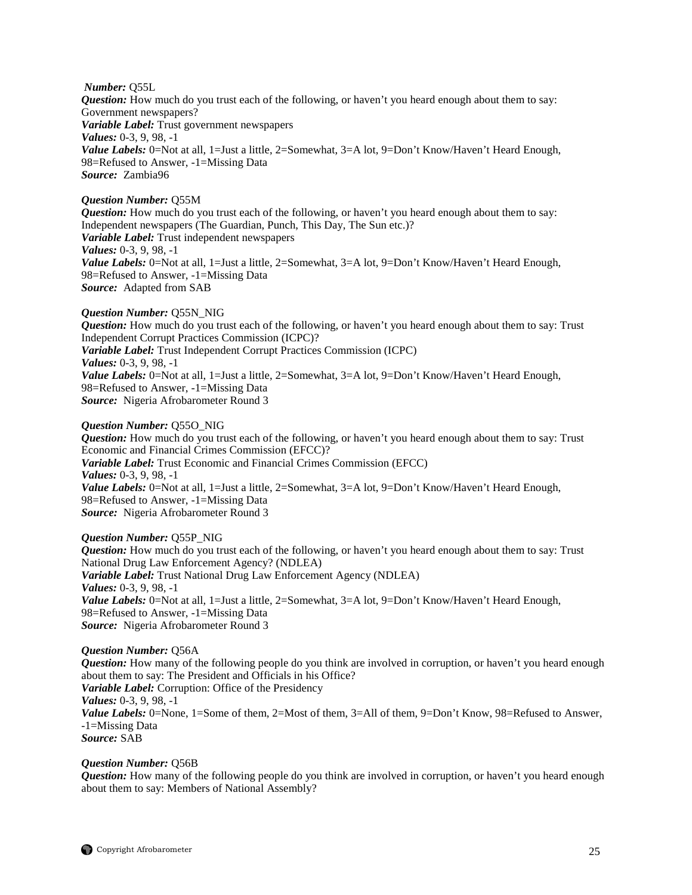***Number:*** Q55L
***Question:*** How much do you trust each of the following, or haven't you heard enough about them to say: Government newspapers?
***Variable Label:*** Trust government newspapers
***Values:*** 0-3, 9, 98, -1
***Value Labels:*** 0=Not at all, 1=Just a little, 2=Somewhat, 3=A lot, 9=Don't Know/Haven't Heard Enough, 98=Refused to Answer, -1=Missing Data
***Source:*** Zambia96

***Question Number:*** Q55M
***Question:*** How much do you trust each of the following, or haven't you heard enough about them to say: Independent newspapers (The Guardian, Punch, This Day, The Sun etc.)?
***Variable Label:*** Trust independent newspapers
***Values:*** 0-3, 9, 98, -1
***Value Labels:*** 0=Not at all, 1=Just a little, 2=Somewhat, 3=A lot, 9=Don't Know/Haven't Heard Enough, 98=Refused to Answer, -1=Missing Data
***Source:*** Adapted from SAB

***Question Number:*** Q55N_NIG
***Question:*** How much do you trust each of the following, or haven't you heard enough about them to say: Trust Independent Corrupt Practices Commission (ICPC)?
***Variable Label:*** Trust Independent Corrupt Practices Commission (ICPC)
***Values:*** 0-3, 9, 98, -1
***Value Labels:*** 0=Not at all, 1=Just a little, 2=Somewhat, 3=A lot, 9=Don't Know/Haven't Heard Enough, 98=Refused to Answer, -1=Missing Data
***Source:*** Nigeria Afrobarometer Round 3

***Question Number:*** Q55O_NIG
***Question:*** How much do you trust each of the following, or haven't you heard enough about them to say: Trust Economic and Financial Crimes Commission (EFCC)?
***Variable Label:*** Trust Economic and Financial Crimes Commission (EFCC)
***Values:*** 0-3, 9, 98, -1
***Value Labels:*** 0=Not at all, 1=Just a little, 2=Somewhat, 3=A lot, 9=Don't Know/Haven't Heard Enough, 98=Refused to Answer, -1=Missing Data
***Source:*** Nigeria Afrobarometer Round 3

***Question Number:*** Q55P_NIG
***Question:*** How much do you trust each of the following, or haven't you heard enough about them to say: Trust National Drug Law Enforcement Agency? (NDLEA)
***Variable Label:*** Trust National Drug Law Enforcement Agency (NDLEA)
***Values:*** 0-3, 9, 98, -1
***Value Labels:*** 0=Not at all, 1=Just a little, 2=Somewhat, 3=A lot, 9=Don't Know/Haven't Heard Enough, 98=Refused to Answer, -1=Missing Data
***Source:*** Nigeria Afrobarometer Round 3

***Question Number:*** Q56A
***Question:*** How many of the following people do you think are involved in corruption, or haven't you heard enough about them to say: The President and Officials in his Office?
***Variable Label:*** Corruption: Office of the Presidency
***Values:*** 0-3, 9, 98, -1
***Value Labels:*** 0=None, 1=Some of them, 2=Most of them, 3=All of them, 9=Don't Know, 98=Refused to Answer, -1=Missing Data
***Source:*** SAB

***Question Number:*** Q56B
***Question:*** How many of the following people do you think are involved in corruption, or haven't you heard enough about them to say: Members of National Assembly?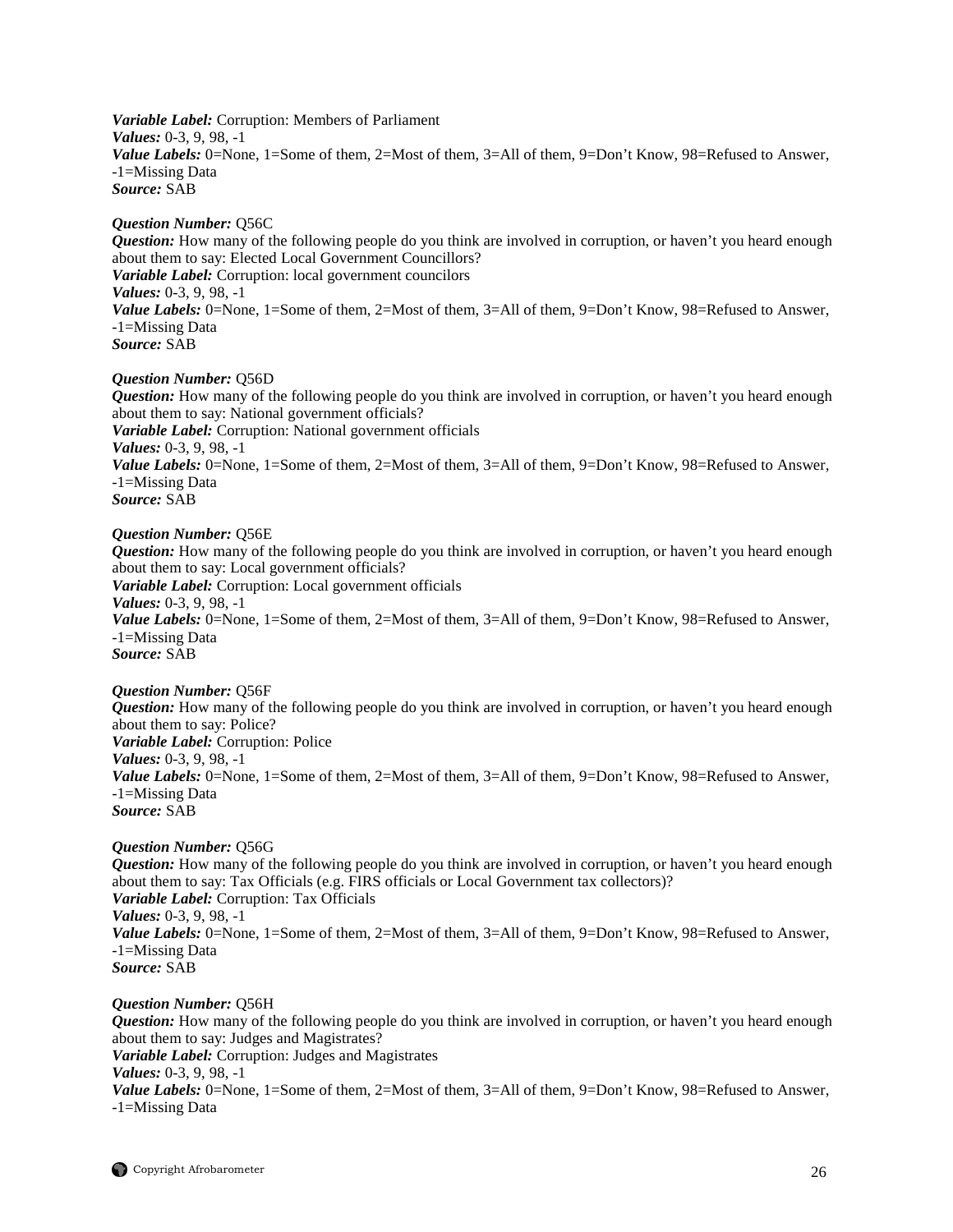***Variable Label:*** Corruption: Members of Parliament
***Values:*** 0-3, 9, 98, -1
***Value Labels:*** 0=None, 1=Some of them, 2=Most of them, 3=All of them, 9=Don't Know, 98=Refused to Answer, -1=Missing Data
***Source:*** SAB

***Question Number:*** Q56C
***Question:*** How many of the following people do you think are involved in corruption, or haven't you heard enough about them to say: Elected Local Government Councillors?
***Variable Label:*** Corruption: local government councilors
***Values:*** 0-3, 9, 98, -1
***Value Labels:*** 0=None, 1=Some of them, 2=Most of them, 3=All of them, 9=Don't Know, 98=Refused to Answer, -1=Missing Data
***Source:*** SAB

***Question Number:*** Q56D
***Question:*** How many of the following people do you think are involved in corruption, or haven't you heard enough about them to say: National government officials?
***Variable Label:*** Corruption: National government officials
***Values:*** 0-3, 9, 98, -1
***Value Labels:*** 0=None, 1=Some of them, 2=Most of them, 3=All of them, 9=Don't Know, 98=Refused to Answer, -1=Missing Data
***Source:*** SAB

***Question Number:*** Q56E
***Question:*** How many of the following people do you think are involved in corruption, or haven't you heard enough about them to say: Local government officials?
***Variable Label:*** Corruption: Local government officials
***Values:*** 0-3, 9, 98, -1
***Value Labels:*** 0=None, 1=Some of them, 2=Most of them, 3=All of them, 9=Don't Know, 98=Refused to Answer, -1=Missing Data
***Source:*** SAB

***Question Number:*** Q56F
***Question:*** How many of the following people do you think are involved in corruption, or haven't you heard enough about them to say: Police?
***Variable Label:*** Corruption: Police
***Values:*** 0-3, 9, 98, -1
***Value Labels:*** 0=None, 1=Some of them, 2=Most of them, 3=All of them, 9=Don't Know, 98=Refused to Answer, -1=Missing Data
***Source:*** SAB

***Question Number:*** Q56G
***Question:*** How many of the following people do you think are involved in corruption, or haven't you heard enough about them to say: Tax Officials (e.g. FIRS officials or Local Government tax collectors)?
***Variable Label:*** Corruption: Tax Officials
***Values:*** 0-3, 9, 98, -1
***Value Labels:*** 0=None, 1=Some of them, 2=Most of them, 3=All of them, 9=Don't Know, 98=Refused to Answer, -1=Missing Data
***Source:*** SAB

***Question Number:*** Q56H
***Question:*** How many of the following people do you think are involved in corruption, or haven't you heard enough about them to say: Judges and Magistrates?
***Variable Label:*** Corruption: Judges and Magistrates
***Values:*** 0-3, 9, 98, -1
***Value Labels:*** 0=None, 1=Some of them, 2=Most of them, 3=All of them, 9=Don't Know, 98=Refused to Answer, -1=Missing Data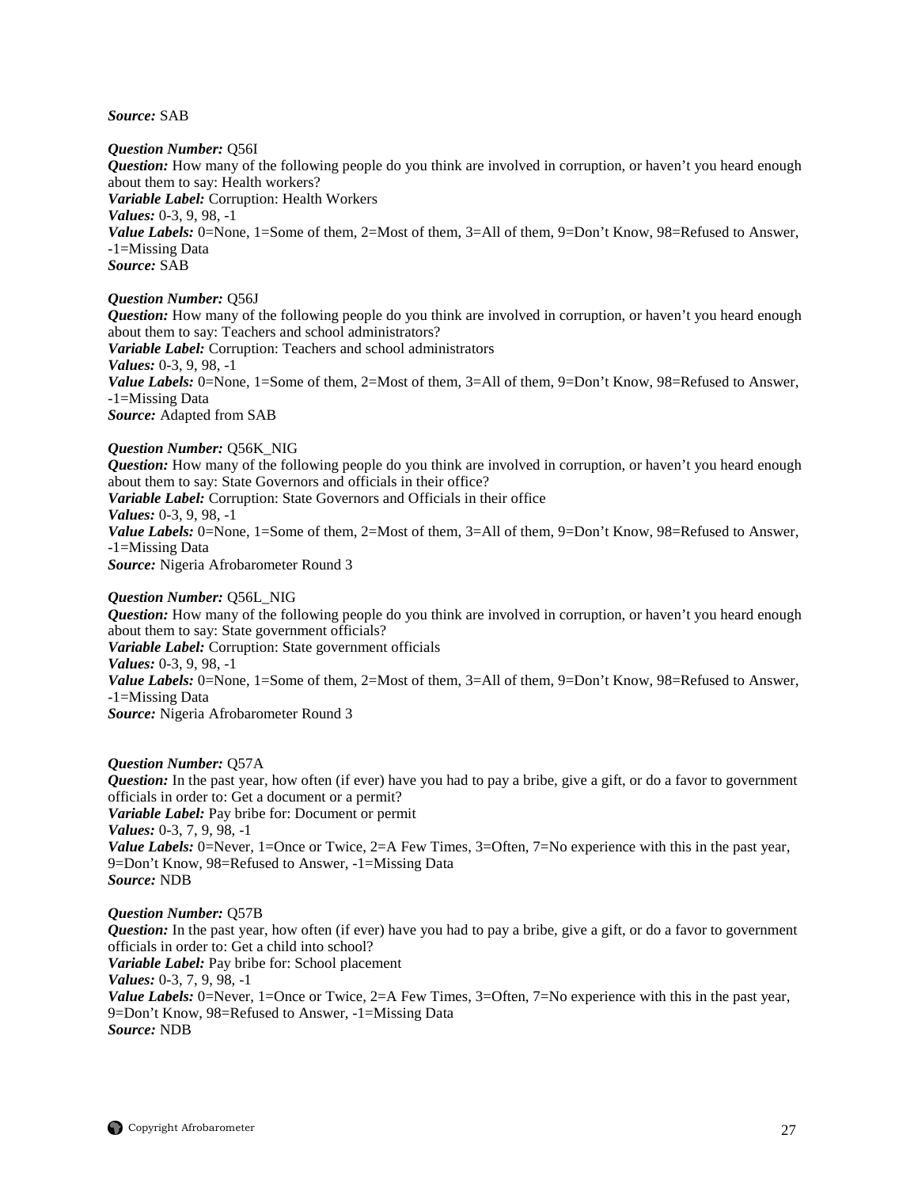***Source:*** SAB

***Question Number:*** Q56I
***Question:*** How many of the following people do you think are involved in corruption, or haven't you heard enough about them to say: Health workers?
***Variable Label:*** Corruption: Health Workers
***Values:*** 0-3, 9, 98, -1
***Value Labels:*** 0=None, 1=Some of them, 2=Most of them, 3=All of them, 9=Don't Know, 98=Refused to Answer, -1=Missing Data
***Source:*** SAB

***Question Number:*** Q56J
***Question:*** How many of the following people do you think are involved in corruption, or haven't you heard enough about them to say: Teachers and school administrators?
***Variable Label:*** Corruption: Teachers and school administrators
***Values:*** 0-3, 9, 98, -1
***Value Labels:*** 0=None, 1=Some of them, 2=Most of them, 3=All of them, 9=Don't Know, 98=Refused to Answer, -1=Missing Data
***Source:*** Adapted from SAB

***Question Number:*** Q56K_NIG
***Question:*** How many of the following people do you think are involved in corruption, or haven't you heard enough about them to say: State Governors and officials in their office?
***Variable Label:*** Corruption: State Governors and Officials in their office
***Values:*** 0-3, 9, 98, -1
***Value Labels:*** 0=None, 1=Some of them, 2=Most of them, 3=All of them, 9=Don't Know, 98=Refused to Answer, -1=Missing Data
***Source:*** Nigeria Afrobarometer Round 3

***Question Number:*** Q56L_NIG
***Question:*** How many of the following people do you think are involved in corruption, or haven't you heard enough about them to say: State government officials?
***Variable Label:*** Corruption: State government officials
***Values:*** 0-3, 9, 98, -1
***Value Labels:*** 0=None, 1=Some of them, 2=Most of them, 3=All of them, 9=Don't Know, 98=Refused to Answer, -1=Missing Data
***Source:*** Nigeria Afrobarometer Round 3

***Question Number:*** Q57A
***Question:*** In the past year, how often (if ever) have you had to pay a bribe, give a gift, or do a favor to government officials in order to: Get a document or a permit?
***Variable Label:*** Pay bribe for: Document or permit
***Values:*** 0-3, 7, 9, 98, -1
***Value Labels:*** 0=Never, 1=Once or Twice, 2=A Few Times, 3=Often, 7=No experience with this in the past year, 9=Don't Know, 98=Refused to Answer, -1=Missing Data
***Source:*** NDB

***Question Number:*** Q57B
***Question:*** In the past year, how often (if ever) have you had to pay a bribe, give a gift, or do a favor to government officials in order to: Get a child into school?
***Variable Label:*** Pay bribe for: School placement
***Values:*** 0-3, 7, 9, 98, -1
***Value Labels:*** 0=Never, 1=Once or Twice, 2=A Few Times, 3=Often, 7=No experience with this in the past year, 9=Don't Know, 98=Refused to Answer, -1=Missing Data
***Source:*** NDB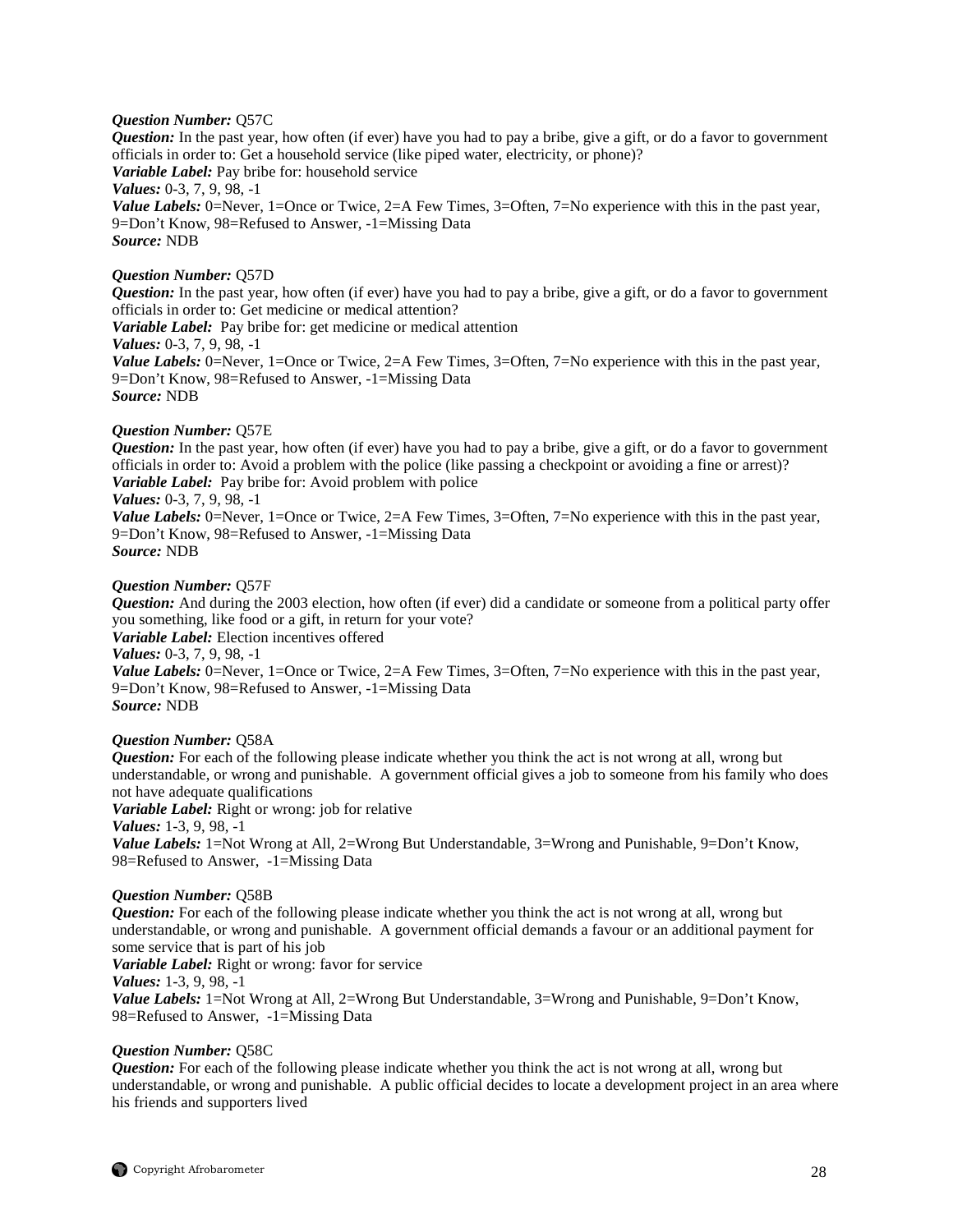***Question Number:*** Q57C
***Question:*** In the past year, how often (if ever) have you had to pay a bribe, give a gift, or do a favor to government officials in order to: Get a household service (like piped water, electricity, or phone)?
***Variable Label:*** Pay bribe for: household service
***Values:*** 0-3, 7, 9, 98, -1
***Value Labels:*** 0=Never, 1=Once or Twice, 2=A Few Times, 3=Often, 7=No experience with this in the past year, 9=Don't Know, 98=Refused to Answer, -1=Missing Data
***Source:*** NDB

***Question Number:*** Q57D
***Question:*** In the past year, how often (if ever) have you had to pay a bribe, give a gift, or do a favor to government officials in order to: Get medicine or medical attention?
***Variable Label:*** Pay bribe for: get medicine or medical attention
***Values:*** 0-3, 7, 9, 98, -1
***Value Labels:*** 0=Never, 1=Once or Twice, 2=A Few Times, 3=Often, 7=No experience with this in the past year, 9=Don't Know, 98=Refused to Answer, -1=Missing Data
***Source:*** NDB

***Question Number:*** Q57E
***Question:*** In the past year, how often (if ever) have you had to pay a bribe, give a gift, or do a favor to government officials in order to: Avoid a problem with the police (like passing a checkpoint or avoiding a fine or arrest)?
***Variable Label:*** Pay bribe for: Avoid problem with police
***Values:*** 0-3, 7, 9, 98, -1
***Value Labels:*** 0=Never, 1=Once or Twice, 2=A Few Times, 3=Often, 7=No experience with this in the past year, 9=Don't Know, 98=Refused to Answer, -1=Missing Data
***Source:*** NDB

***Question Number:*** Q57F
***Question:*** And during the 2003 election, how often (if ever) did a candidate or someone from a political party offer you something, like food or a gift, in return for your vote?
***Variable Label:*** Election incentives offered
***Values:*** 0-3, 7, 9, 98, -1
***Value Labels:*** 0=Never, 1=Once or Twice, 2=A Few Times, 3=Often, 7=No experience with this in the past year, 9=Don't Know, 98=Refused to Answer, -1=Missing Data
***Source:*** NDB

***Question Number:*** Q58A
***Question:*** For each of the following please indicate whether you think the act is not wrong at all, wrong but understandable, or wrong and punishable. A government official gives a job to someone from his family who does not have adequate qualifications
***Variable Label:*** Right or wrong: job for relative
***Values:*** 1-3, 9, 98, -1
***Value Labels:*** 1=Not Wrong at All, 2=Wrong But Understandable, 3=Wrong and Punishable, 9=Don't Know, 98=Refused to Answer, -1=Missing Data

***Question Number:*** Q58B
***Question:*** For each of the following please indicate whether you think the act is not wrong at all, wrong but understandable, or wrong and punishable. A government official demands a favour or an additional payment for some service that is part of his job
***Variable Label:*** Right or wrong: favor for service
***Values:*** 1-3, 9, 98, -1
***Value Labels:*** 1=Not Wrong at All, 2=Wrong But Understandable, 3=Wrong and Punishable, 9=Don't Know, 98=Refused to Answer, -1=Missing Data

***Question Number:*** Q58C
***Question:*** For each of the following please indicate whether you think the act is not wrong at all, wrong but understandable, or wrong and punishable. A public official decides to locate a development project in an area where his friends and supporters lived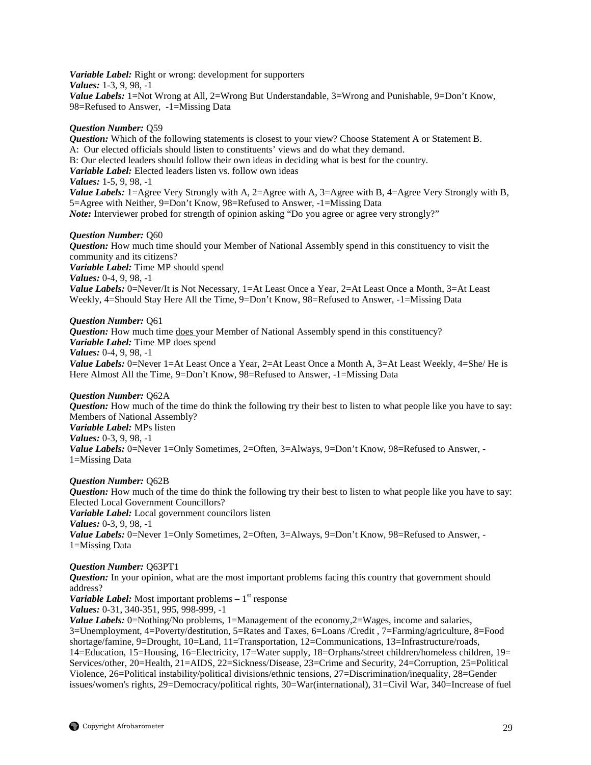***Variable Label:*** Right or wrong: development for supporters
***Values:*** 1-3, 9, 98, -1
***Value Labels:*** 1=Not Wrong at All, 2=Wrong But Understandable, 3=Wrong and Punishable, 9=Don't Know, 98=Refused to Answer, -1=Missing Data

***Question Number:*** Q59
***Question:*** Which of the following statements is closest to your view? Choose Statement A or Statement B.
A: Our elected officials should listen to constituents' views and do what they demand.
B: Our elected leaders should follow their own ideas in deciding what is best for the country.
***Variable Label:*** Elected leaders listen vs. follow own ideas
***Values:*** 1-5, 9, 98, -1
***Value Labels:*** 1=Agree Very Strongly with A, 2=Agree with A, 3=Agree with B, 4=Agree Very Strongly with B, 5=Agree with Neither, 9=Don't Know, 98=Refused to Answer, -1=Missing Data
***Note:*** Interviewer probed for strength of opinion asking "Do you agree or agree very strongly?"

***Question Number:*** Q60
***Question:*** How much time should your Member of National Assembly spend in this constituency to visit the community and its citizens?
***Variable Label:*** Time MP should spend
***Values:*** 0-4, 9, 98, -1
***Value Labels:*** 0=Never/It is Not Necessary, 1=At Least Once a Year, 2=At Least Once a Month, 3=At Least Weekly, 4=Should Stay Here All the Time, 9=Don't Know, 98=Refused to Answer, -1=Missing Data

***Question Number:*** Q61
***Question:*** How much time does your Member of National Assembly spend in this constituency?
***Variable Label:*** Time MP does spend
***Values:*** 0-4, 9, 98, -1
***Value Labels:*** 0=Never 1=At Least Once a Year, 2=At Least Once a Month A, 3=At Least Weekly, 4=She/ He is Here Almost All the Time, 9=Don't Know, 98=Refused to Answer, -1=Missing Data

***Question Number:*** Q62A
***Question:*** How much of the time do think the following try their best to listen to what people like you have to say: Members of National Assembly?
***Variable Label:*** MPs listen
***Values:*** 0-3, 9, 98, -1
***Value Labels:*** 0=Never 1=Only Sometimes, 2=Often, 3=Always, 9=Don't Know, 98=Refused to Answer, -1=Missing Data

***Question Number:*** Q62B
***Question:*** How much of the time do think the following try their best to listen to what people like you have to say: Elected Local Government Councillors?
***Variable Label:*** Local government councilors listen
***Values:*** 0-3, 9, 98, -1
***Value Labels:*** 0=Never 1=Only Sometimes, 2=Often, 3=Always, 9=Don't Know, 98=Refused to Answer, -1=Missing Data

***Question Number:*** Q63PT1
***Question:*** In your opinion, what are the most important problems facing this country that government should address?
***Variable Label:*** Most important problems – 1st response
***Values:*** 0-31, 340-351, 995, 998-999, -1
***Value Labels:*** 0=Nothing/No problems, 1=Management of the economy,2=Wages, income and salaries, 3=Unemployment, 4=Poverty/destitution, 5=Rates and Taxes, 6=Loans /Credit , 7=Farming/agriculture, 8=Food shortage/famine, 9=Drought, 10=Land, 11=Transportation, 12=Communications, 13=Infrastructure/roads, 14=Education, 15=Housing, 16=Electricity, 17=Water supply, 18=Orphans/street children/homeless children, 19= Services/other, 20=Health, 21=AIDS, 22=Sickness/Disease, 23=Crime and Security, 24=Corruption, 25=Political Violence, 26=Political instability/political divisions/ethnic tensions, 27=Discrimination/inequality, 28=Gender issues/women's rights, 29=Democracy/political rights, 30=War(international), 31=Civil War, 340=Increase of fuel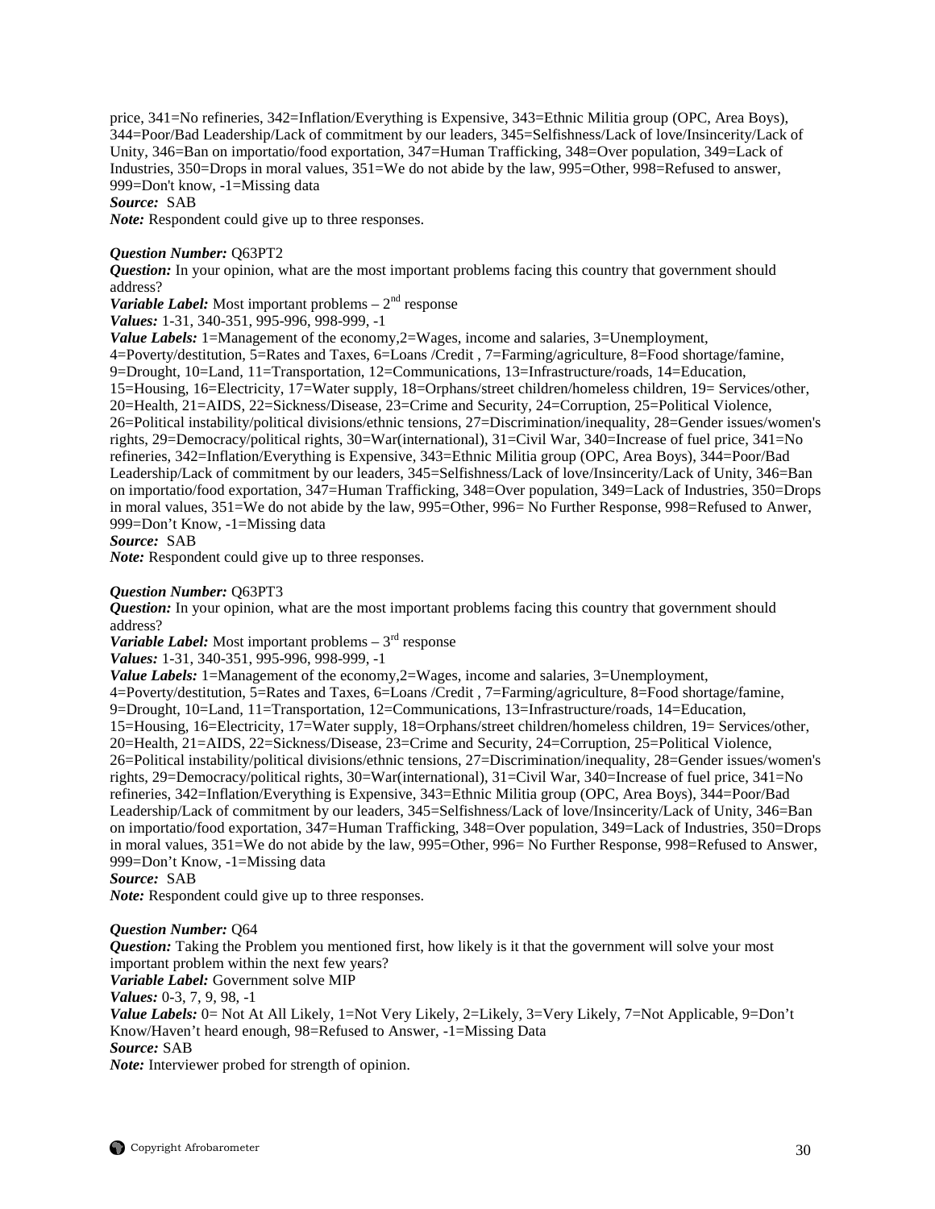price, 341=No refineries, 342=Inflation/Everything is Expensive, 343=Ethnic Militia group (OPC, Area Boys), 344=Poor/Bad Leadership/Lack of commitment by our leaders, 345=Selfishness/Lack of love/Insincerity/Lack of Unity, 346=Ban on importatio/food exportation, 347=Human Trafficking, 348=Over population, 349=Lack of Industries, 350=Drops in moral values, 351=We do not abide by the law, 995=Other, 998=Refused to answer, 999=Don't know, -1=Missing data
***Source:*** SAB
***Note:*** Respondent could give up to three responses.

***Question Number:*** Q63PT2
***Question:*** In your opinion, what are the most important problems facing this country that government should address?
***Variable Label:*** Most important problems – 2nd response
***Values:*** 1-31, 340-351, 995-996, 998-999, -1
***Value Labels:*** 1=Management of the economy,2=Wages, income and salaries, 3=Unemployment, 4=Poverty/destitution, 5=Rates and Taxes, 6=Loans /Credit , 7=Farming/agriculture, 8=Food shortage/famine, 9=Drought, 10=Land, 11=Transportation, 12=Communications, 13=Infrastructure/roads, 14=Education, 15=Housing, 16=Electricity, 17=Water supply, 18=Orphans/street children/homeless children, 19= Services/other, 20=Health, 21=AIDS, 22=Sickness/Disease, 23=Crime and Security, 24=Corruption, 25=Political Violence, 26=Political instability/political divisions/ethnic tensions, 27=Discrimination/inequality, 28=Gender issues/women's rights, 29=Democracy/political rights, 30=War(international), 31=Civil War, 340=Increase of fuel price, 341=No refineries, 342=Inflation/Everything is Expensive, 343=Ethnic Militia group (OPC, Area Boys), 344=Poor/Bad Leadership/Lack of commitment by our leaders, 345=Selfishness/Lack of love/Insincerity/Lack of Unity, 346=Ban on importatio/food exportation, 347=Human Trafficking, 348=Over population, 349=Lack of Industries, 350=Drops in moral values, 351=We do not abide by the law, 995=Other, 996= No Further Response, 998=Refused to Anwer, 999=Don't Know, -1=Missing data
***Source:*** SAB
***Note:*** Respondent could give up to three responses.

***Question Number:*** Q63PT3
***Question:*** In your opinion, what are the most important problems facing this country that government should address?
***Variable Label:*** Most important problems – 3rd response
***Values:*** 1-31, 340-351, 995-996, 998-999, -1
***Value Labels:*** 1=Management of the economy,2=Wages, income and salaries, 3=Unemployment, 4=Poverty/destitution, 5=Rates and Taxes, 6=Loans /Credit , 7=Farming/agriculture, 8=Food shortage/famine, 9=Drought, 10=Land, 11=Transportation, 12=Communications, 13=Infrastructure/roads, 14=Education, 15=Housing, 16=Electricity, 17=Water supply, 18=Orphans/street children/homeless children, 19= Services/other, 20=Health, 21=AIDS, 22=Sickness/Disease, 23=Crime and Security, 24=Corruption, 25=Political Violence, 26=Political instability/political divisions/ethnic tensions, 27=Discrimination/inequality, 28=Gender issues/women's rights, 29=Democracy/political rights, 30=War(international), 31=Civil War, 340=Increase of fuel price, 341=No refineries, 342=Inflation/Everything is Expensive, 343=Ethnic Militia group (OPC, Area Boys), 344=Poor/Bad Leadership/Lack of commitment by our leaders, 345=Selfishness/Lack of love/Insincerity/Lack of Unity, 346=Ban on importatio/food exportation, 347=Human Trafficking, 348=Over population, 349=Lack of Industries, 350=Drops in moral values, 351=We do not abide by the law, 995=Other, 996= No Further Response, 998=Refused to Answer, 999=Don't Know, -1=Missing data
***Source:*** SAB
***Note:*** Respondent could give up to three responses.

***Question Number:*** Q64
***Question:*** Taking the Problem you mentioned first, how likely is it that the government will solve your most important problem within the next few years?
***Variable Label:*** Government solve MIP
***Values:*** 0-3, 7, 9, 98, -1
***Value Labels:*** 0= Not At All Likely, 1=Not Very Likely, 2=Likely, 3=Very Likely, 7=Not Applicable, 9=Don't Know/Haven't heard enough, 98=Refused to Answer, -1=Missing Data
***Source:*** SAB
***Note:*** Interviewer probed for strength of opinion.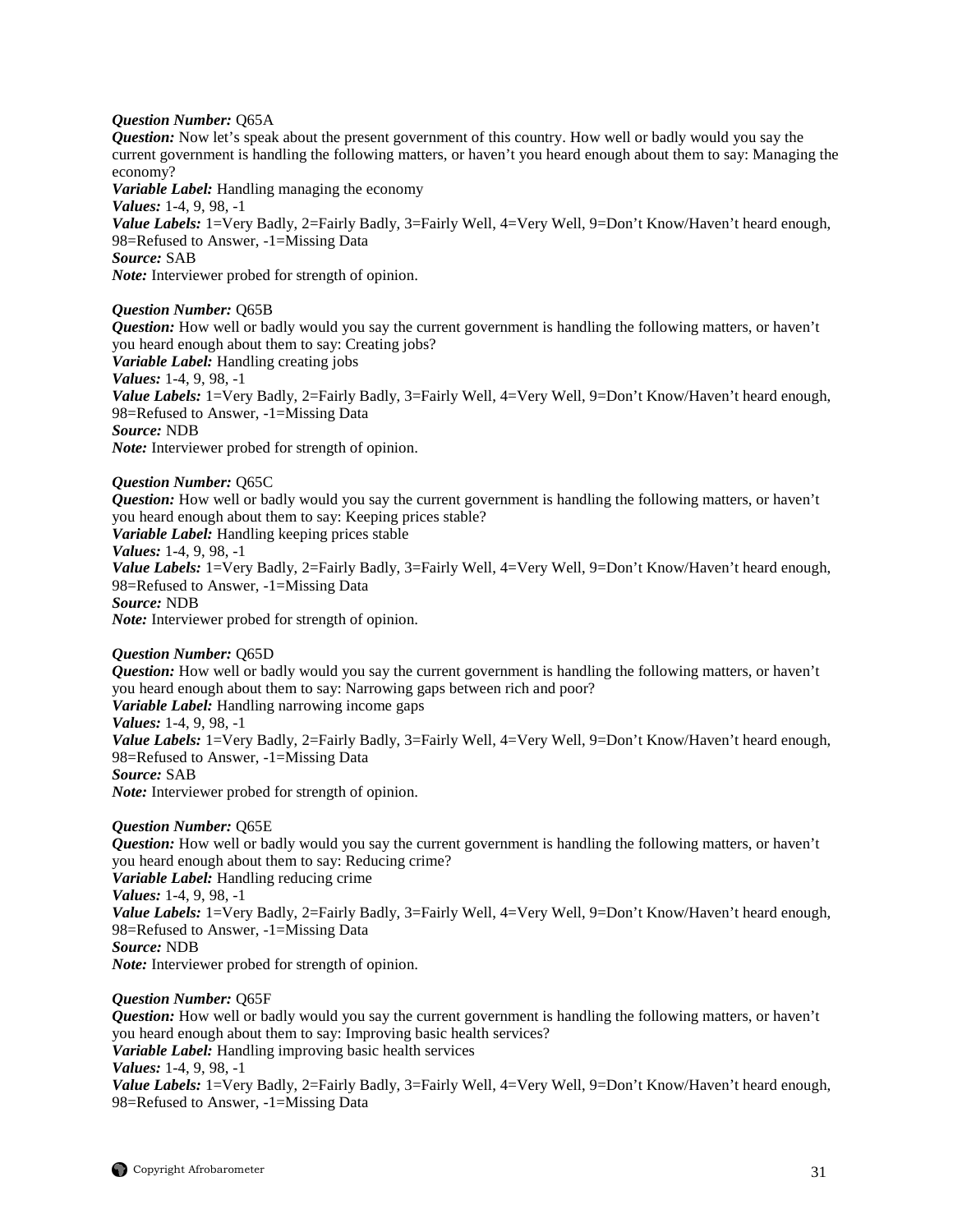***Question Number:*** Q65A
***Question:*** Now let's speak about the present government of this country. How well or badly would you say the current government is handling the following matters, or haven't you heard enough about them to say: Managing the economy?
***Variable Label:*** Handling managing the economy
***Values:*** 1-4, 9, 98, -1
***Value Labels:*** 1=Very Badly, 2=Fairly Badly, 3=Fairly Well, 4=Very Well, 9=Don't Know/Haven't heard enough, 98=Refused to Answer, -1=Missing Data
***Source:*** SAB
***Note:*** Interviewer probed for strength of opinion.

***Question Number:*** Q65B
***Question:*** How well or badly would you say the current government is handling the following matters, or haven't you heard enough about them to say: Creating jobs?
***Variable Label:*** Handling creating jobs
***Values:*** 1-4, 9, 98, -1
***Value Labels:*** 1=Very Badly, 2=Fairly Badly, 3=Fairly Well, 4=Very Well, 9=Don't Know/Haven't heard enough, 98=Refused to Answer, -1=Missing Data
***Source:*** NDB
***Note:*** Interviewer probed for strength of opinion.

***Question Number:*** Q65C
***Question:*** How well or badly would you say the current government is handling the following matters, or haven't you heard enough about them to say: Keeping prices stable?
***Variable Label:*** Handling keeping prices stable
***Values:*** 1-4, 9, 98, -1
***Value Labels:*** 1=Very Badly, 2=Fairly Badly, 3=Fairly Well, 4=Very Well, 9=Don't Know/Haven't heard enough, 98=Refused to Answer, -1=Missing Data
***Source:*** NDB
***Note:*** Interviewer probed for strength of opinion.

***Question Number:*** Q65D
***Question:*** How well or badly would you say the current government is handling the following matters, or haven't you heard enough about them to say: Narrowing gaps between rich and poor?
***Variable Label:*** Handling narrowing income gaps
***Values:*** 1-4, 9, 98, -1
***Value Labels:*** 1=Very Badly, 2=Fairly Badly, 3=Fairly Well, 4=Very Well, 9=Don't Know/Haven't heard enough, 98=Refused to Answer, -1=Missing Data
***Source:*** SAB
***Note:*** Interviewer probed for strength of opinion.

***Question Number:*** Q65E
***Question:*** How well or badly would you say the current government is handling the following matters, or haven't you heard enough about them to say: Reducing crime?
***Variable Label:*** Handling reducing crime
***Values:*** 1-4, 9, 98, -1
***Value Labels:*** 1=Very Badly, 2=Fairly Badly, 3=Fairly Well, 4=Very Well, 9=Don't Know/Haven't heard enough, 98=Refused to Answer, -1=Missing Data
***Source:*** NDB
***Note:*** Interviewer probed for strength of opinion.

***Question Number:*** Q65F
***Question:*** How well or badly would you say the current government is handling the following matters, or haven't you heard enough about them to say: Improving basic health services?
***Variable Label:*** Handling improving basic health services
***Values:*** 1-4, 9, 98, -1
***Value Labels:*** 1=Very Badly, 2=Fairly Badly, 3=Fairly Well, 4=Very Well, 9=Don't Know/Haven't heard enough, 98=Refused to Answer, -1=Missing Data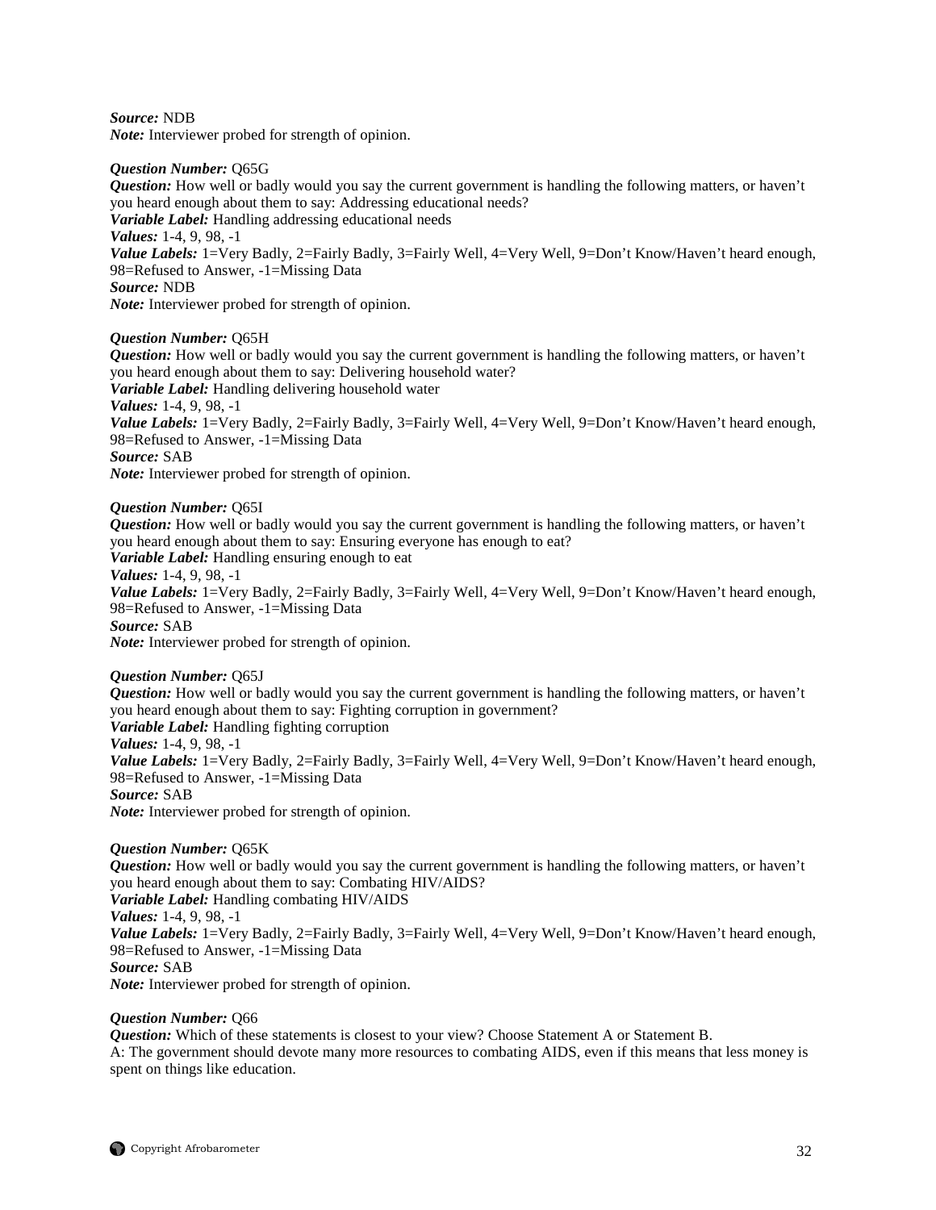***Source:*** NDB
***Note:*** Interviewer probed for strength of opinion.

***Question Number:*** Q65G
***Question:*** How well or badly would you say the current government is handling the following matters, or haven't you heard enough about them to say: Addressing educational needs?
***Variable Label:*** Handling addressing educational needs
***Values:*** 1-4, 9, 98, -1
***Value Labels:*** 1=Very Badly, 2=Fairly Badly, 3=Fairly Well, 4=Very Well, 9=Don't Know/Haven't heard enough, 98=Refused to Answer, -1=Missing Data
***Source:*** NDB
***Note:*** Interviewer probed for strength of opinion.

***Question Number:*** Q65H
***Question:*** How well or badly would you say the current government is handling the following matters, or haven't you heard enough about them to say: Delivering household water?
***Variable Label:*** Handling delivering household water
***Values:*** 1-4, 9, 98, -1
***Value Labels:*** 1=Very Badly, 2=Fairly Badly, 3=Fairly Well, 4=Very Well, 9=Don't Know/Haven't heard enough, 98=Refused to Answer, -1=Missing Data
***Source:*** SAB
***Note:*** Interviewer probed for strength of opinion.

***Question Number:*** Q65I
***Question:*** How well or badly would you say the current government is handling the following matters, or haven't you heard enough about them to say: Ensuring everyone has enough to eat?
***Variable Label:*** Handling ensuring enough to eat
***Values:*** 1-4, 9, 98, -1
***Value Labels:*** 1=Very Badly, 2=Fairly Badly, 3=Fairly Well, 4=Very Well, 9=Don't Know/Haven't heard enough, 98=Refused to Answer, -1=Missing Data
***Source:*** SAB
***Note:*** Interviewer probed for strength of opinion.

***Question Number:*** Q65J
***Question:*** How well or badly would you say the current government is handling the following matters, or haven't you heard enough about them to say: Fighting corruption in government?
***Variable Label:*** Handling fighting corruption
***Values:*** 1-4, 9, 98, -1
***Value Labels:*** 1=Very Badly, 2=Fairly Badly, 3=Fairly Well, 4=Very Well, 9=Don't Know/Haven't heard enough, 98=Refused to Answer, -1=Missing Data
***Source:*** SAB
***Note:*** Interviewer probed for strength of opinion.

***Question Number:*** Q65K
***Question:*** How well or badly would you say the current government is handling the following matters, or haven't you heard enough about them to say: Combating HIV/AIDS?
***Variable Label:*** Handling combating HIV/AIDS
***Values:*** 1-4, 9, 98, -1
***Value Labels:*** 1=Very Badly, 2=Fairly Badly, 3=Fairly Well, 4=Very Well, 9=Don't Know/Haven't heard enough, 98=Refused to Answer, -1=Missing Data
***Source:*** SAB
***Note:*** Interviewer probed for strength of opinion.

***Question Number:*** Q66
***Question:*** Which of these statements is closest to your view? Choose Statement A or Statement B.
A: The government should devote many more resources to combating AIDS, even if this means that less money is spent on things like education.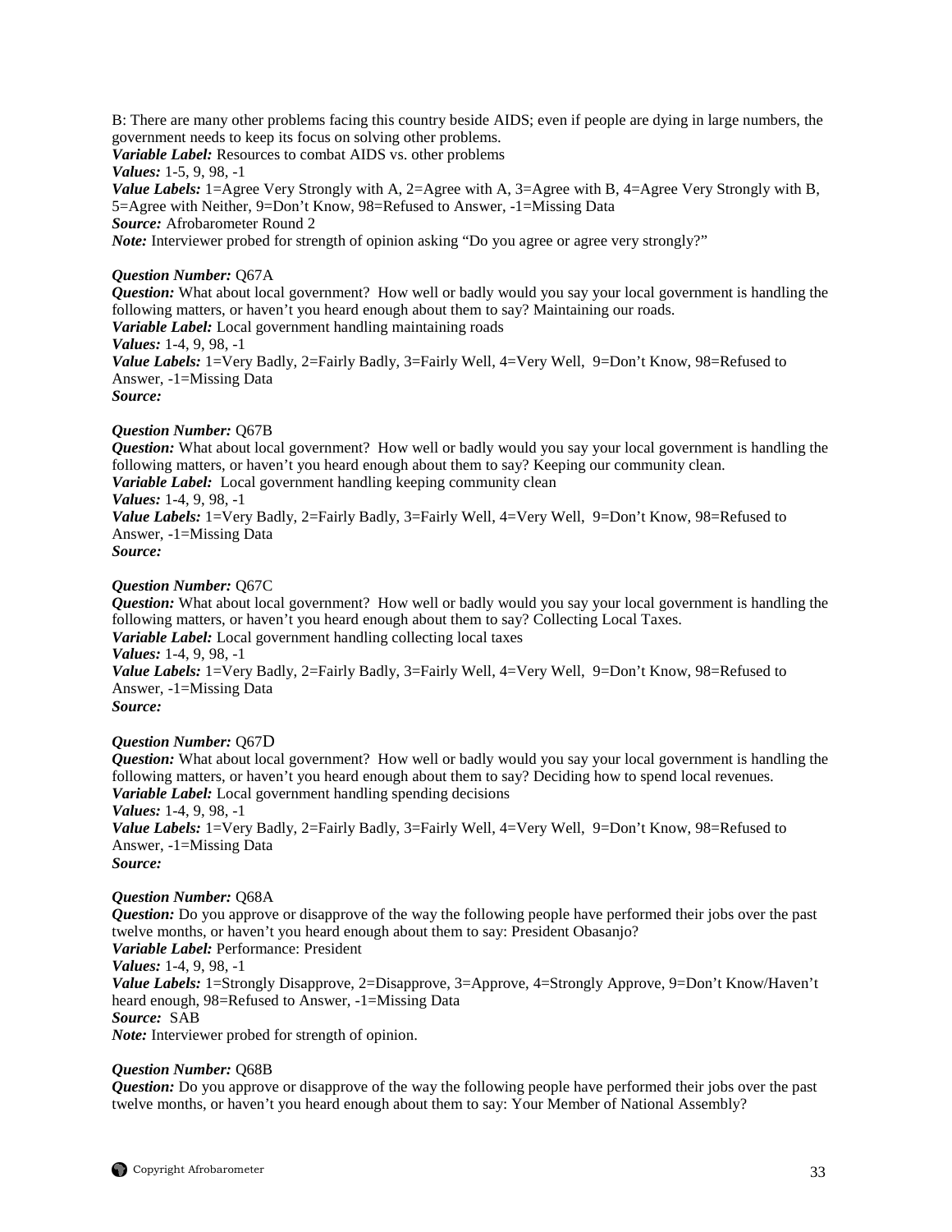B: There are many other problems facing this country beside AIDS; even if people are dying in large numbers, the government needs to keep its focus on solving other problems.
***Variable Label:*** Resources to combat AIDS vs. other problems
***Values:*** 1-5, 9, 98, -1
***Value Labels:*** 1=Agree Very Strongly with A, 2=Agree with A, 3=Agree with B, 4=Agree Very Strongly with B, 5=Agree with Neither, 9=Don't Know, 98=Refused to Answer, -1=Missing Data
***Source:*** Afrobarometer Round 2
***Note:*** Interviewer probed for strength of opinion asking "Do you agree or agree very strongly?"

***Question Number:*** Q67A
***Question:*** What about local government? How well or badly would you say your local government is handling the following matters, or haven't you heard enough about them to say? Maintaining our roads.
***Variable Label:*** Local government handling maintaining roads
***Values:*** 1-4, 9, 98, -1
***Value Labels:*** 1=Very Badly, 2=Fairly Badly, 3=Fairly Well, 4=Very Well, 9=Don't Know, 98=Refused to Answer, -1=Missing Data
***Source:***

***Question Number:*** Q67B
***Question:*** What about local government? How well or badly would you say your local government is handling the following matters, or haven't you heard enough about them to say? Keeping our community clean.
***Variable Label:*** Local government handling keeping community clean
***Values:*** 1-4, 9, 98, -1
***Value Labels:*** 1=Very Badly, 2=Fairly Badly, 3=Fairly Well, 4=Very Well, 9=Don't Know, 98=Refused to Answer, -1=Missing Data
***Source:***

***Question Number:*** Q67C
***Question:*** What about local government? How well or badly would you say your local government is handling the following matters, or haven't you heard enough about them to say? Collecting Local Taxes.
***Variable Label:*** Local government handling collecting local taxes
***Values:*** 1-4, 9, 98, -1
***Value Labels:*** 1=Very Badly, 2=Fairly Badly, 3=Fairly Well, 4=Very Well, 9=Don't Know, 98=Refused to Answer, -1=Missing Data
***Source:***

***Question Number:*** Q67D
***Question:*** What about local government? How well or badly would you say your local government is handling the following matters, or haven't you heard enough about them to say? Deciding how to spend local revenues.
***Variable Label:*** Local government handling spending decisions
***Values:*** 1-4, 9, 98, -1
***Value Labels:*** 1=Very Badly, 2=Fairly Badly, 3=Fairly Well, 4=Very Well, 9=Don't Know, 98=Refused to Answer, -1=Missing Data
***Source:***

***Question Number:*** Q68A
***Question:*** Do you approve or disapprove of the way the following people have performed their jobs over the past twelve months, or haven't you heard enough about them to say: President Obasanjo?
***Variable Label:*** Performance: President
***Values:*** 1-4, 9, 98, -1
***Value Labels:*** 1=Strongly Disapprove, 2=Disapprove, 3=Approve, 4=Strongly Approve, 9=Don't Know/Haven't heard enough, 98=Refused to Answer, -1=Missing Data
***Source:*** SAB
***Note:*** Interviewer probed for strength of opinion.

***Question Number:*** Q68B
***Question:*** Do you approve or disapprove of the way the following people have performed their jobs over the past twelve months, or haven't you heard enough about them to say: Your Member of National Assembly?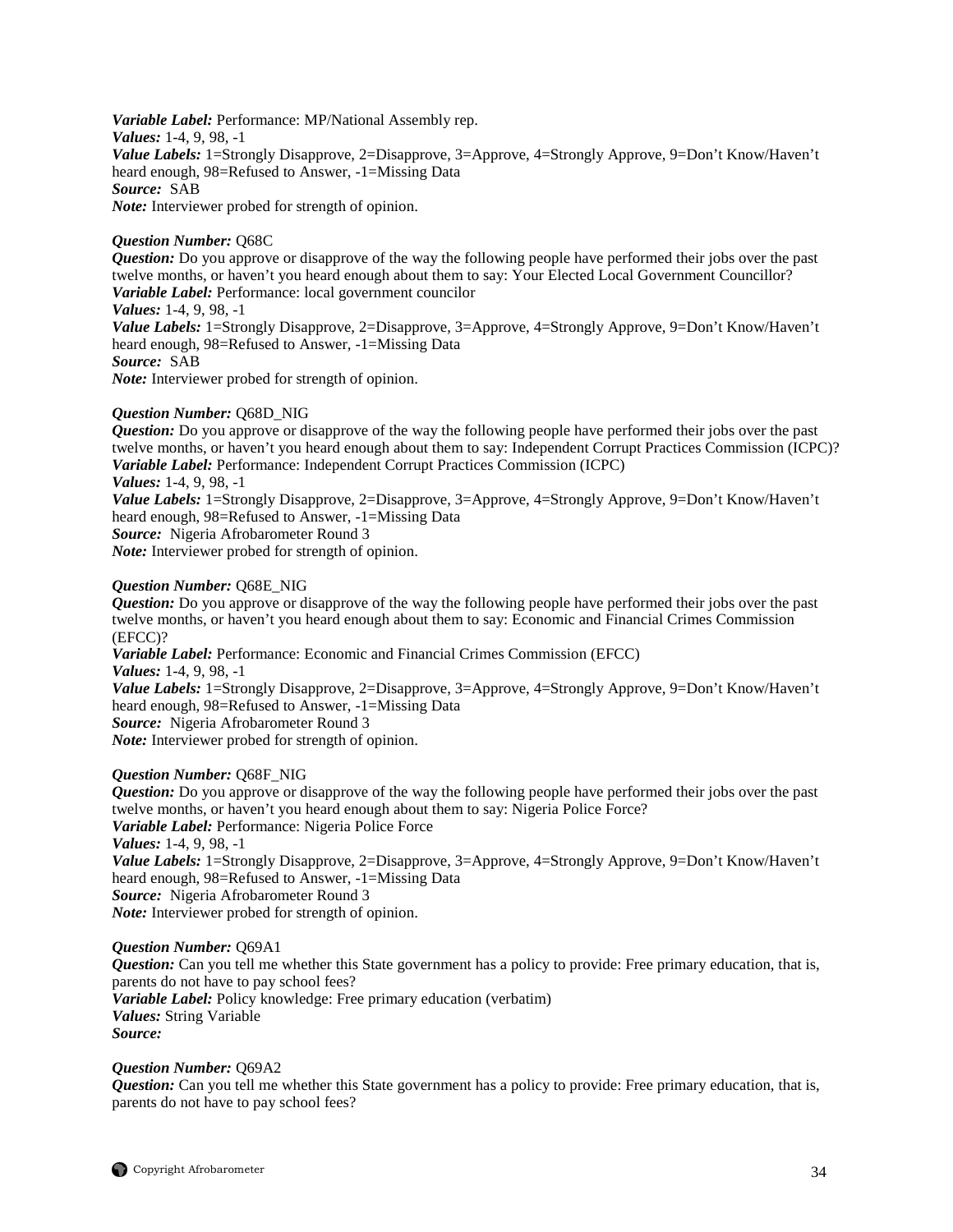***Variable Label:*** Performance: MP/National Assembly rep.
***Values:*** 1-4, 9, 98, -1
***Value Labels:*** 1=Strongly Disapprove, 2=Disapprove, 3=Approve, 4=Strongly Approve, 9=Don't Know/Haven't heard enough, 98=Refused to Answer, -1=Missing Data
***Source:*** SAB
***Note:*** Interviewer probed for strength of opinion.

***Question Number:*** Q68C
***Question:*** Do you approve or disapprove of the way the following people have performed their jobs over the past twelve months, or haven't you heard enough about them to say: Your Elected Local Government Councillor?
***Variable Label:*** Performance: local government councilor
***Values:*** 1-4, 9, 98, -1
***Value Labels:*** 1=Strongly Disapprove, 2=Disapprove, 3=Approve, 4=Strongly Approve, 9=Don't Know/Haven't heard enough, 98=Refused to Answer, -1=Missing Data
***Source:*** SAB
***Note:*** Interviewer probed for strength of opinion.

***Question Number:*** Q68D_NIG
***Question:*** Do you approve or disapprove of the way the following people have performed their jobs over the past twelve months, or haven't you heard enough about them to say: Independent Corrupt Practices Commission (ICPC)?
***Variable Label:*** Performance: Independent Corrupt Practices Commission (ICPC)
***Values:*** 1-4, 9, 98, -1
***Value Labels:*** 1=Strongly Disapprove, 2=Disapprove, 3=Approve, 4=Strongly Approve, 9=Don't Know/Haven't heard enough, 98=Refused to Answer, -1=Missing Data
***Source:*** Nigeria Afrobarometer Round 3
***Note:*** Interviewer probed for strength of opinion.

***Question Number:*** Q68E_NIG
***Question:*** Do you approve or disapprove of the way the following people have performed their jobs over the past twelve months, or haven't you heard enough about them to say: Economic and Financial Crimes Commission (EFCC)?
***Variable Label:*** Performance: Economic and Financial Crimes Commission (EFCC)
***Values:*** 1-4, 9, 98, -1
***Value Labels:*** 1=Strongly Disapprove, 2=Disapprove, 3=Approve, 4=Strongly Approve, 9=Don't Know/Haven't heard enough, 98=Refused to Answer, -1=Missing Data
***Source:*** Nigeria Afrobarometer Round 3
***Note:*** Interviewer probed for strength of opinion.

***Question Number:*** Q68F_NIG
***Question:*** Do you approve or disapprove of the way the following people have performed their jobs over the past twelve months, or haven't you heard enough about them to say: Nigeria Police Force?
***Variable Label:*** Performance: Nigeria Police Force
***Values:*** 1-4, 9, 98, -1
***Value Labels:*** 1=Strongly Disapprove, 2=Disapprove, 3=Approve, 4=Strongly Approve, 9=Don't Know/Haven't heard enough, 98=Refused to Answer, -1=Missing Data
***Source:*** Nigeria Afrobarometer Round 3
***Note:*** Interviewer probed for strength of opinion.

***Question Number:*** Q69A1
***Question:*** Can you tell me whether this State government has a policy to provide: Free primary education, that is, parents do not have to pay school fees?
***Variable Label:*** Policy knowledge: Free primary education (verbatim)
***Values:*** String Variable
***Source:***

***Question Number:*** Q69A2
***Question:*** Can you tell me whether this State government has a policy to provide: Free primary education, that is, parents do not have to pay school fees?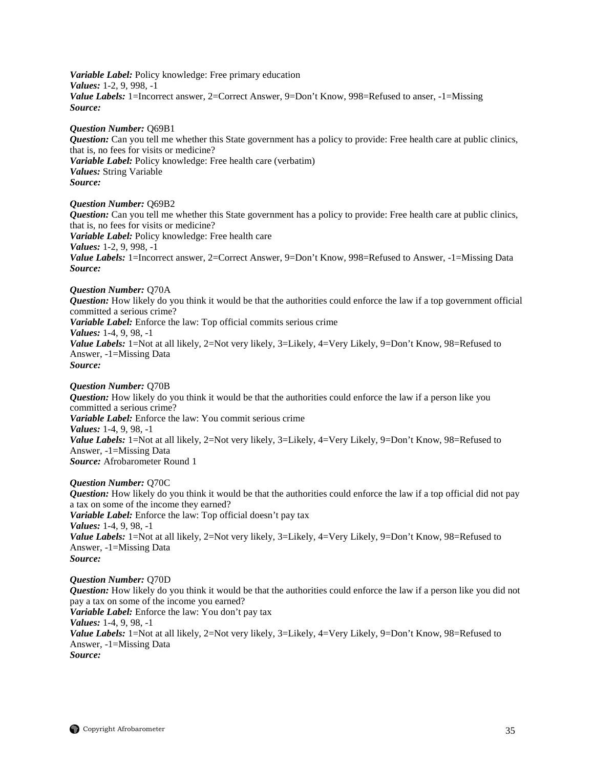***Variable Label:*** Policy knowledge: Free primary education
***Values:*** 1-2, 9, 998, -1
***Value Labels:*** 1=Incorrect answer, 2=Correct Answer, 9=Don't Know, 998=Refused to anser, -1=Missing
***Source:***

***Question Number:*** Q69B1
***Question:*** Can you tell me whether this State government has a policy to provide: Free health care at public clinics, that is, no fees for visits or medicine?
***Variable Label:*** Policy knowledge: Free health care (verbatim)
***Values:*** String Variable
***Source:***

***Question Number:*** Q69B2
***Question:*** Can you tell me whether this State government has a policy to provide: Free health care at public clinics, that is, no fees for visits or medicine?
***Variable Label:*** Policy knowledge: Free health care
***Values:*** 1-2, 9, 998, -1
***Value Labels:*** 1=Incorrect answer, 2=Correct Answer, 9=Don't Know, 998=Refused to Answer, -1=Missing Data
***Source:***

***Question Number:*** Q70A
***Question:*** How likely do you think it would be that the authorities could enforce the law if a top government official committed a serious crime?
***Variable Label:*** Enforce the law: Top official commits serious crime
***Values:*** 1-4, 9, 98, -1
***Value Labels:*** 1=Not at all likely, 2=Not very likely, 3=Likely, 4=Very Likely, 9=Don't Know, 98=Refused to Answer, -1=Missing Data
***Source:***

***Question Number:*** Q70B
***Question:*** How likely do you think it would be that the authorities could enforce the law if a person like you committed a serious crime?
***Variable Label:*** Enforce the law: You commit serious crime
***Values:*** 1-4, 9, 98, -1
***Value Labels:*** 1=Not at all likely, 2=Not very likely, 3=Likely, 4=Very Likely, 9=Don't Know, 98=Refused to Answer, -1=Missing Data
***Source:*** Afrobarometer Round 1

***Question Number:*** Q70C
***Question:*** How likely do you think it would be that the authorities could enforce the law if a top official did not pay a tax on some of the income they earned?
***Variable Label:*** Enforce the law: Top official doesn't pay tax
***Values:*** 1-4, 9, 98, -1
***Value Labels:*** 1=Not at all likely, 2=Not very likely, 3=Likely, 4=Very Likely, 9=Don't Know, 98=Refused to Answer, -1=Missing Data
***Source:***

***Question Number:*** Q70D
***Question:*** How likely do you think it would be that the authorities could enforce the law if a person like you did not pay a tax on some of the income you earned?
***Variable Label:*** Enforce the law: You don't pay tax
***Values:*** 1-4, 9, 98, -1
***Value Labels:*** 1=Not at all likely, 2=Not very likely, 3=Likely, 4=Very Likely, 9=Don't Know, 98=Refused to Answer, -1=Missing Data
***Source:***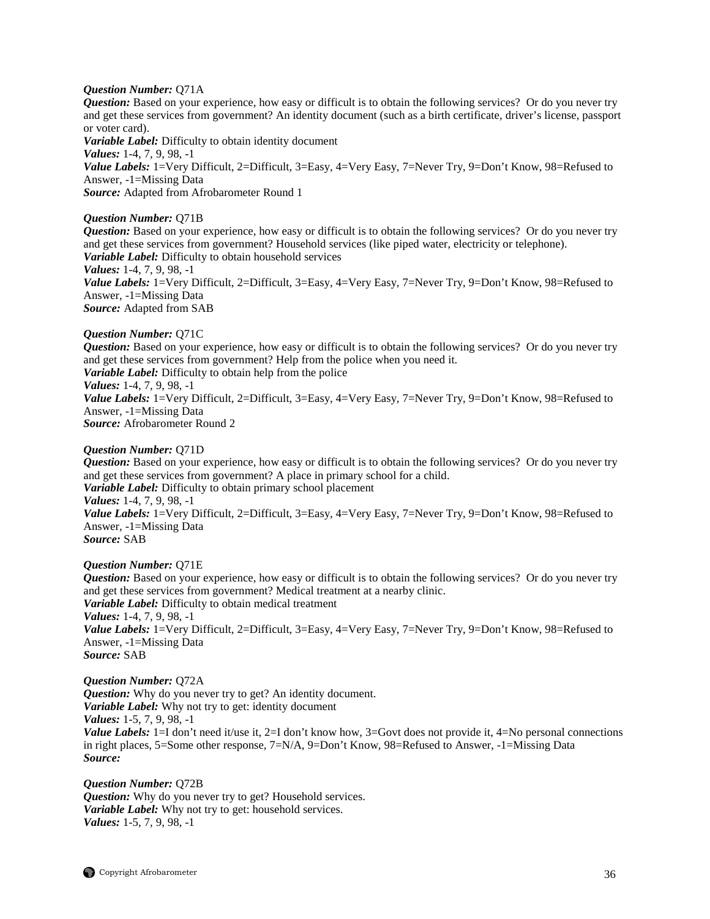***Question Number:*** Q71A
***Question:*** Based on your experience, how easy or difficult is to obtain the following services? Or do you never try and get these services from government? An identity document (such as a birth certificate, driver's license, passport or voter card).
***Variable Label:*** Difficulty to obtain identity document
***Values:*** 1-4, 7, 9, 98, -1
***Value Labels:*** 1=Very Difficult, 2=Difficult, 3=Easy, 4=Very Easy, 7=Never Try, 9=Don't Know, 98=Refused to Answer, -1=Missing Data
***Source:*** Adapted from Afrobarometer Round 1

***Question Number:*** Q71B
***Question:*** Based on your experience, how easy or difficult is to obtain the following services? Or do you never try and get these services from government? Household services (like piped water, electricity or telephone).
***Variable Label:*** Difficulty to obtain household services
***Values:*** 1-4, 7, 9, 98, -1
***Value Labels:*** 1=Very Difficult, 2=Difficult, 3=Easy, 4=Very Easy, 7=Never Try, 9=Don't Know, 98=Refused to Answer, -1=Missing Data
***Source:*** Adapted from SAB

***Question Number:*** Q71C
***Question:*** Based on your experience, how easy or difficult is to obtain the following services? Or do you never try and get these services from government? Help from the police when you need it.
***Variable Label:*** Difficulty to obtain help from the police
***Values:*** 1-4, 7, 9, 98, -1
***Value Labels:*** 1=Very Difficult, 2=Difficult, 3=Easy, 4=Very Easy, 7=Never Try, 9=Don't Know, 98=Refused to Answer, -1=Missing Data
***Source:*** Afrobarometer Round 2

***Question Number:*** Q71D
***Question:*** Based on your experience, how easy or difficult is to obtain the following services? Or do you never try and get these services from government? A place in primary school for a child.
***Variable Label:*** Difficulty to obtain primary school placement
***Values:*** 1-4, 7, 9, 98, -1
***Value Labels:*** 1=Very Difficult, 2=Difficult, 3=Easy, 4=Very Easy, 7=Never Try, 9=Don't Know, 98=Refused to Answer, -1=Missing Data
***Source:*** SAB

***Question Number:*** Q71E
***Question:*** Based on your experience, how easy or difficult is to obtain the following services? Or do you never try and get these services from government? Medical treatment at a nearby clinic.
***Variable Label:*** Difficulty to obtain medical treatment
***Values:*** 1-4, 7, 9, 98, -1
***Value Labels:*** 1=Very Difficult, 2=Difficult, 3=Easy, 4=Very Easy, 7=Never Try, 9=Don't Know, 98=Refused to Answer, -1=Missing Data
***Source:*** SAB

***Question Number:*** Q72A
***Question:*** Why do you never try to get? An identity document.
***Variable Label:*** Why not try to get: identity document
***Values:*** 1-5, 7, 9, 98, -1
***Value Labels:*** 1=I don't need it/use it, 2=I don't know how, 3=Govt does not provide it, 4=No personal connections in right places, 5=Some other response, 7=N/A, 9=Don't Know, 98=Refused to Answer, -1=Missing Data
***Source:***

***Question Number:*** Q72B
***Question:*** Why do you never try to get? Household services.
***Variable Label:*** Why not try to get: household services.
***Values:*** 1-5, 7, 9, 98, -1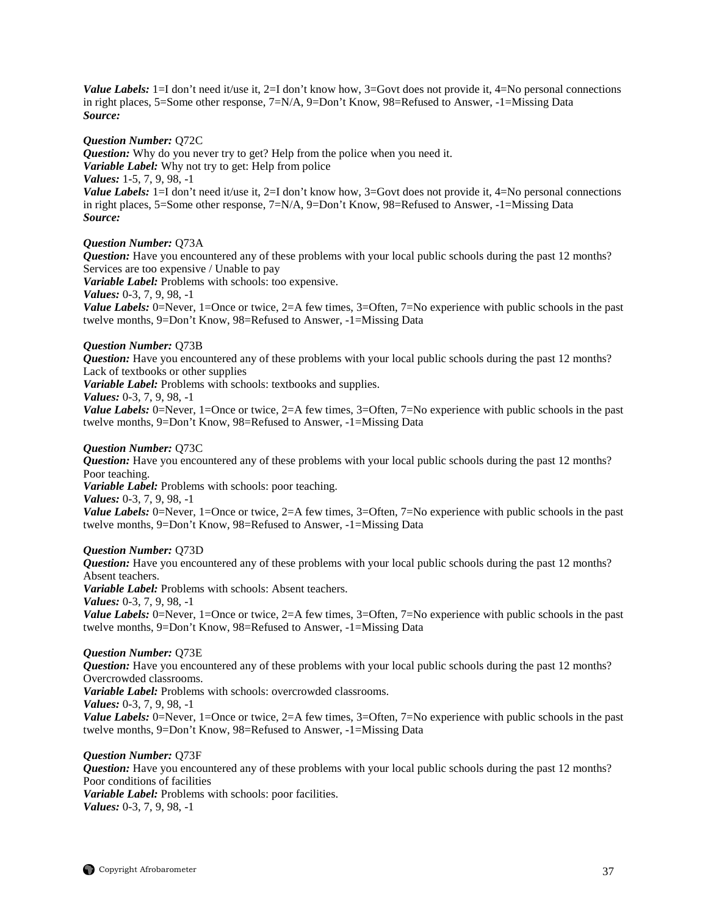***Value Labels:*** 1=I don't need it/use it, 2=I don't know how, 3=Govt does not provide it, 4=No personal connections in right places, 5=Some other response, 7=N/A, 9=Don't Know, 98=Refused to Answer, -1=Missing Data
***Source:***

***Question Number:*** Q72C
***Question:*** Why do you never try to get? Help from the police when you need it.
***Variable Label:*** Why not try to get: Help from police
***Values:*** 1-5, 7, 9, 98, -1
***Value Labels:*** 1=I don't need it/use it, 2=I don't know how, 3=Govt does not provide it, 4=No personal connections in right places, 5=Some other response, 7=N/A, 9=Don't Know, 98=Refused to Answer, -1=Missing Data
***Source:***

***Question Number:*** Q73A
***Question:*** Have you encountered any of these problems with your local public schools during the past 12 months? Services are too expensive / Unable to pay
***Variable Label:*** Problems with schools: too expensive.
***Values:*** 0-3, 7, 9, 98, -1
***Value Labels:*** 0=Never, 1=Once or twice, 2=A few times, 3=Often, 7=No experience with public schools in the past twelve months, 9=Don't Know, 98=Refused to Answer, -1=Missing Data

***Question Number:*** Q73B
***Question:*** Have you encountered any of these problems with your local public schools during the past 12 months? Lack of textbooks or other supplies
***Variable Label:*** Problems with schools: textbooks and supplies.
***Values:*** 0-3, 7, 9, 98, -1
***Value Labels:*** 0=Never, 1=Once or twice, 2=A few times, 3=Often, 7=No experience with public schools in the past twelve months, 9=Don't Know, 98=Refused to Answer, -1=Missing Data

***Question Number:*** Q73C
***Question:*** Have you encountered any of these problems with your local public schools during the past 12 months? Poor teaching.
***Variable Label:*** Problems with schools: poor teaching.
***Values:*** 0-3, 7, 9, 98, -1
***Value Labels:*** 0=Never, 1=Once or twice, 2=A few times, 3=Often, 7=No experience with public schools in the past twelve months, 9=Don't Know, 98=Refused to Answer, -1=Missing Data

***Question Number:*** Q73D
***Question:*** Have you encountered any of these problems with your local public schools during the past 12 months? Absent teachers.
***Variable Label:*** Problems with schools: Absent teachers.
***Values:*** 0-3, 7, 9, 98, -1
***Value Labels:*** 0=Never, 1=Once or twice, 2=A few times, 3=Often, 7=No experience with public schools in the past twelve months, 9=Don't Know, 98=Refused to Answer, -1=Missing Data

***Question Number:*** Q73E
***Question:*** Have you encountered any of these problems with your local public schools during the past 12 months? Overcrowded classrooms.
***Variable Label:*** Problems with schools: overcrowded classrooms.
***Values:*** 0-3, 7, 9, 98, -1
***Value Labels:*** 0=Never, 1=Once or twice, 2=A few times, 3=Often, 7=No experience with public schools in the past twelve months, 9=Don't Know, 98=Refused to Answer, -1=Missing Data

***Question Number:*** Q73F
***Question:*** Have you encountered any of these problems with your local public schools during the past 12 months? Poor conditions of facilities
***Variable Label:*** Problems with schools: poor facilities.
***Values:*** 0-3, 7, 9, 98, -1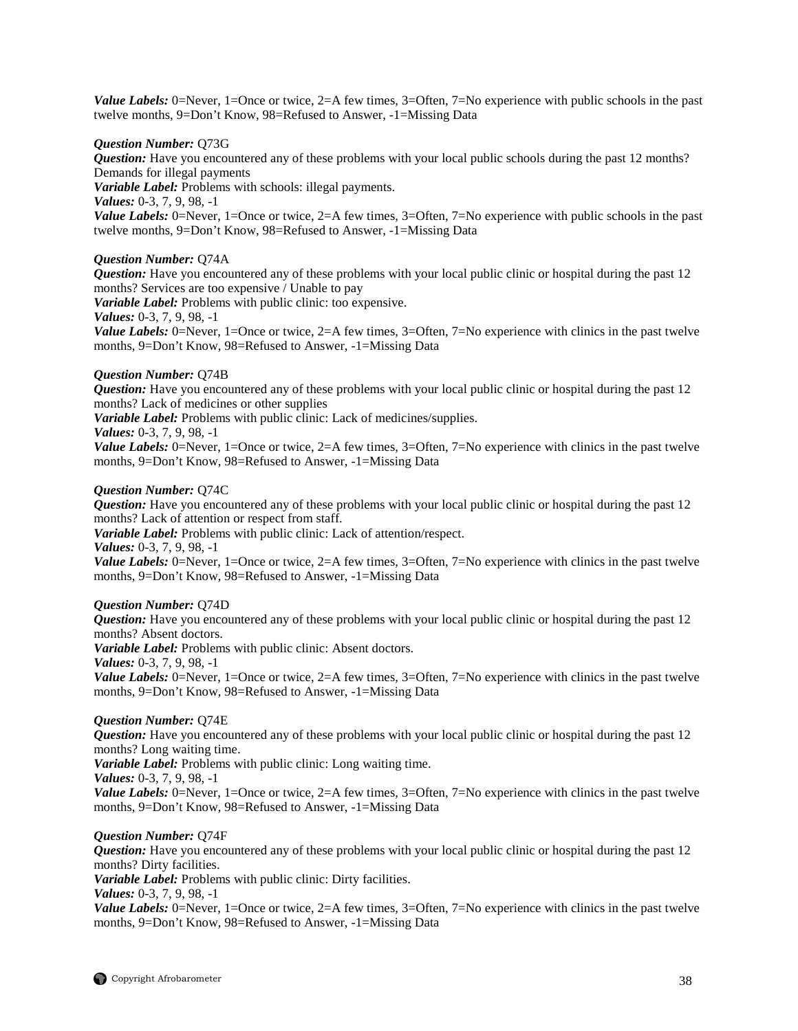***Value Labels:*** 0=Never, 1=Once or twice, 2=A few times, 3=Often, 7=No experience with public schools in the past twelve months, 9=Don't Know, 98=Refused to Answer, -1=Missing Data

***Question Number:*** Q73G
***Question:*** Have you encountered any of these problems with your local public schools during the past 12 months? Demands for illegal payments
***Variable Label:*** Problems with schools: illegal payments.
***Values:*** 0-3, 7, 9, 98, -1
***Value Labels:*** 0=Never, 1=Once or twice, 2=A few times, 3=Often, 7=No experience with public schools in the past twelve months, 9=Don't Know, 98=Refused to Answer, -1=Missing Data

***Question Number:*** Q74A
***Question:*** Have you encountered any of these problems with your local public clinic or hospital during the past 12 months? Services are too expensive / Unable to pay
***Variable Label:*** Problems with public clinic: too expensive.
***Values:*** 0-3, 7, 9, 98, -1
***Value Labels:*** 0=Never, 1=Once or twice, 2=A few times, 3=Often, 7=No experience with clinics in the past twelve months, 9=Don't Know, 98=Refused to Answer, -1=Missing Data

***Question Number:*** Q74B
***Question:*** Have you encountered any of these problems with your local public clinic or hospital during the past 12 months? Lack of medicines or other supplies
***Variable Label:*** Problems with public clinic: Lack of medicines/supplies.
***Values:*** 0-3, 7, 9, 98, -1
***Value Labels:*** 0=Never, 1=Once or twice, 2=A few times, 3=Often, 7=No experience with clinics in the past twelve months, 9=Don't Know, 98=Refused to Answer, -1=Missing Data

***Question Number:*** Q74C
***Question:*** Have you encountered any of these problems with your local public clinic or hospital during the past 12 months? Lack of attention or respect from staff.
***Variable Label:*** Problems with public clinic: Lack of attention/respect.
***Values:*** 0-3, 7, 9, 98, -1
***Value Labels:*** 0=Never, 1=Once or twice, 2=A few times, 3=Often, 7=No experience with clinics in the past twelve months, 9=Don't Know, 98=Refused to Answer, -1=Missing Data

***Question Number:*** Q74D
***Question:*** Have you encountered any of these problems with your local public clinic or hospital during the past 12 months? Absent doctors.
***Variable Label:*** Problems with public clinic: Absent doctors.
***Values:*** 0-3, 7, 9, 98, -1
***Value Labels:*** 0=Never, 1=Once or twice, 2=A few times, 3=Often, 7=No experience with clinics in the past twelve months, 9=Don't Know, 98=Refused to Answer, -1=Missing Data

***Question Number:*** Q74E
***Question:*** Have you encountered any of these problems with your local public clinic or hospital during the past 12 months? Long waiting time.
***Variable Label:*** Problems with public clinic: Long waiting time.
***Values:*** 0-3, 7, 9, 98, -1
***Value Labels:*** 0=Never, 1=Once or twice, 2=A few times, 3=Often, 7=No experience with clinics in the past twelve months, 9=Don't Know, 98=Refused to Answer, -1=Missing Data

***Question Number:*** Q74F
***Question:*** Have you encountered any of these problems with your local public clinic or hospital during the past 12 months? Dirty facilities.
***Variable Label:*** Problems with public clinic: Dirty facilities.
***Values:*** 0-3, 7, 9, 98, -1
***Value Labels:*** 0=Never, 1=Once or twice, 2=A few times, 3=Often, 7=No experience with clinics in the past twelve months, 9=Don't Know, 98=Refused to Answer, -1=Missing Data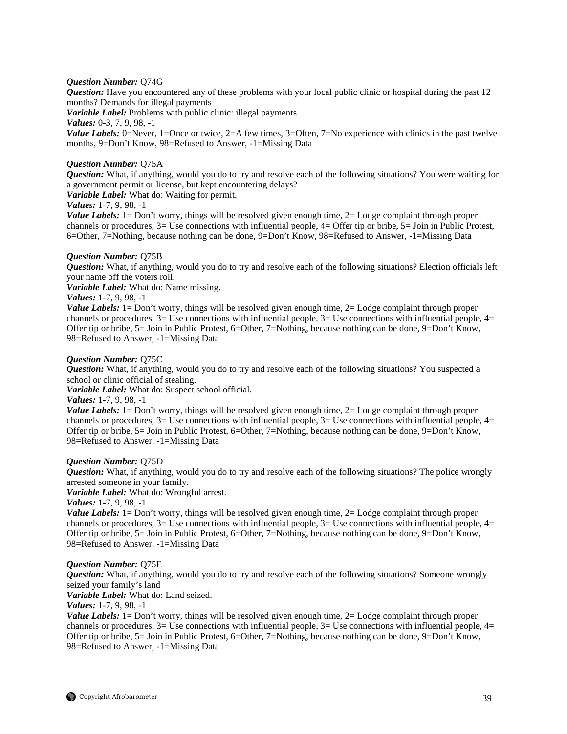***Question Number:*** Q74G
***Question:*** Have you encountered any of these problems with your local public clinic or hospital during the past 12 months? Demands for illegal payments
***Variable Label:*** Problems with public clinic: illegal payments.
***Values:*** 0-3, 7, 9, 98, -1
***Value Labels:*** 0=Never, 1=Once or twice, 2=A few times, 3=Often, 7=No experience with clinics in the past twelve months, 9=Don't Know, 98=Refused to Answer, -1=Missing Data

***Question Number:*** Q75A
***Question:*** What, if anything, would you do to try and resolve each of the following situations? You were waiting for a government permit or license, but kept encountering delays?
***Variable Label:*** What do: Waiting for permit.
***Values:*** 1-7, 9, 98, -1
***Value Labels:*** 1= Don't worry, things will be resolved given enough time, 2= Lodge complaint through proper channels or procedures, 3= Use connections with influential people, 4= Offer tip or bribe, 5= Join in Public Protest, 6=Other, 7=Nothing, because nothing can be done, 9=Don't Know, 98=Refused to Answer, -1=Missing Data

***Question Number:*** Q75B
***Question:*** What, if anything, would you do to try and resolve each of the following situations? Election officials left your name off the voters roll.
***Variable Label:*** What do: Name missing.
***Values:*** 1-7, 9, 98, -1
***Value Labels:*** 1= Don't worry, things will be resolved given enough time, 2= Lodge complaint through proper channels or procedures, 3= Use connections with influential people, 3= Use connections with influential people, 4= Offer tip or bribe, 5= Join in Public Protest, 6=Other, 7=Nothing, because nothing can be done, 9=Don't Know, 98=Refused to Answer, -1=Missing Data

***Question Number:*** Q75C
***Question:*** What, if anything, would you do to try and resolve each of the following situations? You suspected a school or clinic official of stealing.
***Variable Label:*** What do: Suspect school official.
***Values:*** 1-7, 9, 98, -1
***Value Labels:*** 1= Don't worry, things will be resolved given enough time, 2= Lodge complaint through proper channels or procedures, 3= Use connections with influential people, 3= Use connections with influential people, 4= Offer tip or bribe, 5= Join in Public Protest, 6=Other, 7=Nothing, because nothing can be done, 9=Don't Know, 98=Refused to Answer, -1=Missing Data

***Question Number:*** Q75D
***Question:*** What, if anything, would you do to try and resolve each of the following situations? The police wrongly arrested someone in your family.
***Variable Label:*** What do: Wrongful arrest.
***Values:*** 1-7, 9, 98, -1
***Value Labels:*** 1= Don't worry, things will be resolved given enough time, 2= Lodge complaint through proper channels or procedures, 3= Use connections with influential people, 3= Use connections with influential people, 4= Offer tip or bribe, 5= Join in Public Protest, 6=Other, 7=Nothing, because nothing can be done, 9=Don't Know, 98=Refused to Answer, -1=Missing Data

***Question Number:*** Q75E
***Question:*** What, if anything, would you do to try and resolve each of the following situations? Someone wrongly seized your family's land
***Variable Label:*** What do: Land seized.
***Values:*** 1-7, 9, 98, -1
***Value Labels:*** 1= Don't worry, things will be resolved given enough time, 2= Lodge complaint through proper channels or procedures, 3= Use connections with influential people, 3= Use connections with influential people, 4= Offer tip or bribe, 5= Join in Public Protest, 6=Other, 7=Nothing, because nothing can be done, 9=Don't Know, 98=Refused to Answer, -1=Missing Data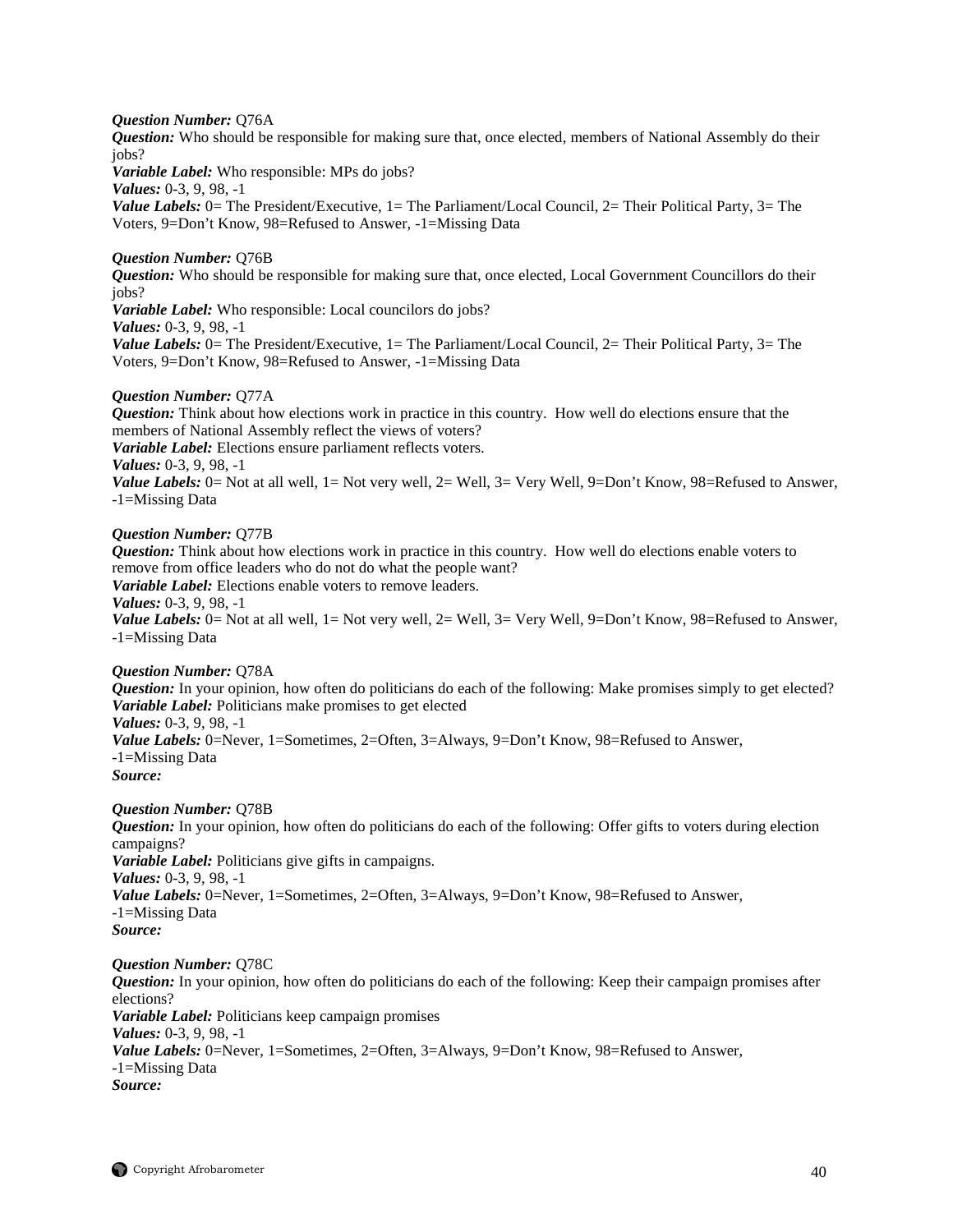***Question Number:*** Q76A
***Question:*** Who should be responsible for making sure that, once elected, members of National Assembly do their jobs?
***Variable Label:*** Who responsible: MPs do jobs?
***Values:*** 0-3, 9, 98, -1
***Value Labels:*** 0= The President/Executive, 1= The Parliament/Local Council, 2= Their Political Party, 3= The Voters, 9=Don't Know, 98=Refused to Answer, -1=Missing Data

***Question Number:*** Q76B
***Question:*** Who should be responsible for making sure that, once elected, Local Government Councillors do their jobs?
***Variable Label:*** Who responsible: Local councilors do jobs?
***Values:*** 0-3, 9, 98, -1
***Value Labels:*** 0= The President/Executive, 1= The Parliament/Local Council, 2= Their Political Party, 3= The Voters, 9=Don't Know, 98=Refused to Answer, -1=Missing Data

***Question Number:*** Q77A
***Question:*** Think about how elections work in practice in this country. How well do elections ensure that the members of National Assembly reflect the views of voters?
***Variable Label:*** Elections ensure parliament reflects voters.
***Values:*** 0-3, 9, 98, -1
***Value Labels:*** 0= Not at all well, 1= Not very well, 2= Well, 3= Very Well, 9=Don't Know, 98=Refused to Answer, -1=Missing Data

***Question Number:*** Q77B
***Question:*** Think about how elections work in practice in this country. How well do elections enable voters to remove from office leaders who do not do what the people want?
***Variable Label:*** Elections enable voters to remove leaders.
***Values:*** 0-3, 9, 98, -1
***Value Labels:*** 0= Not at all well, 1= Not very well, 2= Well, 3= Very Well, 9=Don't Know, 98=Refused to Answer, -1=Missing Data

***Question Number:*** Q78A
***Question:*** In your opinion, how often do politicians do each of the following: Make promises simply to get elected?
***Variable Label:*** Politicians make promises to get elected
***Values:*** 0-3, 9, 98, -1
***Value Labels:*** 0=Never, 1=Sometimes, 2=Often, 3=Always, 9=Don't Know, 98=Refused to Answer, -1=Missing Data
***Source:***

***Question Number:*** Q78B
***Question:*** In your opinion, how often do politicians do each of the following: Offer gifts to voters during election campaigns?
***Variable Label:*** Politicians give gifts in campaigns.
***Values:*** 0-3, 9, 98, -1
***Value Labels:*** 0=Never, 1=Sometimes, 2=Often, 3=Always, 9=Don't Know, 98=Refused to Answer, -1=Missing Data
***Source:***

***Question Number:*** Q78C
***Question:*** In your opinion, how often do politicians do each of the following: Keep their campaign promises after elections?
***Variable Label:*** Politicians keep campaign promises
***Values:*** 0-3, 9, 98, -1
***Value Labels:*** 0=Never, 1=Sometimes, 2=Often, 3=Always, 9=Don't Know, 98=Refused to Answer, -1=Missing Data
***Source:***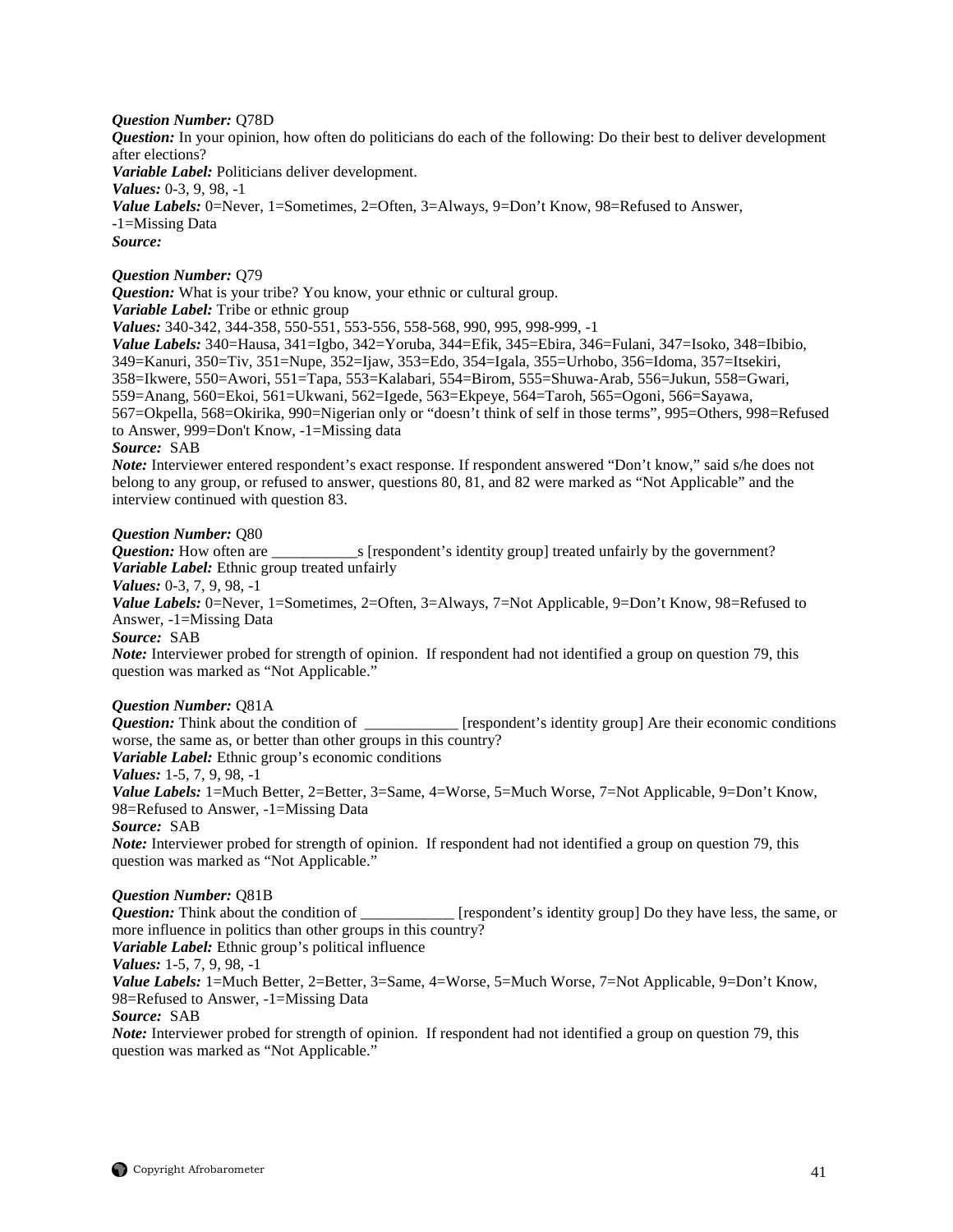***Question Number:*** Q78D
***Question:*** In your opinion, how often do politicians do each of the following: Do their best to deliver development after elections?
***Variable Label:*** Politicians deliver development.
***Values:*** 0-3, 9, 98, -1
***Value Labels:*** 0=Never, 1=Sometimes, 2=Often, 3=Always, 9=Don't Know, 98=Refused to Answer, -1=Missing Data
***Source:***

***Question Number:*** Q79
***Question:*** What is your tribe? You know, your ethnic or cultural group.
***Variable Label:*** Tribe or ethnic group
***Values:*** 340-342, 344-358, 550-551, 553-556, 558-568, 990, 995, 998-999, -1
***Value Labels:*** 340=Hausa, 341=Igbo, 342=Yoruba, 344=Efik, 345=Ebira, 346=Fulani, 347=Isoko, 348=Ibibio, 349=Kanuri, 350=Tiv, 351=Nupe, 352=Ijaw, 353=Edo, 354=Igala, 355=Urhobo, 356=Idoma, 357=Itsekiri, 358=Ikwere, 550=Awori, 551=Tapa, 553=Kalabari, 554=Birom, 555=Shuwa-Arab, 556=Jukun, 558=Gwari, 559=Anang, 560=Ekoi, 561=Ukwani, 562=Igede, 563=Ekpeye, 564=Taroh, 565=Ogoni, 566=Sayawa, 567=Okpella, 568=Okirika, 990=Nigerian only or "doesn't think of self in those terms", 995=Others, 998=Refused to Answer, 999=Don't Know, -1=Missing data
***Source:*** SAB
***Note:*** Interviewer entered respondent's exact response. If respondent answered "Don't know," said s/he does not belong to any group, or refused to answer, questions 80, 81, and 82 were marked as "Not Applicable" and the interview continued with question 83.

***Question Number:*** Q80
***Question:*** How often are ___________s [respondent's identity group] treated unfairly by the government?
***Variable Label:*** Ethnic group treated unfairly
***Values:*** 0-3, 7, 9, 98, -1
***Value Labels:*** 0=Never, 1=Sometimes, 2=Often, 3=Always, 7=Not Applicable, 9=Don't Know, 98=Refused to Answer, -1=Missing Data
***Source:*** SAB
***Note:*** Interviewer probed for strength of opinion. If respondent had not identified a group on question 79, this question was marked as "Not Applicable."

***Question Number:*** Q81A
***Question:*** Think about the condition of ____________ [respondent's identity group] Are their economic conditions worse, the same as, or better than other groups in this country?
***Variable Label:*** Ethnic group's economic conditions
***Values:*** 1-5, 7, 9, 98, -1
***Value Labels:*** 1=Much Better, 2=Better, 3=Same, 4=Worse, 5=Much Worse, 7=Not Applicable, 9=Don't Know, 98=Refused to Answer, -1=Missing Data
***Source:*** SAB
***Note:*** Interviewer probed for strength of opinion. If respondent had not identified a group on question 79, this question was marked as "Not Applicable."

***Question Number:*** Q81B
***Question:*** Think about the condition of ____________ [respondent's identity group] Do they have less, the same, or more influence in politics than other groups in this country?
***Variable Label:*** Ethnic group's political influence
***Values:*** 1-5, 7, 9, 98, -1
***Value Labels:*** 1=Much Better, 2=Better, 3=Same, 4=Worse, 5=Much Worse, 7=Not Applicable, 9=Don't Know, 98=Refused to Answer, -1=Missing Data
***Source:*** SAB
***Note:*** Interviewer probed for strength of opinion. If respondent had not identified a group on question 79, this question was marked as "Not Applicable."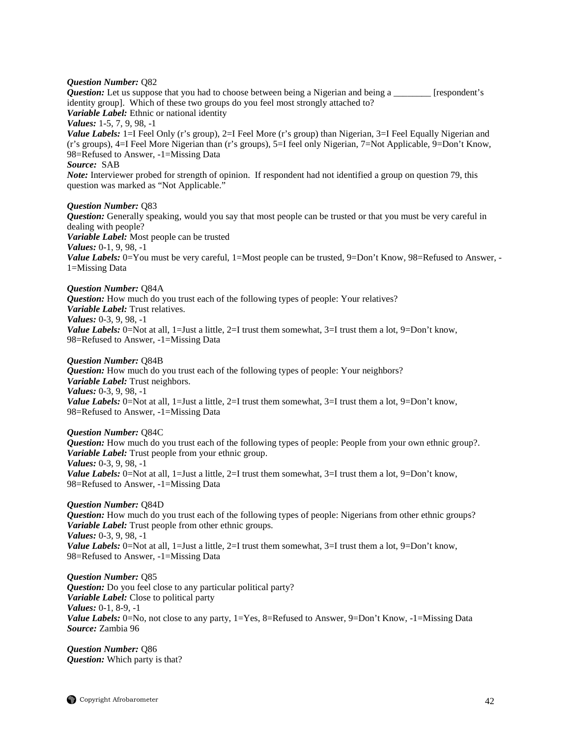***Question Number:*** Q82
***Question:*** Let us suppose that you had to choose between being a Nigerian and being a ________ [respondent's identity group]. Which of these two groups do you feel most strongly attached to?
***Variable Label:*** Ethnic or national identity
***Values:*** 1-5, 7, 9, 98, -1
***Value Labels:*** 1=I Feel Only (r's group), 2=I Feel More (r's group) than Nigerian, 3=I Feel Equally Nigerian and (r's groups), 4=I Feel More Nigerian than (r's groups), 5=I feel only Nigerian, 7=Not Applicable, 9=Don't Know, 98=Refused to Answer, -1=Missing Data
***Source:*** SAB
***Note:*** Interviewer probed for strength of opinion. If respondent had not identified a group on question 79, this question was marked as "Not Applicable."

***Question Number:*** Q83
***Question:*** Generally speaking, would you say that most people can be trusted or that you must be very careful in dealing with people?
***Variable Label:*** Most people can be trusted
***Values:*** 0-1, 9, 98, -1
***Value Labels:*** 0=You must be very careful, 1=Most people can be trusted, 9=Don't Know, 98=Refused to Answer, -1=Missing Data

***Question Number:*** Q84A
***Question:*** How much do you trust each of the following types of people: Your relatives?
***Variable Label:*** Trust relatives.
***Values:*** 0-3, 9, 98, -1
***Value Labels:*** 0=Not at all, 1=Just a little, 2=I trust them somewhat, 3=I trust them a lot, 9=Don't know, 98=Refused to Answer, -1=Missing Data

***Question Number:*** Q84B
***Question:*** How much do you trust each of the following types of people: Your neighbors?
***Variable Label:*** Trust neighbors.
***Values:*** 0-3, 9, 98, -1
***Value Labels:*** 0=Not at all, 1=Just a little, 2=I trust them somewhat, 3=I trust them a lot, 9=Don't know, 98=Refused to Answer, -1=Missing Data

***Question Number:*** Q84C
***Question:*** How much do you trust each of the following types of people: People from your own ethnic group?.
***Variable Label:*** Trust people from your ethnic group.
***Values:*** 0-3, 9, 98, -1
***Value Labels:*** 0=Not at all, 1=Just a little, 2=I trust them somewhat, 3=I trust them a lot, 9=Don't know, 98=Refused to Answer, -1=Missing Data

***Question Number:*** Q84D
***Question:*** How much do you trust each of the following types of people: Nigerians from other ethnic groups?
***Variable Label:*** Trust people from other ethnic groups.
***Values:*** 0-3, 9, 98, -1
***Value Labels:*** 0=Not at all, 1=Just a little, 2=I trust them somewhat, 3=I trust them a lot, 9=Don't know, 98=Refused to Answer, -1=Missing Data

***Question Number:*** Q85
***Question:*** Do you feel close to any particular political party?
***Variable Label:*** Close to political party
***Values:*** 0-1, 8-9, -1
***Value Labels:*** 0=No, not close to any party, 1=Yes, 8=Refused to Answer, 9=Don't Know, -1=Missing Data
***Source:*** Zambia 96

***Question Number:*** Q86
***Question:*** Which party is that?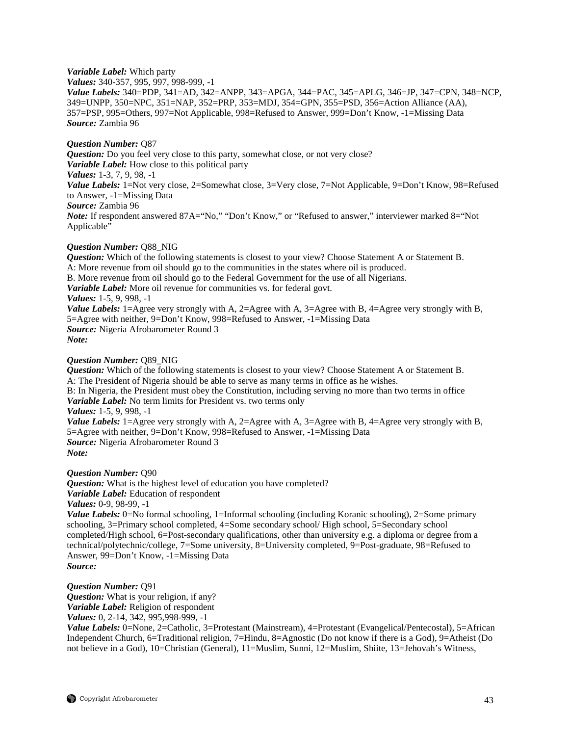***Variable Label:*** Which party
***Values:*** 340-357, 995, 997, 998-999, -1
***Value Labels:*** 340=PDP, 341=AD, 342=ANPP, 343=APGA, 344=PAC, 345=APLG, 346=JP, 347=CPN, 348=NCP, 349=UNPP, 350=NPC, 351=NAP, 352=PRP, 353=MDJ, 354=GPN, 355=PSD, 356=Action Alliance (AA), 357=PSP, 995=Others, 997=Not Applicable, 998=Refused to Answer, 999=Don't Know, -1=Missing Data
***Source:*** Zambia 96

***Question Number:*** Q87
***Question:*** Do you feel very close to this party, somewhat close, or not very close?
***Variable Label:*** How close to this political party
***Values:*** 1-3, 7, 9, 98, -1
***Value Labels:*** 1=Not very close, 2=Somewhat close, 3=Very close, 7=Not Applicable, 9=Don't Know, 98=Refused to Answer, -1=Missing Data
***Source:*** Zambia 96
***Note:*** If respondent answered 87A="No," "Don't Know," or "Refused to answer," interviewer marked 8="Not Applicable"

***Question Number:*** Q88_NIG
***Question:*** Which of the following statements is closest to your view? Choose Statement A or Statement B.
A: More revenue from oil should go to the communities in the states where oil is produced.
B. More revenue from oil should go to the Federal Government for the use of all Nigerians.
***Variable Label:*** More oil revenue for communities vs. for federal govt.
***Values:*** 1-5, 9, 998, -1
***Value Labels:*** 1=Agree very strongly with A, 2=Agree with A, 3=Agree with B, 4=Agree very strongly with B, 5=Agree with neither, 9=Don't Know, 998=Refused to Answer, -1=Missing Data
***Source:*** Nigeria Afrobarometer Round 3
***Note:***

***Question Number:*** Q89_NIG
***Question:*** Which of the following statements is closest to your view? Choose Statement A or Statement B.
A: The President of Nigeria should be able to serve as many terms in office as he wishes.
B: In Nigeria, the President must obey the Constitution, including serving no more than two terms in office
***Variable Label:*** No term limits for President vs. two terms only
***Values:*** 1-5, 9, 998, -1
***Value Labels:*** 1=Agree very strongly with A, 2=Agree with A, 3=Agree with B, 4=Agree very strongly with B, 5=Agree with neither, 9=Don't Know, 998=Refused to Answer, -1=Missing Data
***Source:*** Nigeria Afrobarometer Round 3
***Note:***

***Question Number:*** Q90
***Question:*** What is the highest level of education you have completed?
***Variable Label:*** Education of respondent
***Values:*** 0-9, 98-99, -1
***Value Labels:*** 0=No formal schooling, 1=Informal schooling (including Koranic schooling), 2=Some primary schooling, 3=Primary school completed, 4=Some secondary school/ High school, 5=Secondary school completed/High school, 6=Post-secondary qualifications, other than university e.g. a diploma or degree from a technical/polytechnic/college, 7=Some university, 8=University completed, 9=Post-graduate, 98=Refused to Answer, 99=Don't Know, -1=Missing Data
***Source:***

***Question Number:*** Q91
***Question:*** What is your religion, if any?
***Variable Label:*** Religion of respondent
***Values:*** 0, 2-14, 342, 995,998-999, -1
***Value Labels:*** 0=None, 2=Catholic, 3=Protestant (Mainstream), 4=Protestant (Evangelical/Pentecostal), 5=African Independent Church, 6=Traditional religion, 7=Hindu, 8=Agnostic (Do not know if there is a God), 9=Atheist (Do not believe in a God), 10=Christian (General), 11=Muslim, Sunni, 12=Muslim, Shiite, 13=Jehovah's Witness,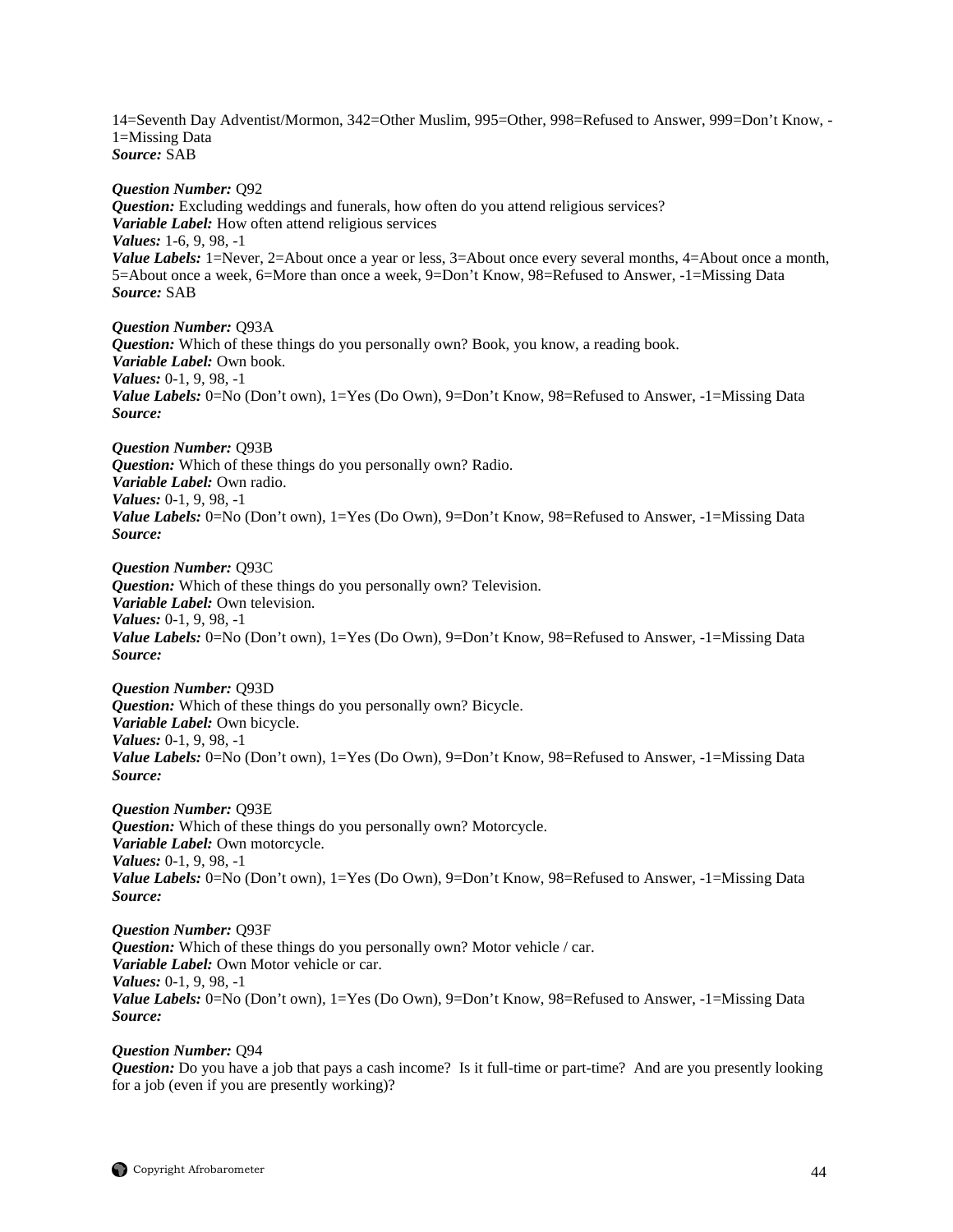14=Seventh Day Adventist/Mormon, 342=Other Muslim, 995=Other, 998=Refused to Answer, 999=Don't Know, -1=Missing Data
***Source:*** SAB

***Question Number:*** Q92
***Question:*** Excluding weddings and funerals, how often do you attend religious services?
***Variable Label:*** How often attend religious services
***Values:*** 1-6, 9, 98, -1
***Value Labels:*** 1=Never, 2=About once a year or less, 3=About once every several months, 4=About once a month, 5=About once a week, 6=More than once a week, 9=Don't Know, 98=Refused to Answer, -1=Missing Data
***Source:*** SAB

***Question Number:*** Q93A
***Question:*** Which of these things do you personally own? Book, you know, a reading book.
***Variable Label:*** Own book.
***Values:*** 0-1, 9, 98, -1
***Value Labels:*** 0=No (Don't own), 1=Yes (Do Own), 9=Don't Know, 98=Refused to Answer, -1=Missing Data
***Source:***

***Question Number:*** Q93B
***Question:*** Which of these things do you personally own? Radio.
***Variable Label:*** Own radio.
***Values:*** 0-1, 9, 98, -1
***Value Labels:*** 0=No (Don't own), 1=Yes (Do Own), 9=Don't Know, 98=Refused to Answer, -1=Missing Data
***Source:***

***Question Number:*** Q93C
***Question:*** Which of these things do you personally own? Television.
***Variable Label:*** Own television.
***Values:*** 0-1, 9, 98, -1
***Value Labels:*** 0=No (Don't own), 1=Yes (Do Own), 9=Don't Know, 98=Refused to Answer, -1=Missing Data
***Source:***

***Question Number:*** Q93D
***Question:*** Which of these things do you personally own? Bicycle.
***Variable Label:*** Own bicycle.
***Values:*** 0-1, 9, 98, -1
***Value Labels:*** 0=No (Don't own), 1=Yes (Do Own), 9=Don't Know, 98=Refused to Answer, -1=Missing Data
***Source:***

***Question Number:*** Q93E
***Question:*** Which of these things do you personally own? Motorcycle.
***Variable Label:*** Own motorcycle.
***Values:*** 0-1, 9, 98, -1
***Value Labels:*** 0=No (Don't own), 1=Yes (Do Own), 9=Don't Know, 98=Refused to Answer, -1=Missing Data
***Source:***

***Question Number:*** Q93F
***Question:*** Which of these things do you personally own? Motor vehicle / car.
***Variable Label:*** Own Motor vehicle or car.
***Values:*** 0-1, 9, 98, -1
***Value Labels:*** 0=No (Don't own), 1=Yes (Do Own), 9=Don't Know, 98=Refused to Answer, -1=Missing Data
***Source:***

***Question Number:*** Q94
***Question:*** Do you have a job that pays a cash income? Is it full-time or part-time? And are you presently looking for a job (even if you are presently working)?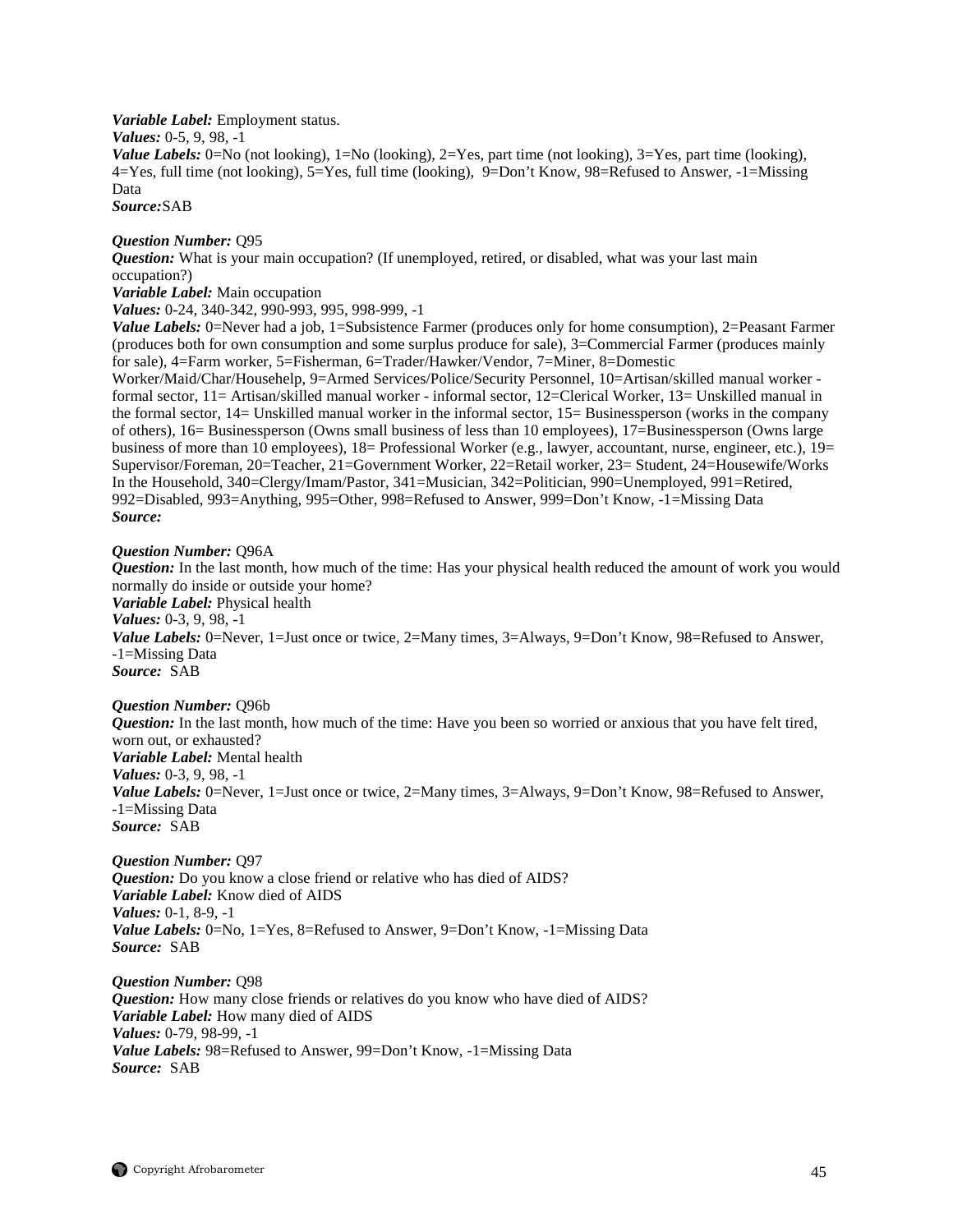***Variable Label:*** Employment status.
***Values:*** 0-5, 9, 98, -1
***Value Labels:*** 0=No (not looking), 1=No (looking), 2=Yes, part time (not looking), 3=Yes, part time (looking), 4=Yes, full time (not looking), 5=Yes, full time (looking), 9=Don't Know, 98=Refused to Answer, -1=Missing Data
***Source:***SAB

***Question Number:*** Q95
***Question:*** What is your main occupation? (If unemployed, retired, or disabled, what was your last main occupation?)
***Variable Label:*** Main occupation
***Values:*** 0-24, 340-342, 990-993, 995, 998-999, -1
***Value Labels:*** 0=Never had a job, 1=Subsistence Farmer (produces only for home consumption), 2=Peasant Farmer (produces both for own consumption and some surplus produce for sale), 3=Commercial Farmer (produces mainly for sale), 4=Farm worker, 5=Fisherman, 6=Trader/Hawker/Vendor, 7=Miner, 8=Domestic Worker/Maid/Char/Househelp, 9=Armed Services/Police/Security Personnel, 10=Artisan/skilled manual worker - formal sector, 11= Artisan/skilled manual worker - informal sector, 12=Clerical Worker, 13= Unskilled manual in the formal sector, 14= Unskilled manual worker in the informal sector, 15= Businessperson (works in the company of others), 16= Businessperson (Owns small business of less than 10 employees), 17=Businessperson (Owns large business of more than 10 employees), 18= Professional Worker (e.g., lawyer, accountant, nurse, engineer, etc.), 19= Supervisor/Foreman, 20=Teacher, 21=Government Worker, 22=Retail worker, 23= Student, 24=Housewife/Works In the Household, 340=Clergy/Imam/Pastor, 341=Musician, 342=Politician, 990=Unemployed, 991=Retired, 992=Disabled, 993=Anything, 995=Other, 998=Refused to Answer, 999=Don't Know, -1=Missing Data
***Source:***

***Question Number:*** Q96A
***Question:*** In the last month, how much of the time: Has your physical health reduced the amount of work you would normally do inside or outside your home?
***Variable Label:*** Physical health
***Values:*** 0-3, 9, 98, -1
***Value Labels:*** 0=Never, 1=Just once or twice, 2=Many times, 3=Always, 9=Don't Know, 98=Refused to Answer, -1=Missing Data
***Source:*** SAB

***Question Number:*** Q96b
***Question:*** In the last month, how much of the time: Have you been so worried or anxious that you have felt tired, worn out, or exhausted?
***Variable Label:*** Mental health
***Values:*** 0-3, 9, 98, -1
***Value Labels:*** 0=Never, 1=Just once or twice, 2=Many times, 3=Always, 9=Don't Know, 98=Refused to Answer, -1=Missing Data
***Source:*** SAB

***Question Number:*** Q97
***Question:*** Do you know a close friend or relative who has died of AIDS?
***Variable Label:*** Know died of AIDS
***Values:*** 0-1, 8-9, -1
***Value Labels:*** 0=No, 1=Yes, 8=Refused to Answer, 9=Don't Know, -1=Missing Data
***Source:*** SAB

***Question Number:*** Q98
***Question:*** How many close friends or relatives do you know who have died of AIDS?
***Variable Label:*** How many died of AIDS
***Values:*** 0-79, 98-99, -1
***Value Labels:*** 98=Refused to Answer, 99=Don't Know, -1=Missing Data
***Source:*** SAB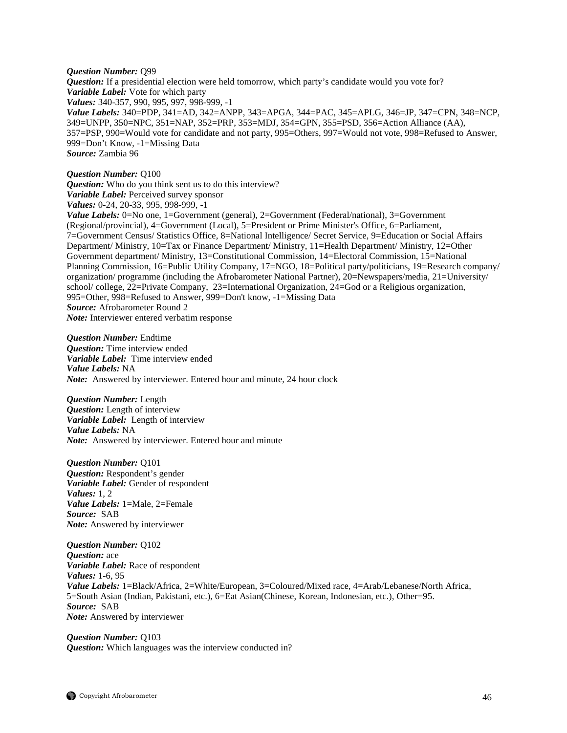***Question Number:*** Q99
***Question:*** If a presidential election were held tomorrow, which party's candidate would you vote for?
***Variable Label:*** Vote for which party
***Values:*** 340-357, 990, 995, 997, 998-999, -1
***Value Labels:*** 340=PDP, 341=AD, 342=ANPP, 343=APGA, 344=PAC, 345=APLG, 346=JP, 347=CPN, 348=NCP, 349=UNPP, 350=NPC, 351=NAP, 352=PRP, 353=MDJ, 354=GPN, 355=PSD, 356=Action Alliance (AA), 357=PSP, 990=Would vote for candidate and not party, 995=Others, 997=Would not vote, 998=Refused to Answer, 999=Don't Know, -1=Missing Data
***Source:*** Zambia 96

***Question Number:*** Q100
***Question:*** Who do you think sent us to do this interview?
***Variable Label:*** Perceived survey sponsor
***Values:*** 0-24, 20-33, 995, 998-999, -1
***Value Labels:*** 0=No one, 1=Government (general), 2=Government (Federal/national), 3=Government (Regional/provincial), 4=Government (Local), 5=President or Prime Minister's Office, 6=Parliament, 7=Government Census/ Statistics Office, 8=National Intelligence/ Secret Service, 9=Education or Social Affairs Department/ Ministry, 10=Tax or Finance Department/ Ministry, 11=Health Department/ Ministry, 12=Other Government department/ Ministry, 13=Constitutional Commission, 14=Electoral Commission, 15=National Planning Commission, 16=Public Utility Company, 17=NGO, 18=Political party/politicians, 19=Research company/ organization/ programme (including the Afrobarometer National Partner), 20=Newspapers/media, 21=University/ school/ college, 22=Private Company, 23=International Organization, 24=God or a Religious organization, 995=Other, 998=Refused to Answer, 999=Don't know, -1=Missing Data
***Source:*** Afrobarometer Round 2
***Note:*** Interviewer entered verbatim response

***Question Number:*** Endtime
***Question:*** Time interview ended
***Variable Label:*** Time interview ended
***Value Labels:*** NA
***Note:*** Answered by interviewer. Entered hour and minute, 24 hour clock

***Question Number:*** Length
***Question:*** Length of interview
***Variable Label:*** Length of interview
***Value Labels:*** NA
***Note:*** Answered by interviewer. Entered hour and minute

***Question Number:*** Q101
***Question:*** Respondent's gender
***Variable Label:*** Gender of respondent
***Values:*** 1, 2
***Value Labels:*** 1=Male, 2=Female
***Source:*** SAB
***Note:*** Answered by interviewer

***Question Number:*** Q102
***Question:*** ace
***Variable Label:*** Race of respondent
***Values:*** 1-6, 95
***Value Labels:*** 1=Black/Africa, 2=White/European, 3=Coloured/Mixed race, 4=Arab/Lebanese/North Africa, 5=South Asian (Indian, Pakistani, etc.), 6=Eat Asian(Chinese, Korean, Indonesian, etc.), Other=95.
***Source:*** SAB
***Note:*** Answered by interviewer

***Question Number:*** Q103
***Question:*** Which languages was the interview conducted in?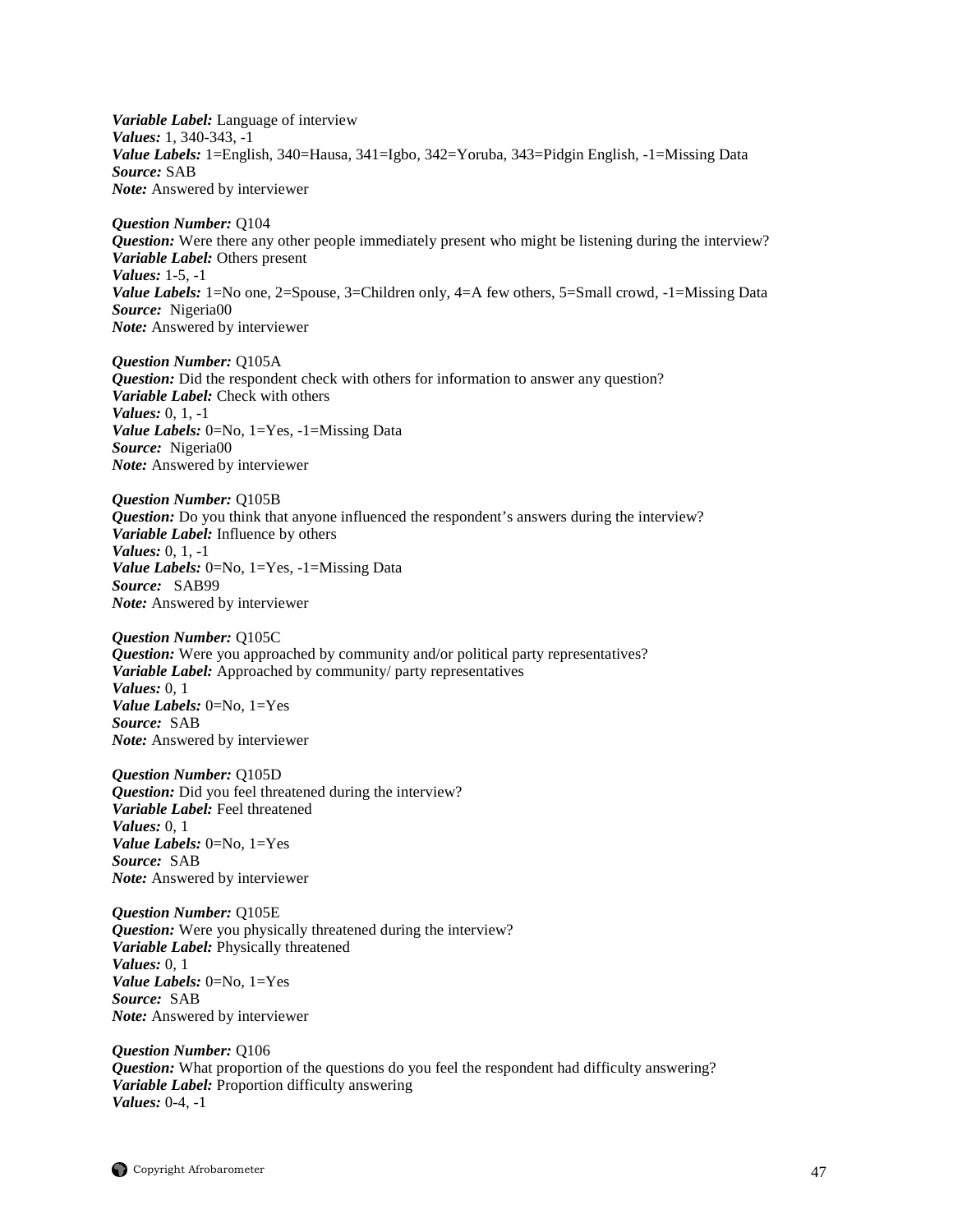***Variable Label:*** Language of interview
***Values:*** 1, 340-343, -1
***Value Labels:*** 1=English, 340=Hausa, 341=Igbo, 342=Yoruba, 343=Pidgin English, -1=Missing Data
***Source:*** SAB
***Note:*** Answered by interviewer

***Question Number:*** Q104
***Question:*** Were there any other people immediately present who might be listening during the interview?
***Variable Label:*** Others present
***Values:*** 1-5, -1
***Value Labels:*** 1=No one, 2=Spouse, 3=Children only, 4=A few others, 5=Small crowd, -1=Missing Data
***Source:*** Nigeria00
***Note:*** Answered by interviewer

***Question Number:*** Q105A
***Question:*** Did the respondent check with others for information to answer any question?
***Variable Label:*** Check with others
***Values:*** 0, 1, -1
***Value Labels:*** 0=No, 1=Yes, -1=Missing Data
***Source:*** Nigeria00
***Note:*** Answered by interviewer

***Question Number:*** Q105B
***Question:*** Do you think that anyone influenced the respondent's answers during the interview?
***Variable Label:*** Influence by others
***Values:*** 0, 1, -1
***Value Labels:*** 0=No, 1=Yes, -1=Missing Data
***Source:*** SAB99
***Note:*** Answered by interviewer

***Question Number:*** Q105C
***Question:*** Were you approached by community and/or political party representatives?
***Variable Label:*** Approached by community/ party representatives
***Values:*** 0, 1
***Value Labels:*** 0=No, 1=Yes
***Source:*** SAB
***Note:*** Answered by interviewer

***Question Number:*** Q105D
***Question:*** Did you feel threatened during the interview?
***Variable Label:*** Feel threatened
***Values:*** 0, 1
***Value Labels:*** 0=No, 1=Yes
***Source:*** SAB
***Note:*** Answered by interviewer

***Question Number:*** Q105E
***Question:*** Were you physically threatened during the interview?
***Variable Label:*** Physically threatened
***Values:*** 0, 1
***Value Labels:*** 0=No, 1=Yes
***Source:*** SAB
***Note:*** Answered by interviewer

***Question Number:*** Q106
***Question:*** What proportion of the questions do you feel the respondent had difficulty answering?
***Variable Label:*** Proportion difficulty answering
***Values:*** 0-4, -1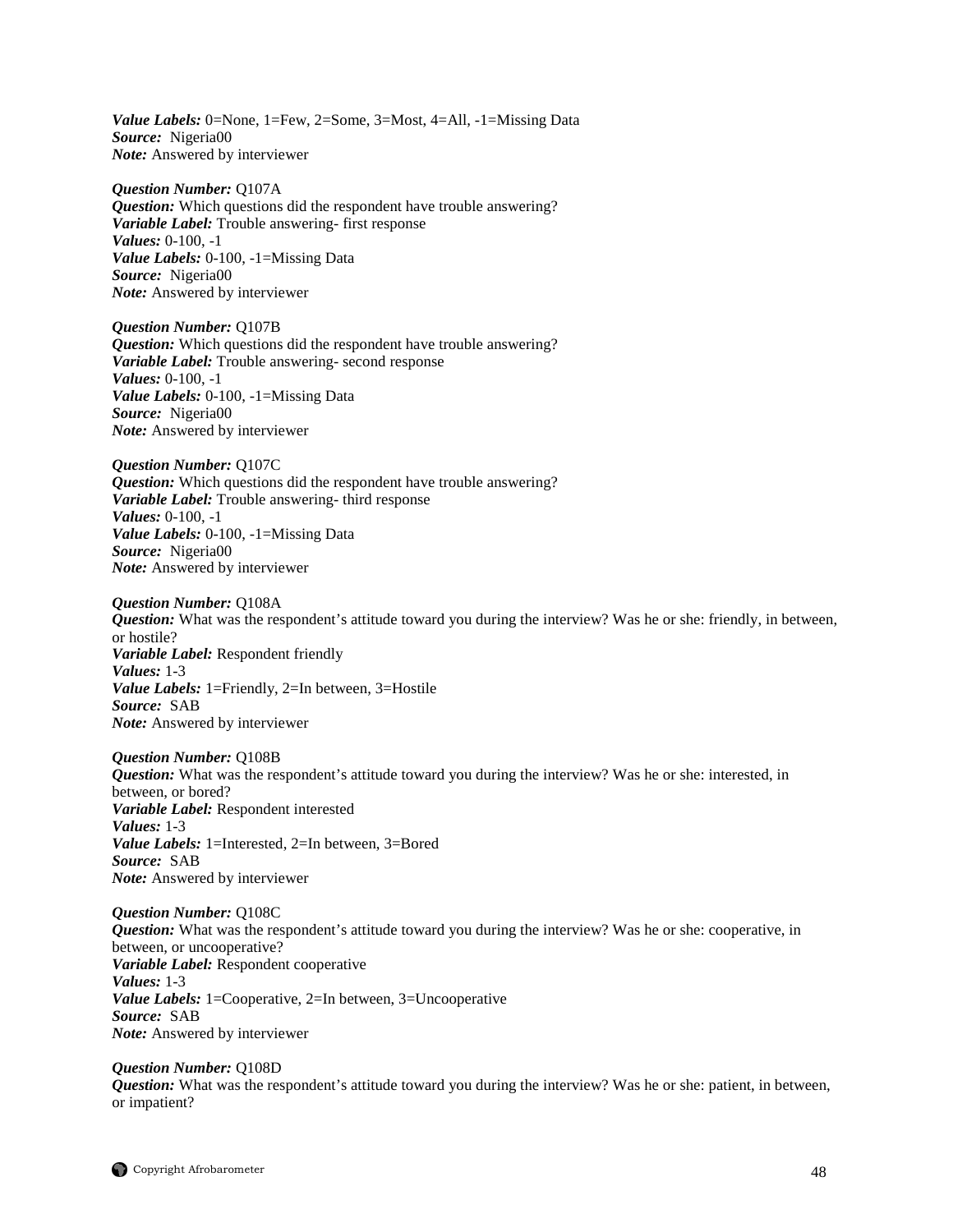***Value Labels:*** 0=None, 1=Few, 2=Some, 3=Most, 4=All, -1=Missing Data
***Source:*** Nigeria00
***Note:*** Answered by interviewer

***Question Number:*** Q107A
***Question:*** Which questions did the respondent have trouble answering?
***Variable Label:*** Trouble answering- first response
***Values:*** 0-100, -1
***Value Labels:*** 0-100, -1=Missing Data
***Source:*** Nigeria00
***Note:*** Answered by interviewer

***Question Number:*** Q107B
***Question:*** Which questions did the respondent have trouble answering?
***Variable Label:*** Trouble answering- second response
***Values:*** 0-100, -1
***Value Labels:*** 0-100, -1=Missing Data
***Source:*** Nigeria00
***Note:*** Answered by interviewer

***Question Number:*** Q107C
***Question:*** Which questions did the respondent have trouble answering?
***Variable Label:*** Trouble answering- third response
***Values:*** 0-100, -1
***Value Labels:*** 0-100, -1=Missing Data
***Source:*** Nigeria00
***Note:*** Answered by interviewer

***Question Number:*** Q108A
***Question:*** What was the respondent's attitude toward you during the interview? Was he or she: friendly, in between, or hostile?
***Variable Label:*** Respondent friendly
***Values:*** 1-3
***Value Labels:*** 1=Friendly, 2=In between, 3=Hostile
***Source:*** SAB
***Note:*** Answered by interviewer

***Question Number:*** Q108B
***Question:*** What was the respondent's attitude toward you during the interview? Was he or she: interested, in between, or bored?
***Variable Label:*** Respondent interested
***Values:*** 1-3
***Value Labels:*** 1=Interested, 2=In between, 3=Bored
***Source:*** SAB
***Note:*** Answered by interviewer

***Question Number:*** Q108C
***Question:*** What was the respondent's attitude toward you during the interview? Was he or she: cooperative, in between, or uncooperative?
***Variable Label:*** Respondent cooperative
***Values:*** 1-3
***Value Labels:*** 1=Cooperative, 2=In between, 3=Uncooperative
***Source:*** SAB
***Note:*** Answered by interviewer

***Question Number:*** Q108D
***Question:*** What was the respondent's attitude toward you during the interview? Was he or she: patient, in between, or impatient?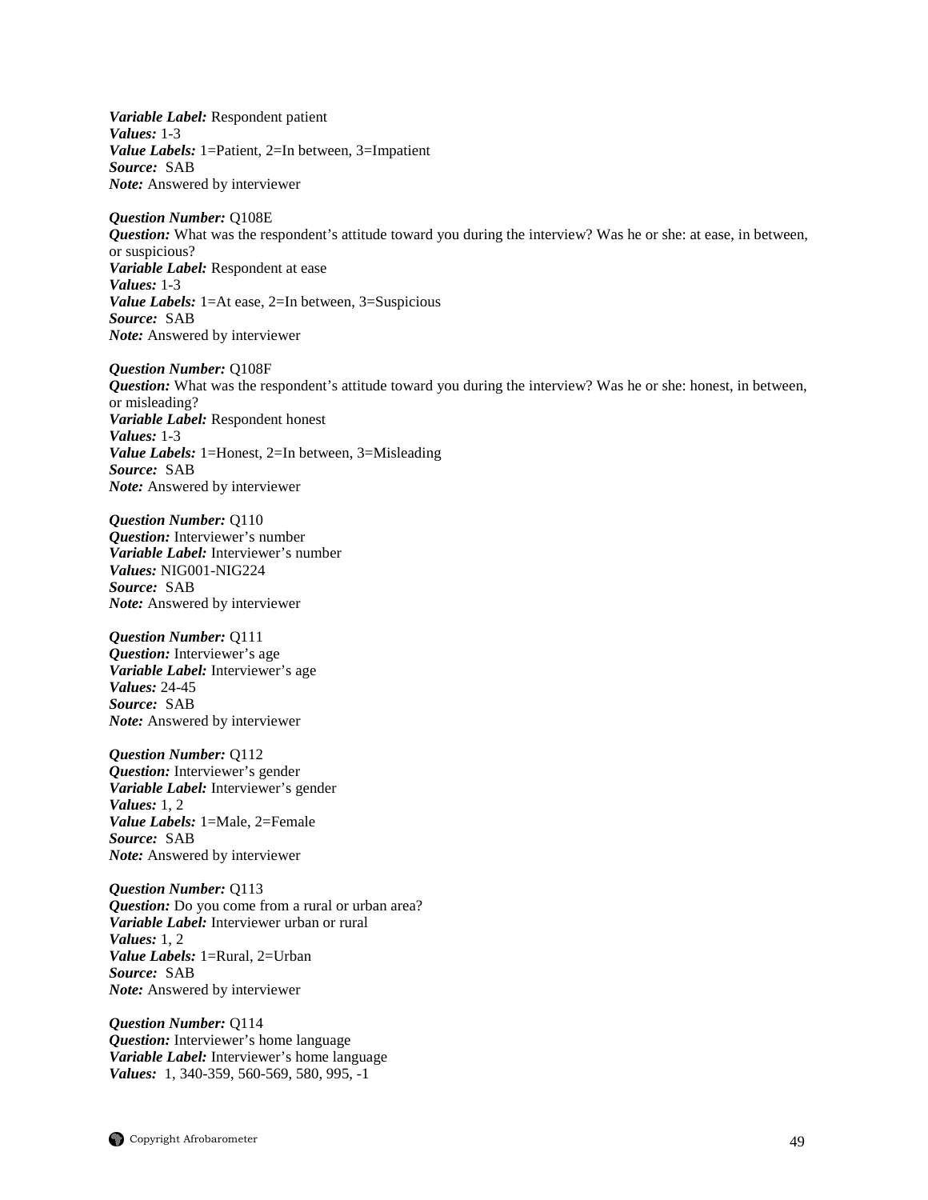***Variable Label:*** Respondent patient
***Values:*** 1-3
***Value Labels:*** 1=Patient, 2=In between, 3=Impatient
***Source:*** SAB
***Note:*** Answered by interviewer

***Question Number:*** Q108E
***Question:*** What was the respondent's attitude toward you during the interview? Was he or she: at ease, in between, or suspicious?
***Variable Label:*** Respondent at ease
***Values:*** 1-3
***Value Labels:*** 1=At ease, 2=In between, 3=Suspicious
***Source:*** SAB
***Note:*** Answered by interviewer

***Question Number:*** Q108F
***Question:*** What was the respondent's attitude toward you during the interview? Was he or she: honest, in between, or misleading?
***Variable Label:*** Respondent honest
***Values:*** 1-3
***Value Labels:*** 1=Honest, 2=In between, 3=Misleading
***Source:*** SAB
***Note:*** Answered by interviewer

***Question Number:*** Q110
***Question:*** Interviewer's number
***Variable Label:*** Interviewer's number
***Values:*** NIG001-NIG224
***Source:*** SAB
***Note:*** Answered by interviewer

***Question Number:*** Q111
***Question:*** Interviewer's age
***Variable Label:*** Interviewer's age
***Values:*** 24-45
***Source:*** SAB
***Note:*** Answered by interviewer

***Question Number:*** Q112
***Question:*** Interviewer's gender
***Variable Label:*** Interviewer's gender
***Values:*** 1, 2
***Value Labels:*** 1=Male, 2=Female
***Source:*** SAB
***Note:*** Answered by interviewer

***Question Number:*** Q113
***Question:*** Do you come from a rural or urban area?
***Variable Label:*** Interviewer urban or rural
***Values:*** 1, 2
***Value Labels:*** 1=Rural, 2=Urban
***Source:*** SAB
***Note:*** Answered by interviewer

***Question Number:*** Q114
***Question:*** Interviewer's home language
***Variable Label:*** Interviewer's home language
***Values:*** 1, 340-359, 560-569, 580, 995, -1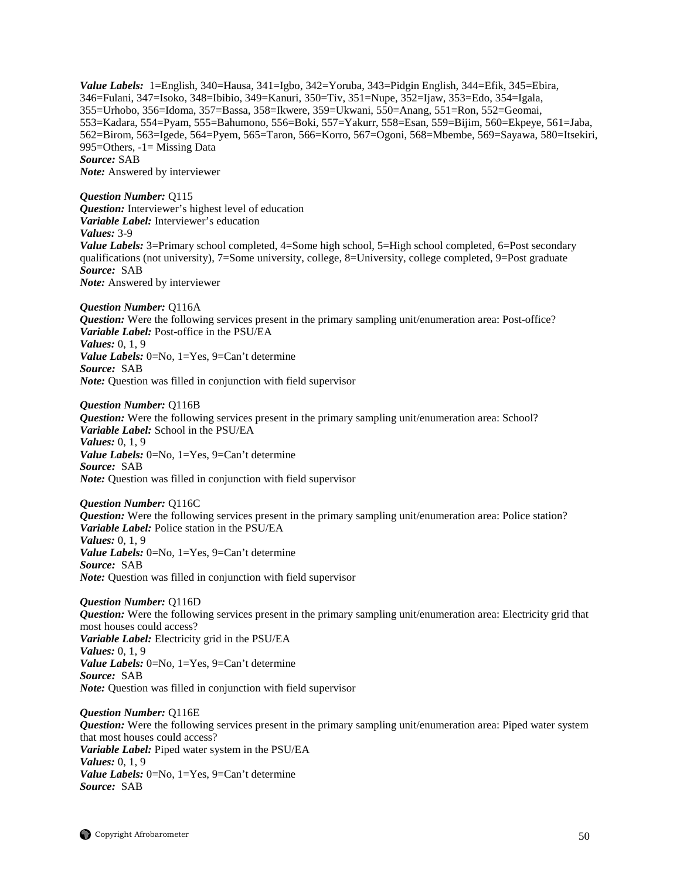***Value Labels:*** 1=English, 340=Hausa, 341=Igbo, 342=Yoruba, 343=Pidgin English, 344=Efik, 345=Ebira, 346=Fulani, 347=Isoko, 348=Ibibio, 349=Kanuri, 350=Tiv, 351=Nupe, 352=Ijaw, 353=Edo, 354=Igala, 355=Urhobo, 356=Idoma, 357=Bassa, 358=Ikwere, 359=Ukwani, 550=Anang, 551=Ron, 552=Geomai, 553=Kadara, 554=Pyam, 555=Bahumono, 556=Boki, 557=Yakurr, 558=Esan, 559=Bijim, 560=Ekpeye, 561=Jaba, 562=Birom, 563=Igede, 564=Pyem, 565=Taron, 566=Korro, 567=Ogoni, 568=Mbembe, 569=Sayawa, 580=Itsekiri, 995=Others, -1= Missing Data
***Source:*** SAB
***Note:*** Answered by interviewer

***Question Number:*** Q115
***Question:*** Interviewer's highest level of education
***Variable Label:*** Interviewer's education
***Values:*** 3-9
***Value Labels:*** 3=Primary school completed, 4=Some high school, 5=High school completed, 6=Post secondary qualifications (not university), 7=Some university, college, 8=University, college completed, 9=Post graduate
***Source:*** SAB
***Note:*** Answered by interviewer

***Question Number:*** Q116A
***Question:*** Were the following services present in the primary sampling unit/enumeration area: Post-office?
***Variable Label:*** Post-office in the PSU/EA
***Values:*** 0, 1, 9
***Value Labels:*** 0=No, 1=Yes, 9=Can't determine
***Source:*** SAB
***Note:*** Question was filled in conjunction with field supervisor

***Question Number:*** Q116B
***Question:*** Were the following services present in the primary sampling unit/enumeration area: School?
***Variable Label:*** School in the PSU/EA
***Values:*** 0, 1, 9
***Value Labels:*** 0=No, 1=Yes, 9=Can't determine
***Source:*** SAB
***Note:*** Question was filled in conjunction with field supervisor

***Question Number:*** Q116C
***Question:*** Were the following services present in the primary sampling unit/enumeration area: Police station?
***Variable Label:*** Police station in the PSU/EA
***Values:*** 0, 1, 9
***Value Labels:*** 0=No, 1=Yes, 9=Can't determine
***Source:*** SAB
***Note:*** Question was filled in conjunction with field supervisor

***Question Number:*** Q116D
***Question:*** Were the following services present in the primary sampling unit/enumeration area: Electricity grid that most houses could access?
***Variable Label:*** Electricity grid in the PSU/EA
***Values:*** 0, 1, 9
***Value Labels:*** 0=No, 1=Yes, 9=Can't determine
***Source:*** SAB
***Note:*** Question was filled in conjunction with field supervisor

***Question Number:*** Q116E
***Question:*** Were the following services present in the primary sampling unit/enumeration area: Piped water system that most houses could access?
***Variable Label:*** Piped water system in the PSU/EA
***Values:*** 0, 1, 9
***Value Labels:*** 0=No, 1=Yes, 9=Can't determine
***Source:*** SAB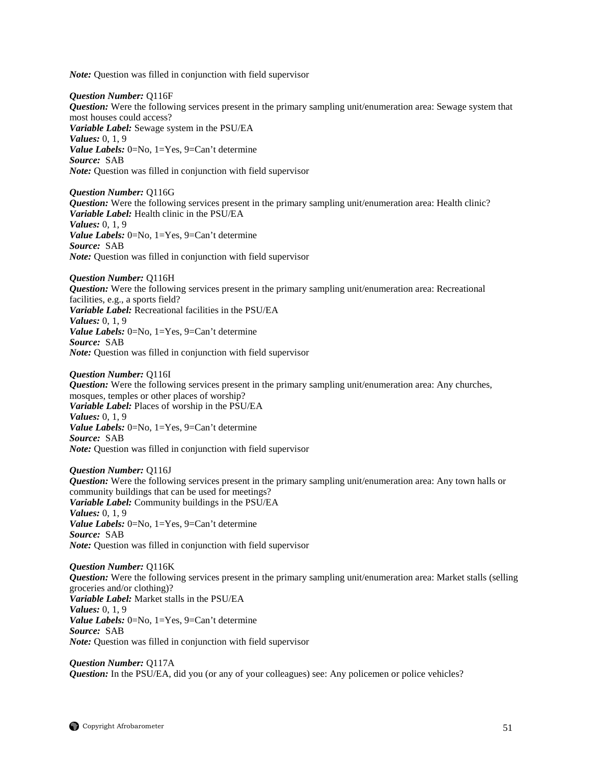*Note:* Question was filled in conjunction with field supervisor

*Question Number:* Q116F
*Question:* Were the following services present in the primary sampling unit/enumeration area: Sewage system that most houses could access?
*Variable Label:* Sewage system in the PSU/EA
*Values:* 0, 1, 9
*Value Labels:* 0=No, 1=Yes, 9=Can't determine
*Source:* SAB
*Note:* Question was filled in conjunction with field supervisor

*Question Number:* Q116G
*Question:* Were the following services present in the primary sampling unit/enumeration area: Health clinic?
*Variable Label:* Health clinic in the PSU/EA
*Values:* 0, 1, 9
*Value Labels:* 0=No, 1=Yes, 9=Can't determine
*Source:* SAB
*Note:* Question was filled in conjunction with field supervisor

*Question Number:* Q116H
*Question:* Were the following services present in the primary sampling unit/enumeration area: Recreational facilities, e.g., a sports field?
*Variable Label:* Recreational facilities in the PSU/EA
*Values:* 0, 1, 9
*Value Labels:* 0=No, 1=Yes, 9=Can't determine
*Source:* SAB
*Note:* Question was filled in conjunction with field supervisor

*Question Number:* Q116I
*Question:* Were the following services present in the primary sampling unit/enumeration area: Any churches, mosques, temples or other places of worship?
*Variable Label:* Places of worship in the PSU/EA
*Values:* 0, 1, 9
*Value Labels:* 0=No, 1=Yes, 9=Can't determine
*Source:* SAB
*Note:* Question was filled in conjunction with field supervisor

*Question Number:* Q116J
*Question:* Were the following services present in the primary sampling unit/enumeration area: Any town halls or community buildings that can be used for meetings?
*Variable Label:* Community buildings in the PSU/EA
*Values:* 0, 1, 9
*Value Labels:* 0=No, 1=Yes, 9=Can't determine
*Source:* SAB
*Note:* Question was filled in conjunction with field supervisor

*Question Number:* Q116K
*Question:* Were the following services present in the primary sampling unit/enumeration area: Market stalls (selling groceries and/or clothing)?
*Variable Label:* Market stalls in the PSU/EA
*Values:* 0, 1, 9
*Value Labels:* 0=No, 1=Yes, 9=Can't determine
*Source:* SAB
*Note:* Question was filled in conjunction with field supervisor

*Question Number:* Q117A
*Question:* In the PSU/EA, did you (or any of your colleagues) see: Any policemen or police vehicles?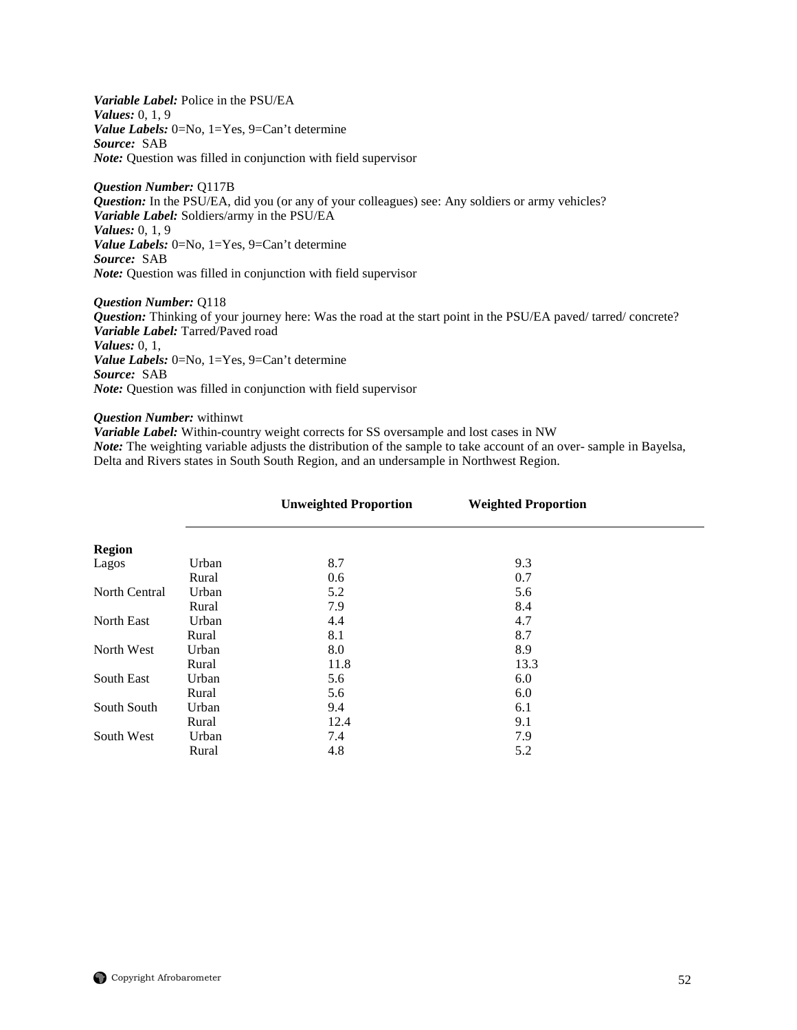***Variable Label:*** Police in the PSU/EA
***Values:*** 0, 1, 9
***Value Labels:*** 0=No, 1=Yes, 9=Can't determine
***Source:*** SAB
***Note:*** Question was filled in conjunction with field supervisor

***Question Number:*** Q117B
***Question:*** In the PSU/EA, did you (or any of your colleagues) see: Any soldiers or army vehicles?
***Variable Label:*** Soldiers/army in the PSU/EA
***Values:*** 0, 1, 9
***Value Labels:*** 0=No, 1=Yes, 9=Can't determine
***Source:*** SAB
***Note:*** Question was filled in conjunction with field supervisor

***Question Number:*** Q118
***Question:*** Thinking of your journey here: Was the road at the start point in the PSU/EA paved/ tarred/ concrete?
***Variable Label:*** Tarred/Paved road
***Values:*** 0, 1,
***Value Labels:*** 0=No, 1=Yes, 9=Can't determine
***Source:*** SAB
***Note:*** Question was filled in conjunction with field supervisor

***Question Number:*** withinwt
***Variable Label:*** Within-country weight corrects for SS oversample and lost cases in NW
***Note:*** The weighting variable adjusts the distribution of the sample to take account of an over- sample in Bayelsa, Delta and Rivers states in South South Region, and an undersample in Northwest Region.

| | | Unweighted Proportion | Weighted Proportion |
|---|---|---|---|
| **Region** | | | |
| Lagos | Urban | 8.7 | 9.3 |
| | Rural | 0.6 | 0.7 |
| North Central | Urban | 5.2 | 5.6 |
| | Rural | 7.9 | 8.4 |
| North East | Urban | 4.4 | 4.7 |
| | Rural | 8.1 | 8.7 |
| North West | Urban | 8.0 | 8.9 |
| | Rural | 11.8 | 13.3 |
| South East | Urban | 5.6 | 6.0 |
| | Rural | 5.6 | 6.0 |
| South South | Urban | 9.4 | 6.1 |
| | Rural | 12.4 | 9.1 |
| South West | Urban | 7.4 | 7.9 |
| | Rural | 4.8 | 5.2 |